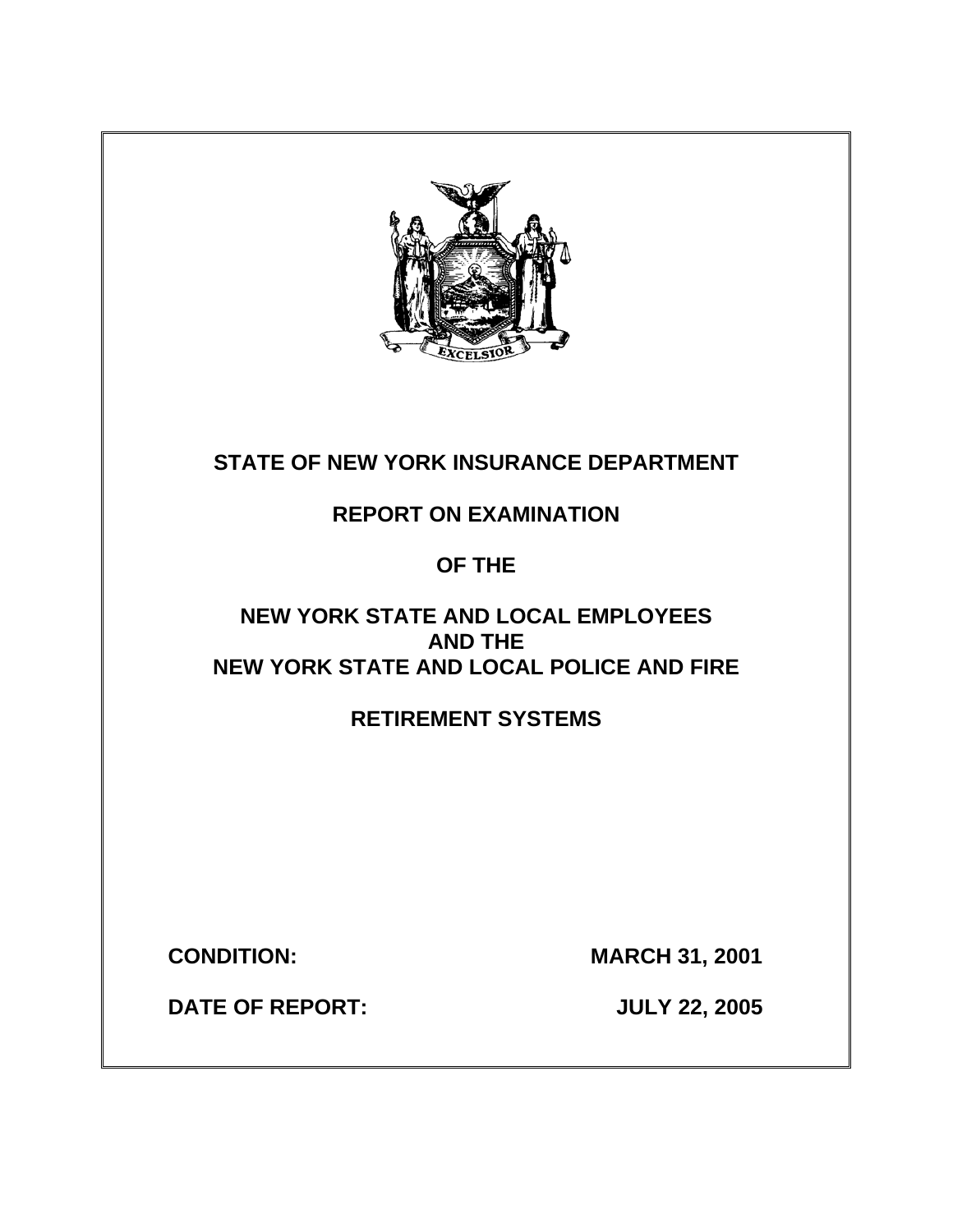EXCELSIOR

# STATE OF NEW YORK INSURANCE DEPARTMENT

## REPORT ON EXAMINATION

## OF THE

## NEW YORK STATE AND LOCAL EMPLOYEES AND THE NEW YORK STATE AND LOCAL POLICE AND FIRE

## RETIREMENT SYSTEMS

**CONDITION:** **MARCH 31, 2001**

**DATE OF REPORT:** **JULY 22, 2005**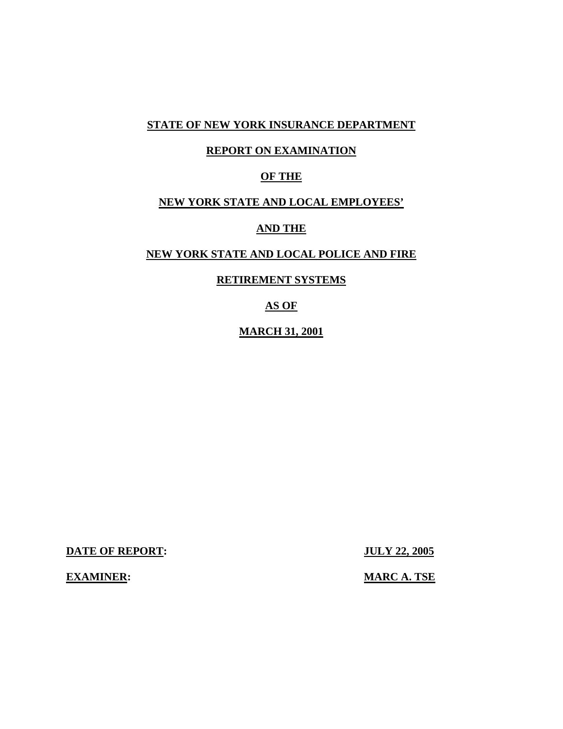**STATE OF NEW YORK INSURANCE DEPARTMENT**

**REPORT ON EXAMINATION**

**OF THE**

**NEW YORK STATE AND LOCAL EMPLOYEES'**

**AND THE**

**NEW YORK STATE AND LOCAL POLICE AND FIRE**

**RETIREMENT SYSTEMS**

**AS OF**

**MARCH 31, 2001**

**DATE OF REPORT:** **JULY 22, 2005**

**EXAMINER:** **MARC A. TSE**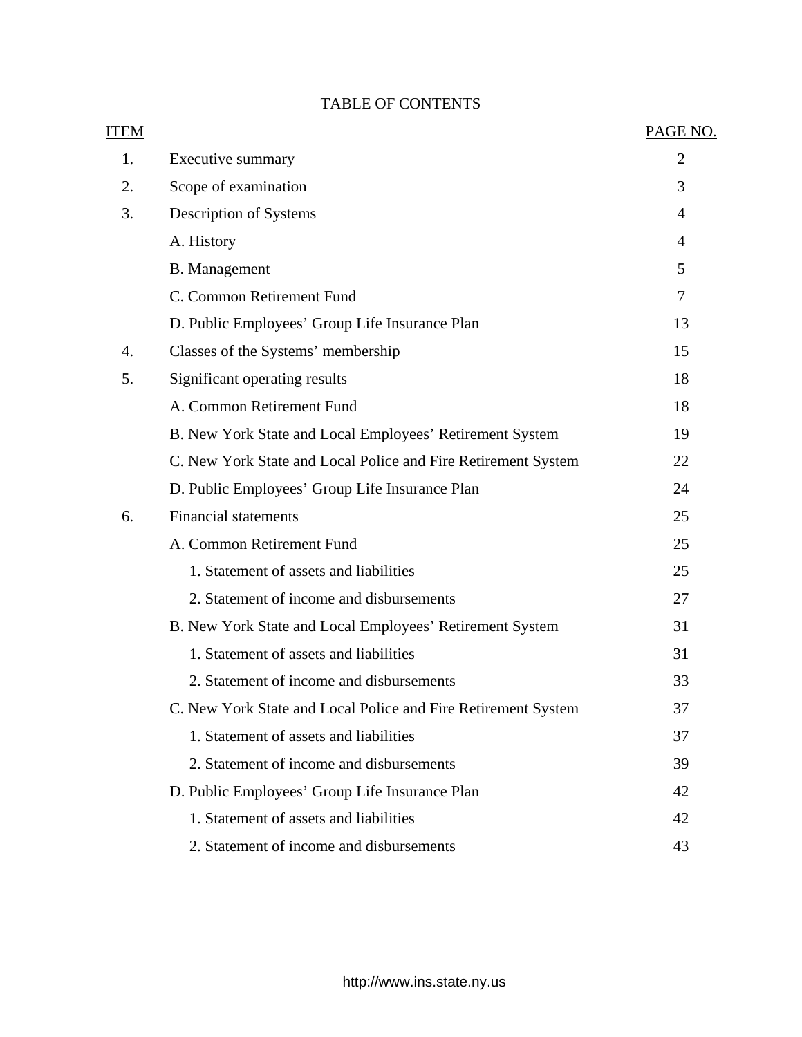# TABLE OF CONTENTS

| ITEM | | PAGE NO. |
|---|---|---|
| 1. | Executive summary | 2 |
| 2. | Scope of examination | 3 |
| 3. | Description of Systems | 4 |
| | A. History | 4 |
| | B. Management | 5 |
| | C. Common Retirement Fund | 7 |
| | D. Public Employees' Group Life Insurance Plan | 13 |
| 4. | Classes of the Systems' membership | 15 |
| 5. | Significant operating results | 18 |
| | A. Common Retirement Fund | 18 |
| | B. New York State and Local Employees' Retirement System | 19 |
| | C. New York State and Local Police and Fire Retirement System | 22 |
| | D. Public Employees' Group Life Insurance Plan | 24 |
| 6. | Financial statements | 25 |
| | A. Common Retirement Fund | 25 |
| | 1. Statement of assets and liabilities | 25 |
| | 2. Statement of income and disbursements | 27 |
| | B. New York State and Local Employees' Retirement System | 31 |
| | 1. Statement of assets and liabilities | 31 |
| | 2. Statement of income and disbursements | 33 |
| | C. New York State and Local Police and Fire Retirement System | 37 |
| | 1. Statement of assets and liabilities | 37 |
| | 2. Statement of income and disbursements | 39 |
| | D. Public Employees' Group Life Insurance Plan | 42 |
| | 1. Statement of assets and liabilities | 42 |
| | 2. Statement of income and disbursements | 43 |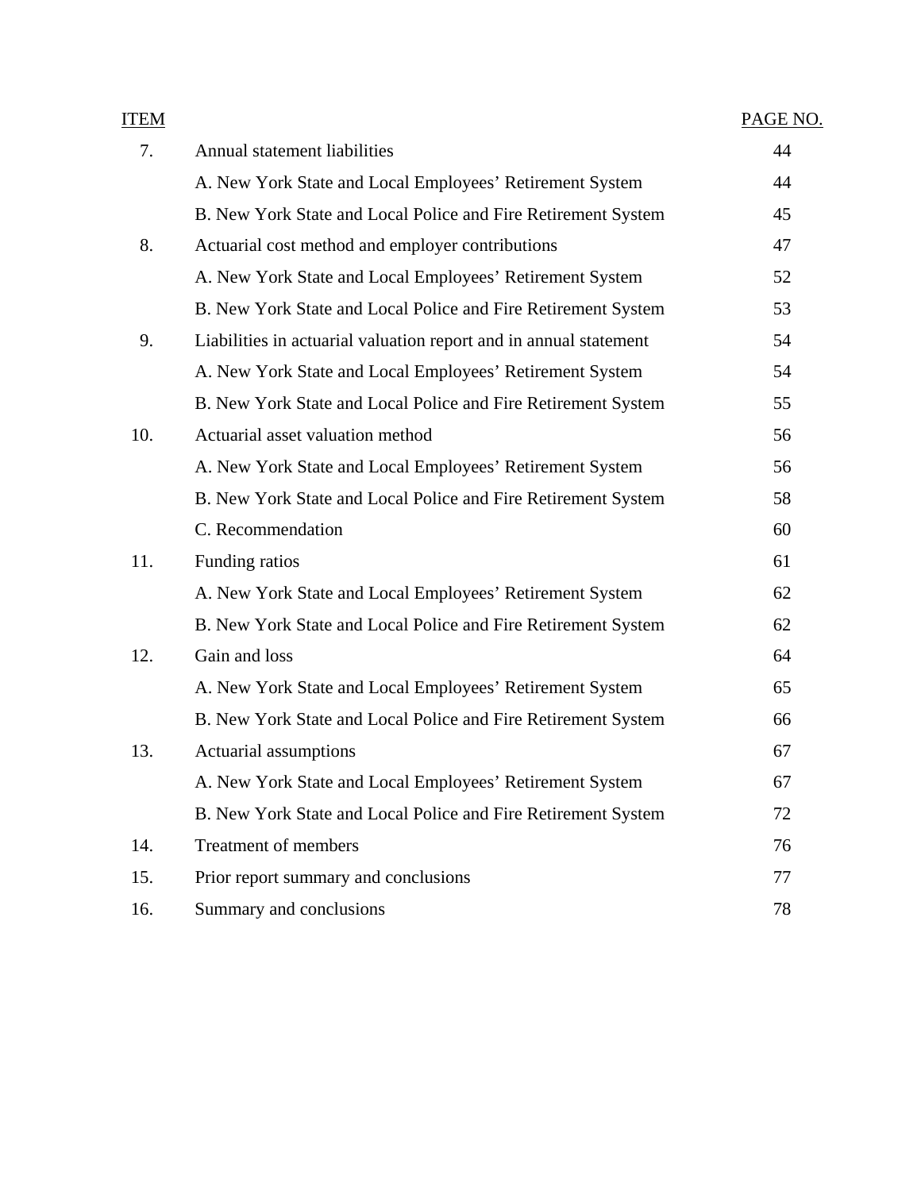| ITEM | | PAGE NO. |
|---|---|---|
| 7. | Annual statement liabilities | 44 |
| | A. New York State and Local Employees' Retirement System | 44 |
| | B. New York State and Local Police and Fire Retirement System | 45 |
| 8. | Actuarial cost method and employer contributions | 47 |
| | A. New York State and Local Employees' Retirement System | 52 |
| | B. New York State and Local Police and Fire Retirement System | 53 |
| 9. | Liabilities in actuarial valuation report and in annual statement | 54 |
| | A. New York State and Local Employees' Retirement System | 54 |
| | B. New York State and Local Police and Fire Retirement System | 55 |
| 10. | Actuarial asset valuation method | 56 |
| | A. New York State and Local Employees' Retirement System | 56 |
| | B. New York State and Local Police and Fire Retirement System | 58 |
| | C. Recommendation | 60 |
| 11. | Funding ratios | 61 |
| | A. New York State and Local Employees' Retirement System | 62 |
| | B. New York State and Local Police and Fire Retirement System | 62 |
| 12. | Gain and loss | 64 |
| | A. New York State and Local Employees' Retirement System | 65 |
| | B. New York State and Local Police and Fire Retirement System | 66 |
| 13. | Actuarial assumptions | 67 |
| | A. New York State and Local Employees' Retirement System | 67 |
| | B. New York State and Local Police and Fire Retirement System | 72 |
| 14. | Treatment of members | 76 |
| 15. | Prior report summary and conclusions | 77 |
| 16. | Summary and conclusions | 78 |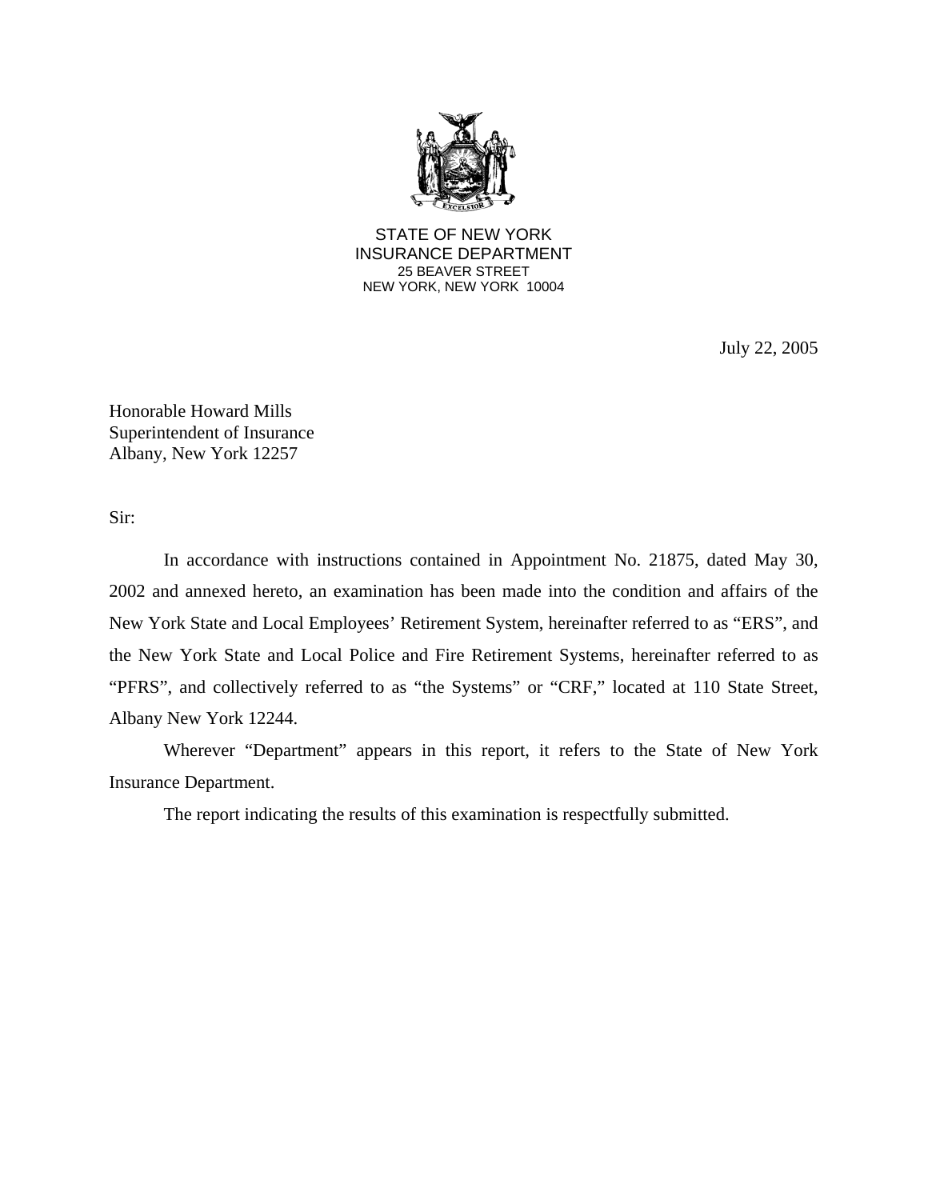STATE OF NEW YORK
INSURANCE DEPARTMENT
25 BEAVER STREET
NEW YORK, NEW YORK 10004

July 22, 2005

Honorable Howard Mills
Superintendent of Insurance
Albany, New York 12257

Sir:

In accordance with instructions contained in Appointment No. 21875, dated May 30, 2002 and annexed hereto, an examination has been made into the condition and affairs of the New York State and Local Employees' Retirement System, hereinafter referred to as "ERS", and the New York State and Local Police and Fire Retirement Systems, hereinafter referred to as "PFRS", and collectively referred to as "the Systems" or "CRF," located at 110 State Street, Albany New York 12244.

Wherever "Department" appears in this report, it refers to the State of New York Insurance Department.

The report indicating the results of this examination is respectfully submitted.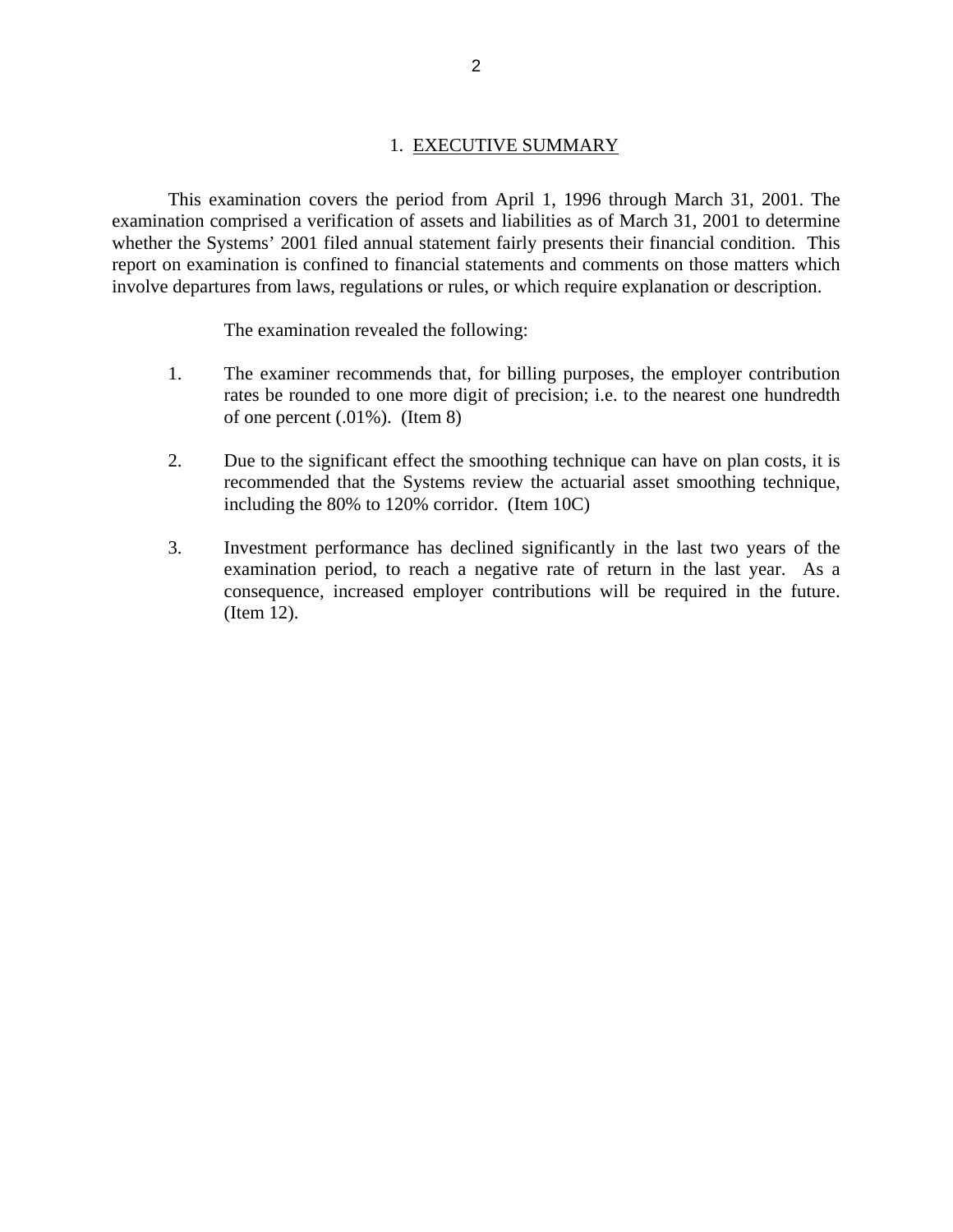## 1. EXECUTIVE SUMMARY

This examination covers the period from April 1, 1996 through March 31, 2001. The examination comprised a verification of assets and liabilities as of March 31, 2001 to determine whether the Systems' 2001 filed annual statement fairly presents their financial condition. This report on examination is confined to financial statements and comments on those matters which involve departures from laws, regulations or rules, or which require explanation or description.

The examination revealed the following:

1. The examiner recommends that, for billing purposes, the employer contribution rates be rounded to one more digit of precision; i.e. to the nearest one hundredth of one percent (.01%). (Item 8)

2. Due to the significant effect the smoothing technique can have on plan costs, it is recommended that the Systems review the actuarial asset smoothing technique, including the 80% to 120% corridor. (Item 10C)

3. Investment performance has declined significantly in the last two years of the examination period, to reach a negative rate of return in the last year. As a consequence, increased employer contributions will be required in the future. (Item 12).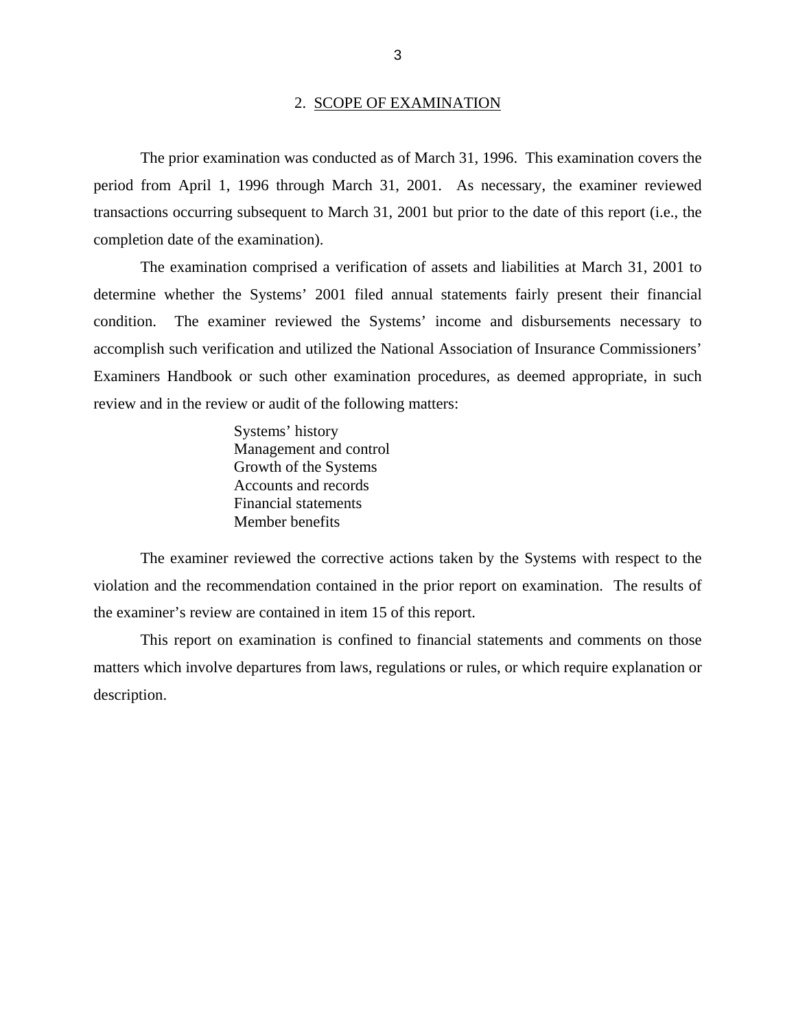## 2. SCOPE OF EXAMINATION

The prior examination was conducted as of March 31, 1996. This examination covers the period from April 1, 1996 through March 31, 2001. As necessary, the examiner reviewed transactions occurring subsequent to March 31, 2001 but prior to the date of this report (i.e., the completion date of the examination).

The examination comprised a verification of assets and liabilities at March 31, 2001 to determine whether the Systems' 2001 filed annual statements fairly present their financial condition. The examiner reviewed the Systems' income and disbursements necessary to accomplish such verification and utilized the National Association of Insurance Commissioners' Examiners Handbook or such other examination procedures, as deemed appropriate, in such review and in the review or audit of the following matters:

- Systems' history
- Management and control
- Growth of the Systems
- Accounts and records
- Financial statements
- Member benefits

The examiner reviewed the corrective actions taken by the Systems with respect to the violation and the recommendation contained in the prior report on examination. The results of the examiner's review are contained in item 15 of this report.

This report on examination is confined to financial statements and comments on those matters which involve departures from laws, regulations or rules, or which require explanation or description.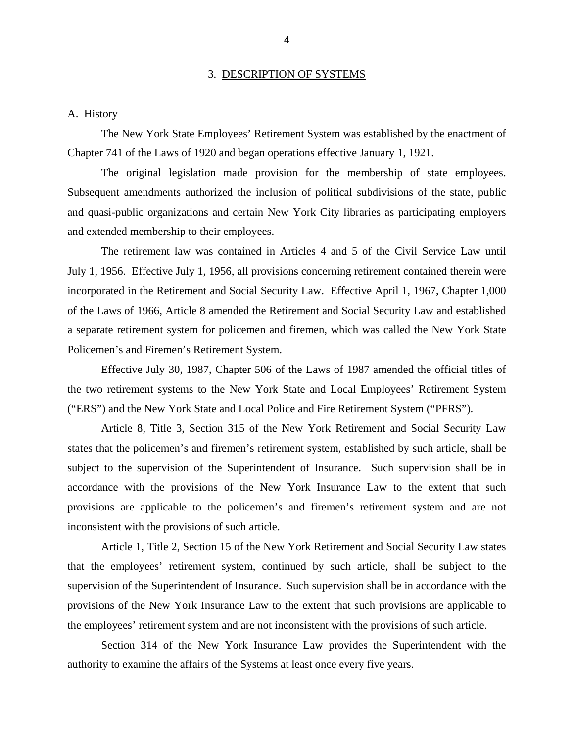## 3. DESCRIPTION OF SYSTEMS

### A. History

The New York State Employees' Retirement System was established by the enactment of Chapter 741 of the Laws of 1920 and began operations effective January 1, 1921.

The original legislation made provision for the membership of state employees. Subsequent amendments authorized the inclusion of political subdivisions of the state, public and quasi-public organizations and certain New York City libraries as participating employers and extended membership to their employees.

The retirement law was contained in Articles 4 and 5 of the Civil Service Law until July 1, 1956. Effective July 1, 1956, all provisions concerning retirement contained therein were incorporated in the Retirement and Social Security Law. Effective April 1, 1967, Chapter 1,000 of the Laws of 1966, Article 8 amended the Retirement and Social Security Law and established a separate retirement system for policemen and firemen, which was called the New York State Policemen's and Firemen's Retirement System.

Effective July 30, 1987, Chapter 506 of the Laws of 1987 amended the official titles of the two retirement systems to the New York State and Local Employees' Retirement System ("ERS") and the New York State and Local Police and Fire Retirement System ("PFRS").

Article 8, Title 3, Section 315 of the New York Retirement and Social Security Law states that the policemen's and firemen's retirement system, established by such article, shall be subject to the supervision of the Superintendent of Insurance. Such supervision shall be in accordance with the provisions of the New York Insurance Law to the extent that such provisions are applicable to the policemen's and firemen's retirement system and are not inconsistent with the provisions of such article.

Article 1, Title 2, Section 15 of the New York Retirement and Social Security Law states that the employees' retirement system, continued by such article, shall be subject to the supervision of the Superintendent of Insurance. Such supervision shall be in accordance with the provisions of the New York Insurance Law to the extent that such provisions are applicable to the employees' retirement system and are not inconsistent with the provisions of such article.

Section 314 of the New York Insurance Law provides the Superintendent with the authority to examine the affairs of the Systems at least once every five years.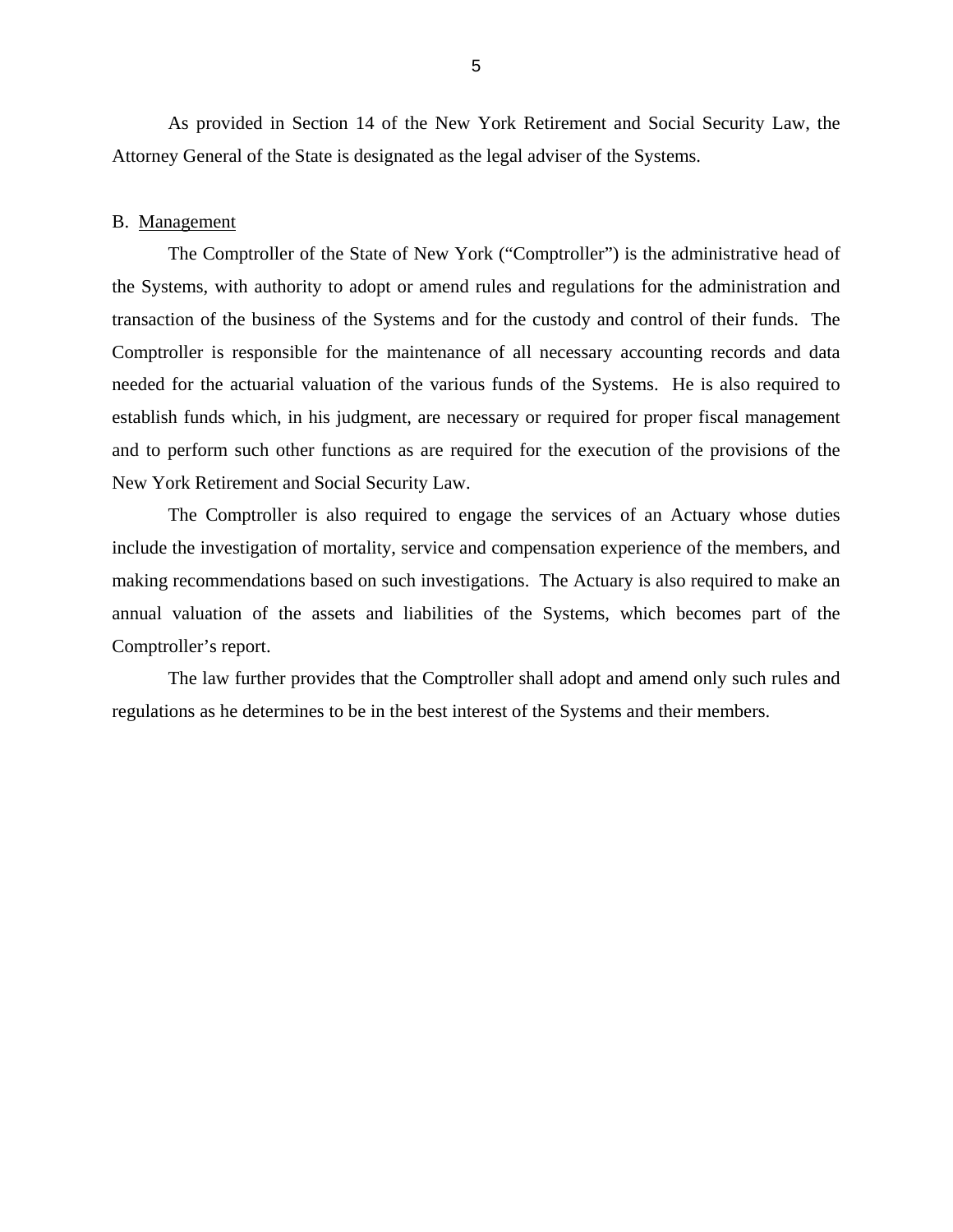As provided in Section 14 of the New York Retirement and Social Security Law, the Attorney General of the State is designated as the legal adviser of the Systems.

B. Management

The Comptroller of the State of New York ("Comptroller") is the administrative head of the Systems, with authority to adopt or amend rules and regulations for the administration and transaction of the business of the Systems and for the custody and control of their funds. The Comptroller is responsible for the maintenance of all necessary accounting records and data needed for the actuarial valuation of the various funds of the Systems. He is also required to establish funds which, in his judgment, are necessary or required for proper fiscal management and to perform such other functions as are required for the execution of the provisions of the New York Retirement and Social Security Law.

The Comptroller is also required to engage the services of an Actuary whose duties include the investigation of mortality, service and compensation experience of the members, and making recommendations based on such investigations. The Actuary is also required to make an annual valuation of the assets and liabilities of the Systems, which becomes part of the Comptroller's report.

The law further provides that the Comptroller shall adopt and amend only such rules and regulations as he determines to be in the best interest of the Systems and their members.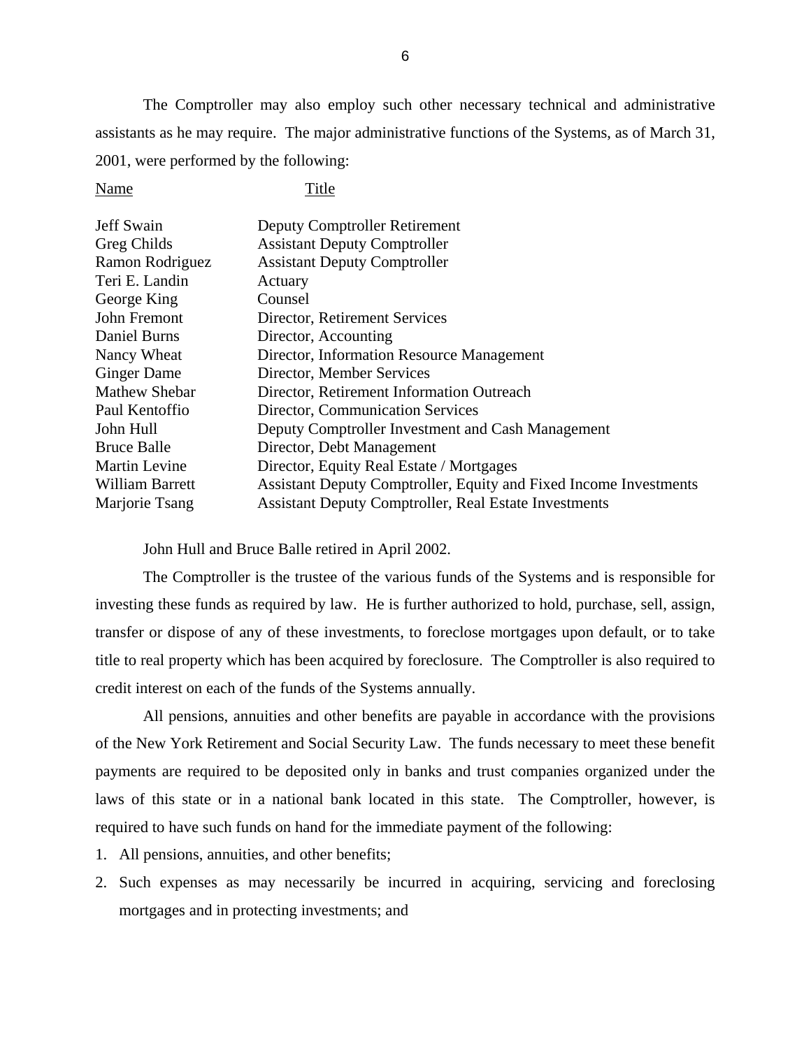The Comptroller may also employ such other necessary technical and administrative assistants as he may require. The major administrative functions of the Systems, as of March 31, 2001, were performed by the following:

| Name | Title |
|---|---|
| Jeff Swain | Deputy Comptroller Retirement |
| Greg Childs | Assistant Deputy Comptroller |
| Ramon Rodriguez | Assistant Deputy Comptroller |
| Teri E. Landin | Actuary |
| George King | Counsel |
| John Fremont | Director, Retirement Services |
| Daniel Burns | Director, Accounting |
| Nancy Wheat | Director, Information Resource Management |
| Ginger Dame | Director, Member Services |
| Mathew Shebar | Director, Retirement Information Outreach |
| Paul Kentoffio | Director, Communication Services |
| John Hull | Deputy Comptroller Investment and Cash Management |
| Bruce Balle | Director, Debt Management |
| Martin Levine | Director, Equity Real Estate / Mortgages |
| William Barrett | Assistant Deputy Comptroller, Equity and Fixed Income Investments |
| Marjorie Tsang | Assistant Deputy Comptroller, Real Estate Investments |

John Hull and Bruce Balle retired in April 2002.

The Comptroller is the trustee of the various funds of the Systems and is responsible for investing these funds as required by law. He is further authorized to hold, purchase, sell, assign, transfer or dispose of any of these investments, to foreclose mortgages upon default, or to take title to real property which has been acquired by foreclosure. The Comptroller is also required to credit interest on each of the funds of the Systems annually.

All pensions, annuities and other benefits are payable in accordance with the provisions of the New York Retirement and Social Security Law. The funds necessary to meet these benefit payments are required to be deposited only in banks and trust companies organized under the laws of this state or in a national bank located in this state. The Comptroller, however, is required to have such funds on hand for the immediate payment of the following:

1. All pensions, annuities, and other benefits;
2. Such expenses as may necessarily be incurred in acquiring, servicing and foreclosing mortgages and in protecting investments; and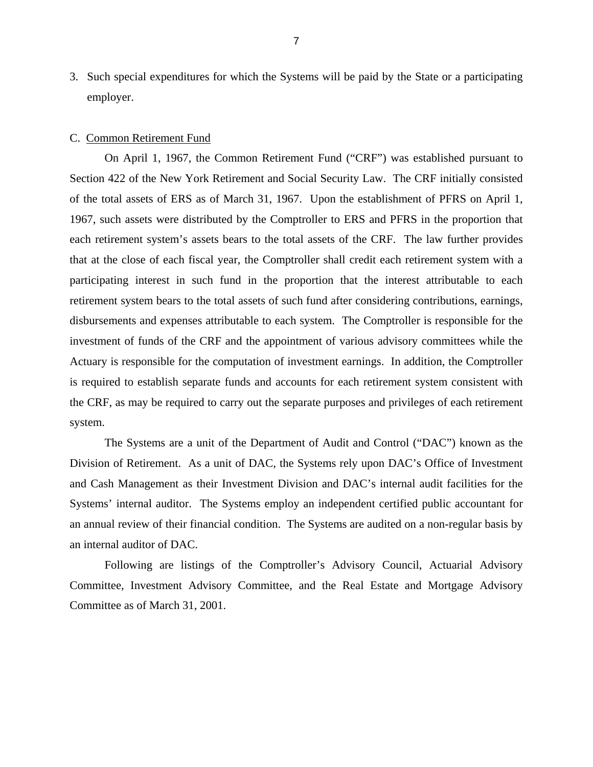3. Such special expenditures for which the Systems will be paid by the State or a participating employer.

C. Common Retirement Fund

On April 1, 1967, the Common Retirement Fund ("CRF") was established pursuant to Section 422 of the New York Retirement and Social Security Law. The CRF initially consisted of the total assets of ERS as of March 31, 1967. Upon the establishment of PFRS on April 1, 1967, such assets were distributed by the Comptroller to ERS and PFRS in the proportion that each retirement system's assets bears to the total assets of the CRF. The law further provides that at the close of each fiscal year, the Comptroller shall credit each retirement system with a participating interest in such fund in the proportion that the interest attributable to each retirement system bears to the total assets of such fund after considering contributions, earnings, disbursements and expenses attributable to each system. The Comptroller is responsible for the investment of funds of the CRF and the appointment of various advisory committees while the Actuary is responsible for the computation of investment earnings. In addition, the Comptroller is required to establish separate funds and accounts for each retirement system consistent with the CRF, as may be required to carry out the separate purposes and privileges of each retirement system.

The Systems are a unit of the Department of Audit and Control ("DAC") known as the Division of Retirement. As a unit of DAC, the Systems rely upon DAC's Office of Investment and Cash Management as their Investment Division and DAC's internal audit facilities for the Systems' internal auditor. The Systems employ an independent certified public accountant for an annual review of their financial condition. The Systems are audited on a non-regular basis by an internal auditor of DAC.

Following are listings of the Comptroller's Advisory Council, Actuarial Advisory Committee, Investment Advisory Committee, and the Real Estate and Mortgage Advisory Committee as of March 31, 2001.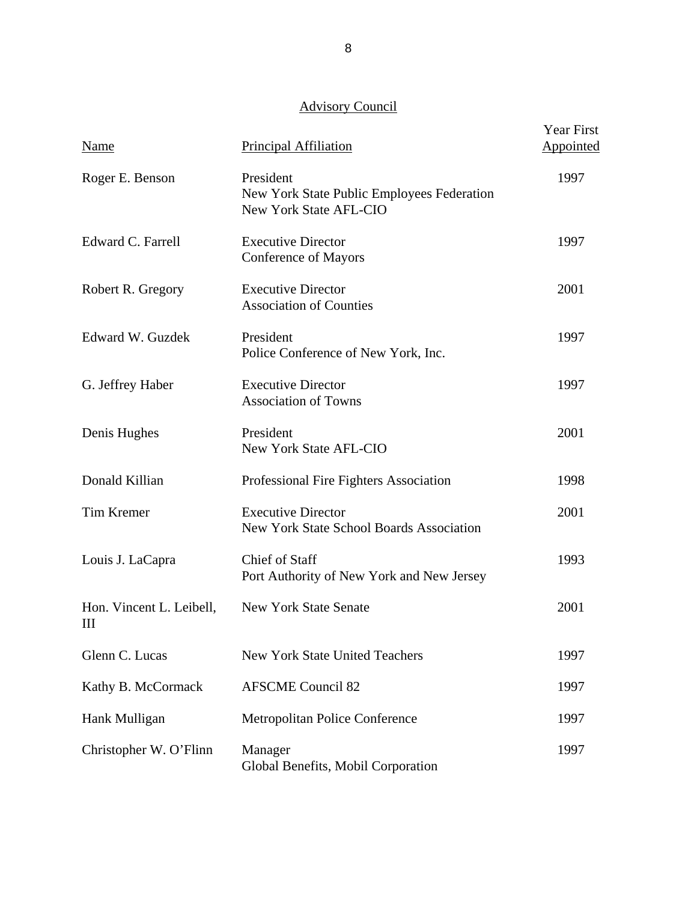## Advisory Council

| Name | Principal Affiliation | Year First Appointed |
|---|---|---|
| Roger E. Benson | President<br>New York State Public Employees Federation<br>New York State AFL-CIO | 1997 |
| Edward C. Farrell | Executive Director<br>Conference of Mayors | 1997 |
| Robert R. Gregory | Executive Director<br>Association of Counties | 2001 |
| Edward W. Guzdek | President<br>Police Conference of New York, Inc. | 1997 |
| G. Jeffrey Haber | Executive Director<br>Association of Towns | 1997 |
| Denis Hughes | President<br>New York State AFL-CIO | 2001 |
| Donald Killian | Professional Fire Fighters Association | 1998 |
| Tim Kremer | Executive Director<br>New York State School Boards Association | 2001 |
| Louis J. LaCapra | Chief of Staff<br>Port Authority of New York and New Jersey | 1993 |
| Hon. Vincent L. Leibell, III | New York State Senate | 2001 |
| Glenn C. Lucas | New York State United Teachers | 1997 |
| Kathy B. McCormack | AFSCME Council 82 | 1997 |
| Hank Mulligan | Metropolitan Police Conference | 1997 |
| Christopher W. O'Flinn | Manager<br>Global Benefits, Mobil Corporation | 1997 |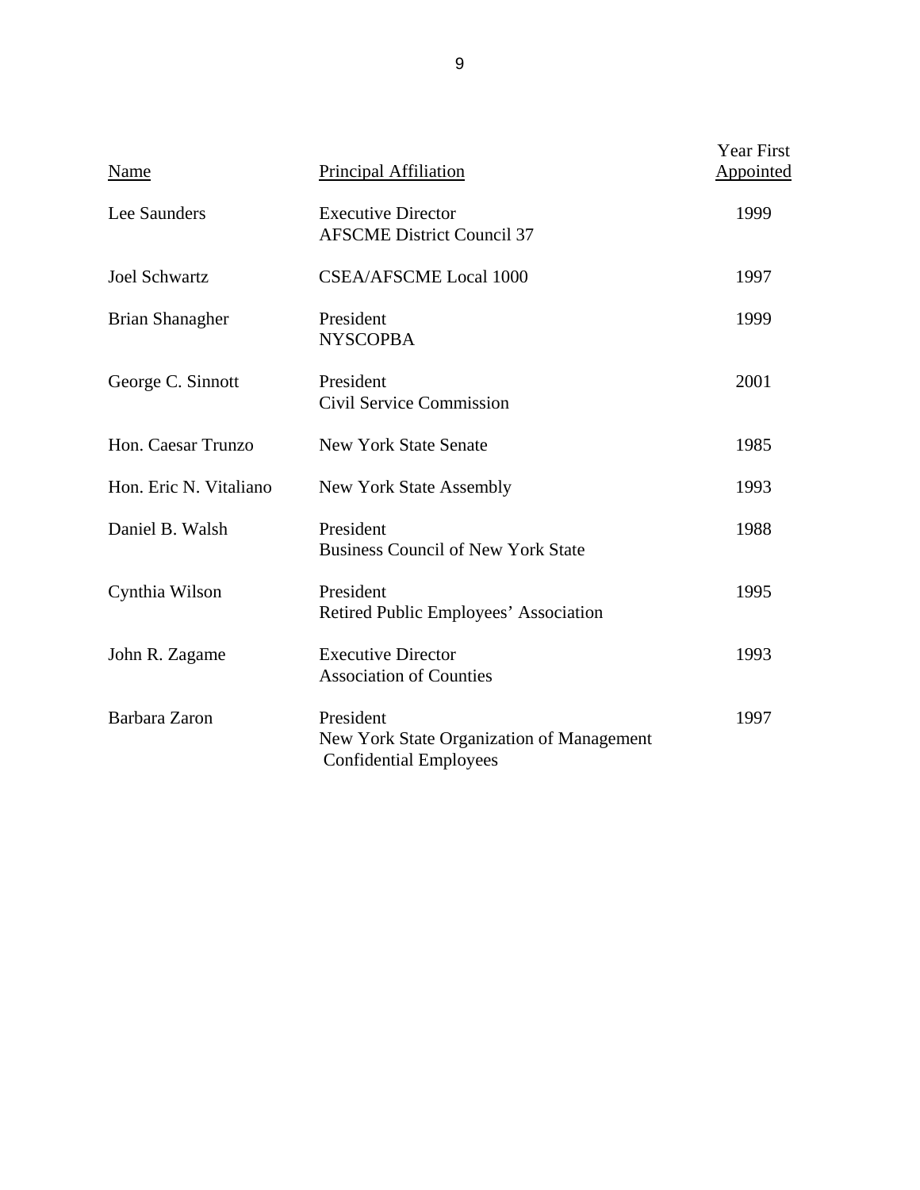| Name | Principal Affiliation | Year First Appointed |
|---|---|---|
| Lee Saunders | Executive Director<br>AFSCME District Council 37 | 1999 |
| Joel Schwartz | CSEA/AFSCME Local 1000 | 1997 |
| Brian Shanagher | President<br>NYSCOPBA | 1999 |
| George C. Sinnott | President<br>Civil Service Commission | 2001 |
| Hon. Caesar Trunzo | New York State Senate | 1985 |
| Hon. Eric N. Vitaliano | New York State Assembly | 1993 |
| Daniel B. Walsh | President<br>Business Council of New York State | 1988 |
| Cynthia Wilson | President<br>Retired Public Employees' Association | 1995 |
| John R. Zagame | Executive Director<br>Association of Counties | 1993 |
| Barbara Zaron | President<br>New York State Organization of Management Confidential Employees | 1997 |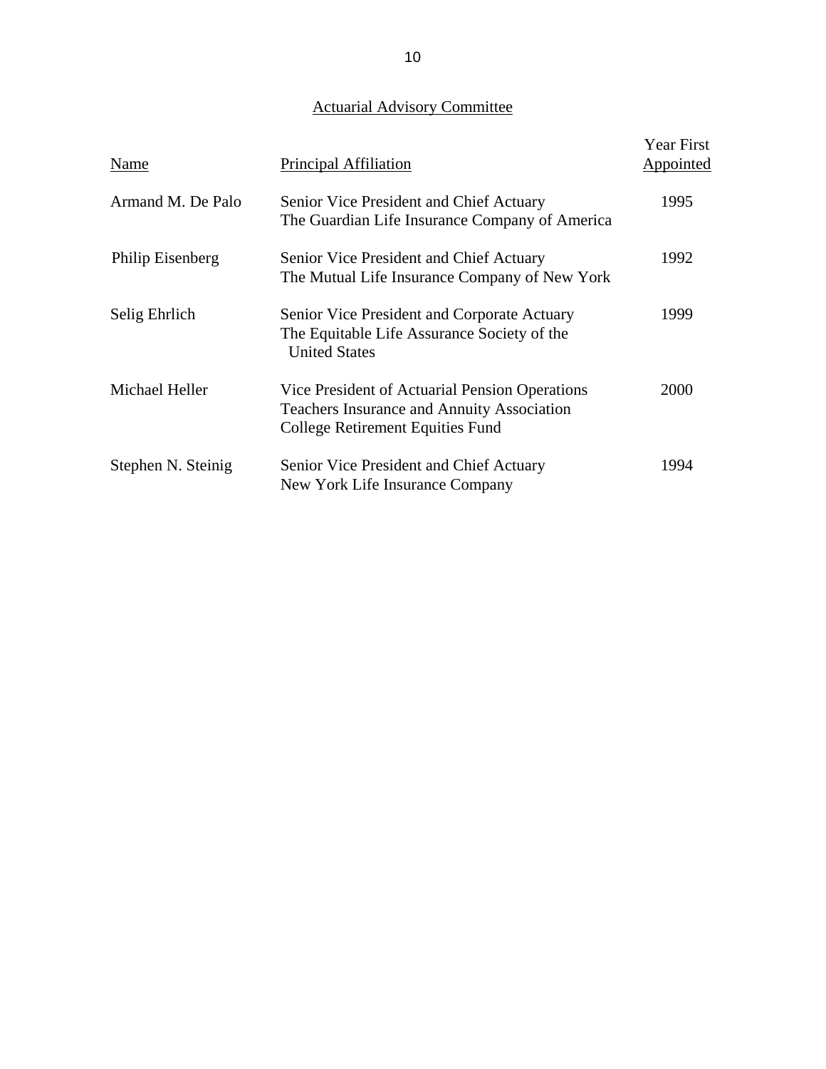## Actuarial Advisory Committee

| Name | Principal Affiliation | Year First Appointed |
|---|---|---|
| Armand M. De Palo | Senior Vice President and Chief Actuary<br>The Guardian Life Insurance Company of America | 1995 |
| Philip Eisenberg | Senior Vice President and Chief Actuary<br>The Mutual Life Insurance Company of New York | 1992 |
| Selig Ehrlich | Senior Vice President and Corporate Actuary<br>The Equitable Life Assurance Society of the United States | 1999 |
| Michael Heller | Vice President of Actuarial Pension Operations<br>Teachers Insurance and Annuity Association<br>College Retirement Equities Fund | 2000 |
| Stephen N. Steinig | Senior Vice President and Chief Actuary<br>New York Life Insurance Company | 1994 |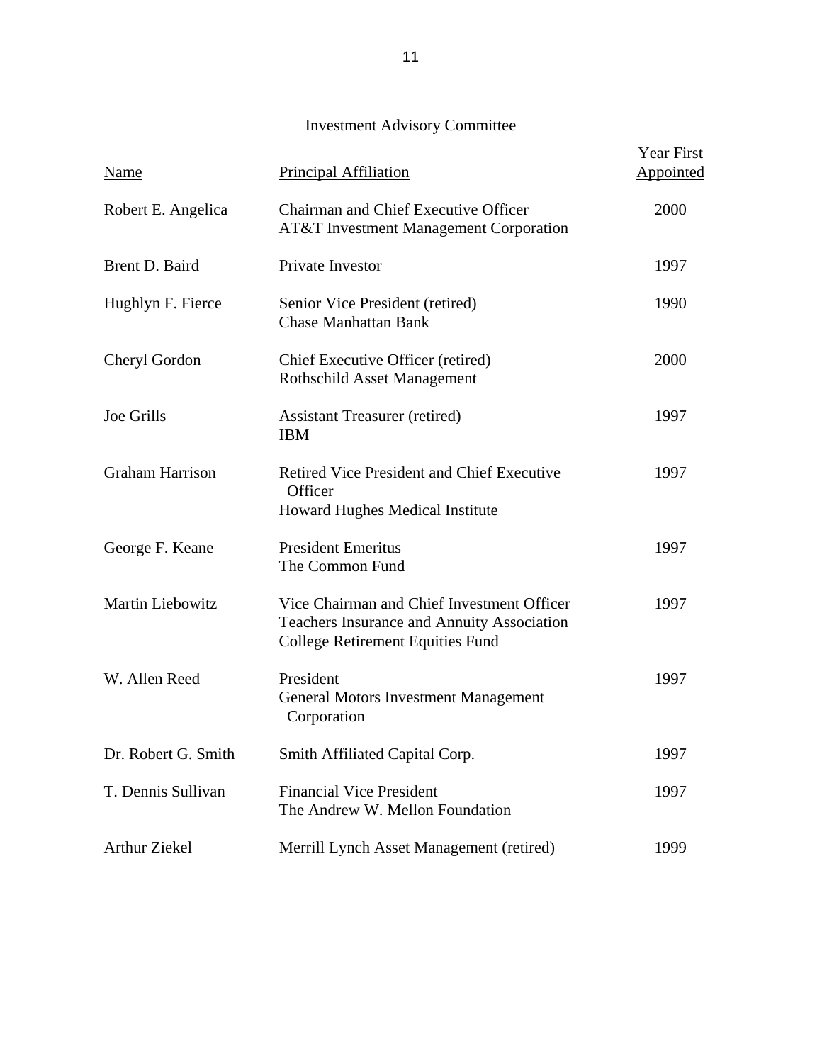## Investment Advisory Committee

| Name | Principal Affiliation | Year First Appointed |
|---|---|---|
| Robert E. Angelica | Chairman and Chief Executive Officer AT&T Investment Management Corporation | 2000 |
| Brent D. Baird | Private Investor | 1997 |
| Hughlyn F. Fierce | Senior Vice President (retired) Chase Manhattan Bank | 1990 |
| Cheryl Gordon | Chief Executive Officer (retired) Rothschild Asset Management | 2000 |
| Joe Grills | Assistant Treasurer (retired) IBM | 1997 |
| Graham Harrison | Retired Vice President and Chief Executive Officer Howard Hughes Medical Institute | 1997 |
| George F. Keane | President Emeritus The Common Fund | 1997 |
| Martin Liebowitz | Vice Chairman and Chief Investment Officer Teachers Insurance and Annuity Association College Retirement Equities Fund | 1997 |
| W. Allen Reed | President General Motors Investment Management Corporation | 1997 |
| Dr. Robert G. Smith | Smith Affiliated Capital Corp. | 1997 |
| T. Dennis Sullivan | Financial Vice President The Andrew W. Mellon Foundation | 1997 |
| Arthur Ziekel | Merrill Lynch Asset Management (retired) | 1999 |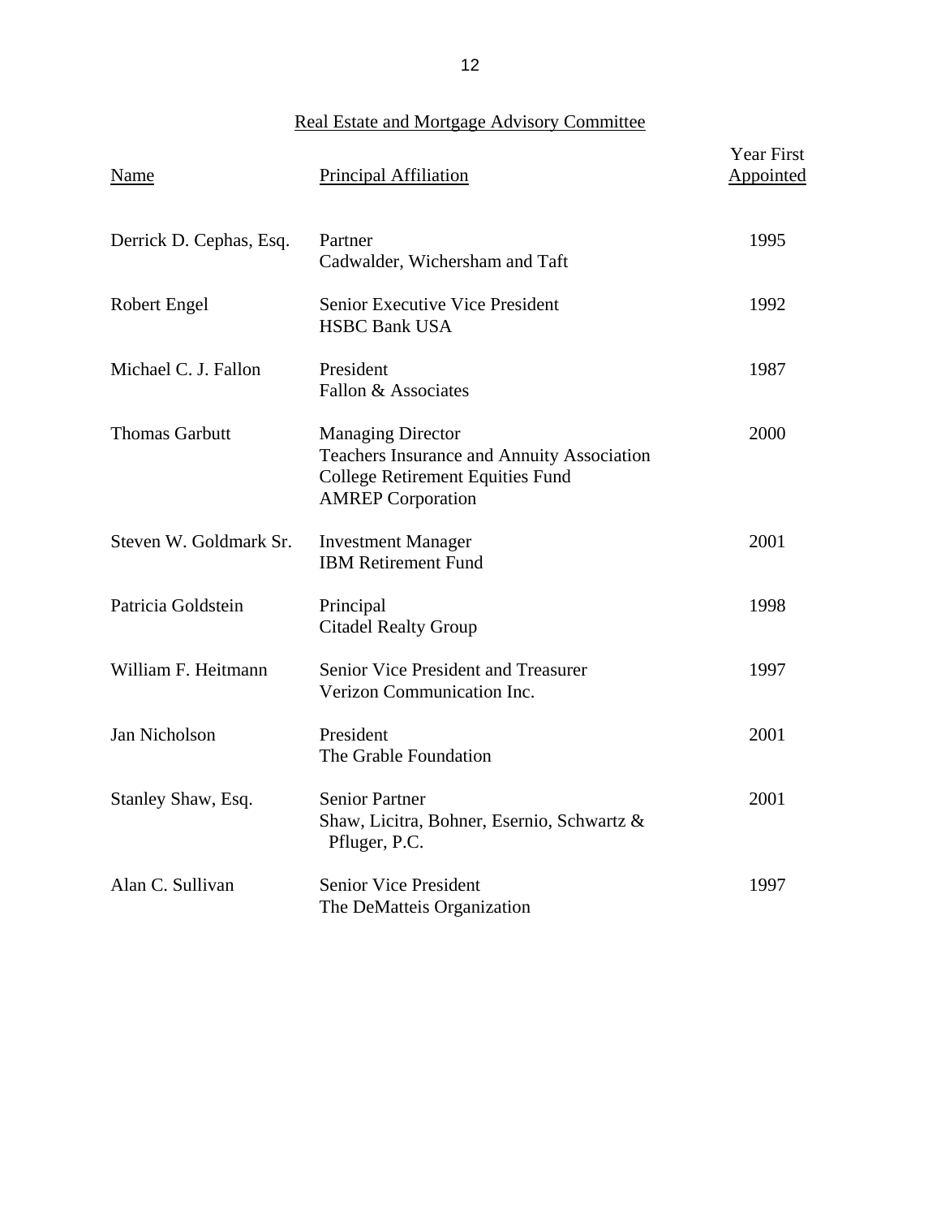## Real Estate and Mortgage Advisory Committee

| Name | Principal Affiliation | Year First Appointed |
|---|---|---|
| Derrick D. Cephas, Esq. | Partner<br>Cadwalder, Wichersham and Taft | 1995 |
| Robert Engel | Senior Executive Vice President<br>HSBC Bank USA | 1992 |
| Michael C. J. Fallon | President<br>Fallon & Associates | 1987 |
| Thomas Garbutt | Managing Director<br>Teachers Insurance and Annuity Association<br>College Retirement Equities Fund<br>AMREP Corporation | 2000 |
| Steven W. Goldmark Sr. | Investment Manager<br>IBM Retirement Fund | 2001 |
| Patricia Goldstein | Principal<br>Citadel Realty Group | 1998 |
| William F. Heitmann | Senior Vice President and Treasurer<br>Verizon Communication Inc. | 1997 |
| Jan Nicholson | President<br>The Grable Foundation | 2001 |
| Stanley Shaw, Esq. | Senior Partner<br>Shaw, Licitra, Bohner, Esernio, Schwartz & Pfluger, P.C. | 2001 |
| Alan C. Sullivan | Senior Vice President<br>The DeMatteis Organization | 1997 |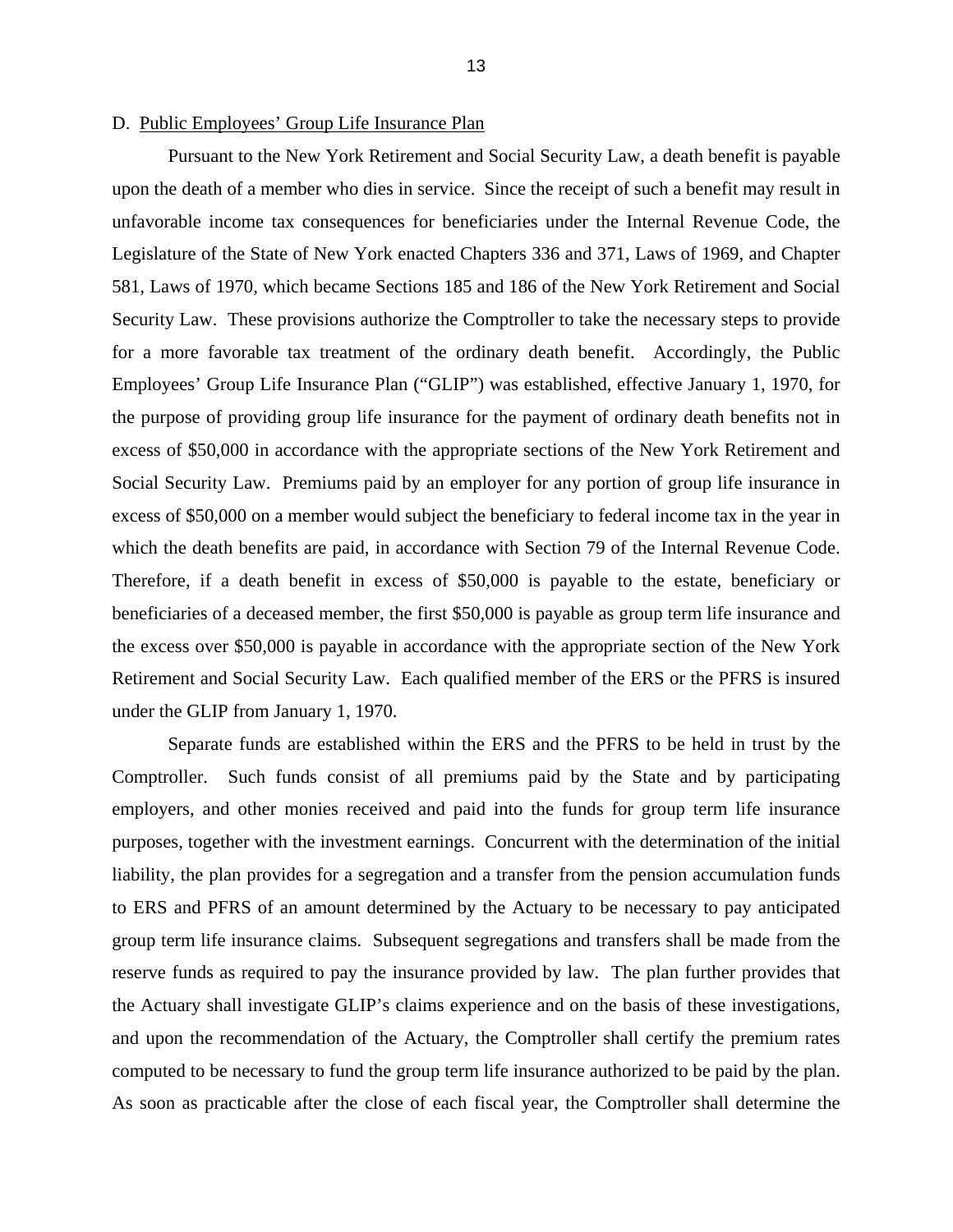D. Public Employees' Group Life Insurance Plan

Pursuant to the New York Retirement and Social Security Law, a death benefit is payable upon the death of a member who dies in service. Since the receipt of such a benefit may result in unfavorable income tax consequences for beneficiaries under the Internal Revenue Code, the Legislature of the State of New York enacted Chapters 336 and 371, Laws of 1969, and Chapter 581, Laws of 1970, which became Sections 185 and 186 of the New York Retirement and Social Security Law. These provisions authorize the Comptroller to take the necessary steps to provide for a more favorable tax treatment of the ordinary death benefit. Accordingly, the Public Employees' Group Life Insurance Plan ("GLIP") was established, effective January 1, 1970, for the purpose of providing group life insurance for the payment of ordinary death benefits not in excess of $50,000 in accordance with the appropriate sections of the New York Retirement and Social Security Law. Premiums paid by an employer for any portion of group life insurance in excess of $50,000 on a member would subject the beneficiary to federal income tax in the year in which the death benefits are paid, in accordance with Section 79 of the Internal Revenue Code. Therefore, if a death benefit in excess of $50,000 is payable to the estate, beneficiary or beneficiaries of a deceased member, the first $50,000 is payable as group term life insurance and the excess over $50,000 is payable in accordance with the appropriate section of the New York Retirement and Social Security Law. Each qualified member of the ERS or the PFRS is insured under the GLIP from January 1, 1970.

Separate funds are established within the ERS and the PFRS to be held in trust by the Comptroller. Such funds consist of all premiums paid by the State and by participating employers, and other monies received and paid into the funds for group term life insurance purposes, together with the investment earnings. Concurrent with the determination of the initial liability, the plan provides for a segregation and a transfer from the pension accumulation funds to ERS and PFRS of an amount determined by the Actuary to be necessary to pay anticipated group term life insurance claims. Subsequent segregations and transfers shall be made from the reserve funds as required to pay the insurance provided by law. The plan further provides that the Actuary shall investigate GLIP's claims experience and on the basis of these investigations, and upon the recommendation of the Actuary, the Comptroller shall certify the premium rates computed to be necessary to fund the group term life insurance authorized to be paid by the plan. As soon as practicable after the close of each fiscal year, the Comptroller shall determine the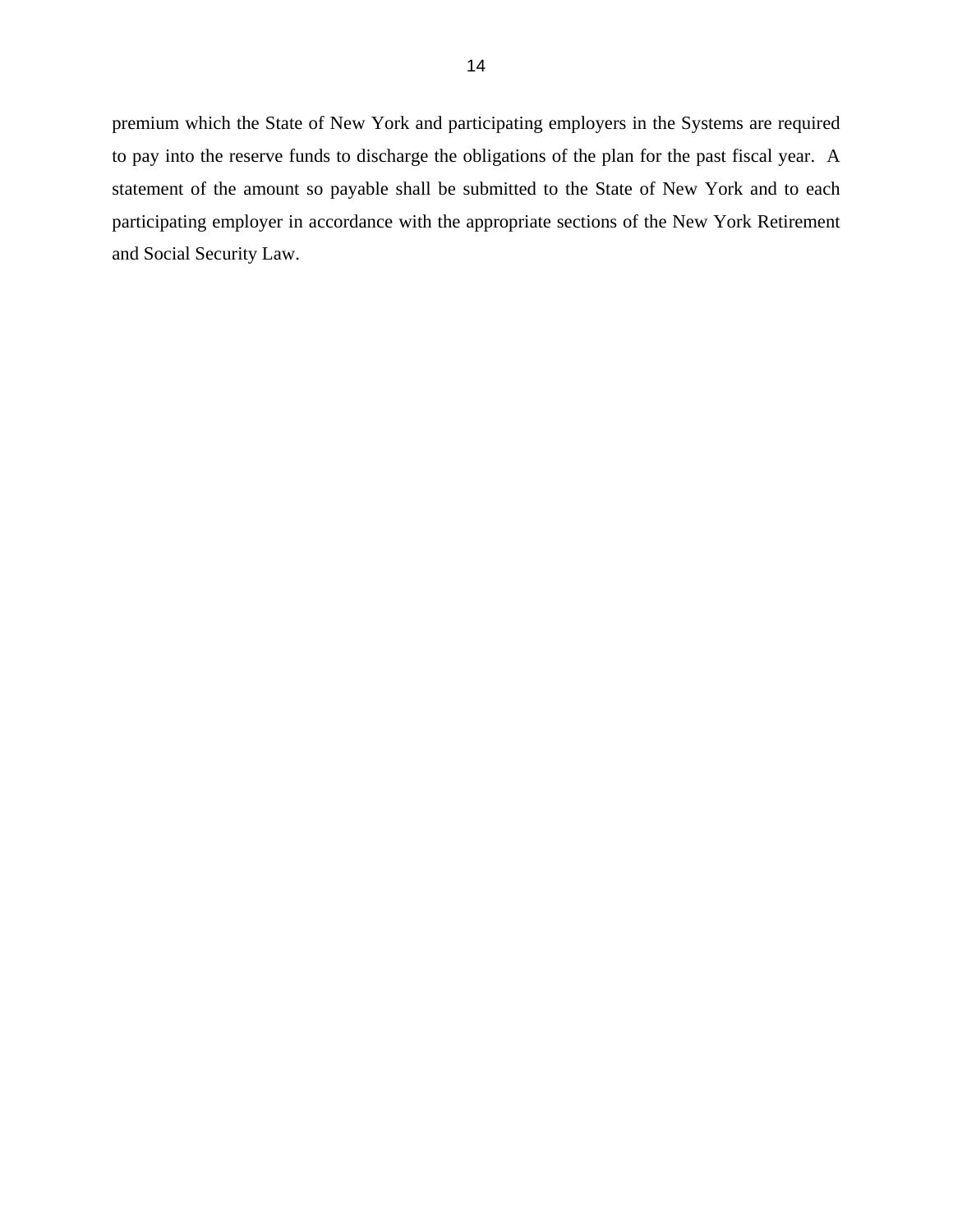premium which the State of New York and participating employers in the Systems are required to pay into the reserve funds to discharge the obligations of the plan for the past fiscal year.  A statement of the amount so payable shall be submitted to the State of New York and to each participating employer in accordance with the appropriate sections of the New York Retirement and Social Security Law.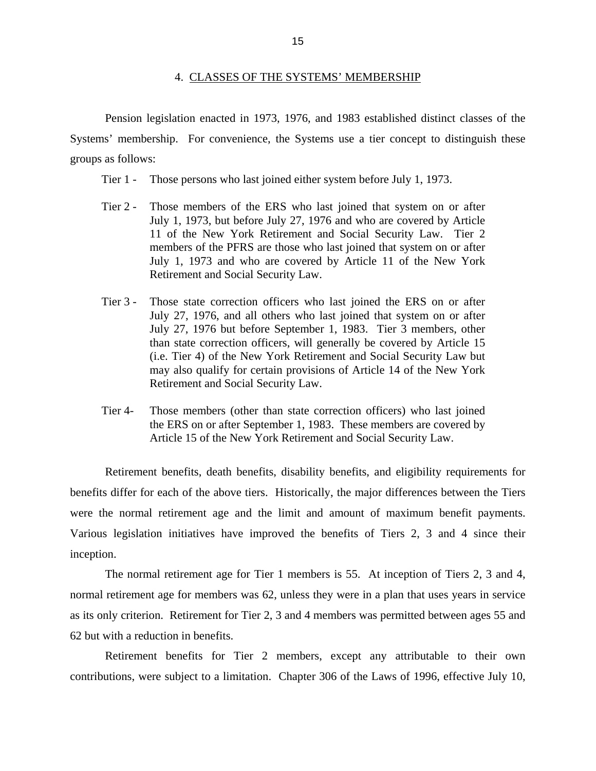## 4. CLASSES OF THE SYSTEMS' MEMBERSHIP

Pension legislation enacted in 1973, 1976, and 1983 established distinct classes of the Systems' membership. For convenience, the Systems use a tier concept to distinguish these groups as follows:

Tier 1 - Those persons who last joined either system before July 1, 1973.

Tier 2 - Those members of the ERS who last joined that system on or after July 1, 1973, but before July 27, 1976 and who are covered by Article 11 of the New York Retirement and Social Security Law. Tier 2 members of the PFRS are those who last joined that system on or after July 1, 1973 and who are covered by Article 11 of the New York Retirement and Social Security Law.

Tier 3 - Those state correction officers who last joined the ERS on or after July 27, 1976, and all others who last joined that system on or after July 27, 1976 but before September 1, 1983. Tier 3 members, other than state correction officers, will generally be covered by Article 15 (i.e. Tier 4) of the New York Retirement and Social Security Law but may also qualify for certain provisions of Article 14 of the New York Retirement and Social Security Law.

Tier 4- Those members (other than state correction officers) who last joined the ERS on or after September 1, 1983. These members are covered by Article 15 of the New York Retirement and Social Security Law.

Retirement benefits, death benefits, disability benefits, and eligibility requirements for benefits differ for each of the above tiers. Historically, the major differences between the Tiers were the normal retirement age and the limit and amount of maximum benefit payments. Various legislation initiatives have improved the benefits of Tiers 2, 3 and 4 since their inception.

The normal retirement age for Tier 1 members is 55. At inception of Tiers 2, 3 and 4, normal retirement age for members was 62, unless they were in a plan that uses years in service as its only criterion. Retirement for Tier 2, 3 and 4 members was permitted between ages 55 and 62 but with a reduction in benefits.

Retirement benefits for Tier 2 members, except any attributable to their own contributions, were subject to a limitation. Chapter 306 of the Laws of 1996, effective July 10,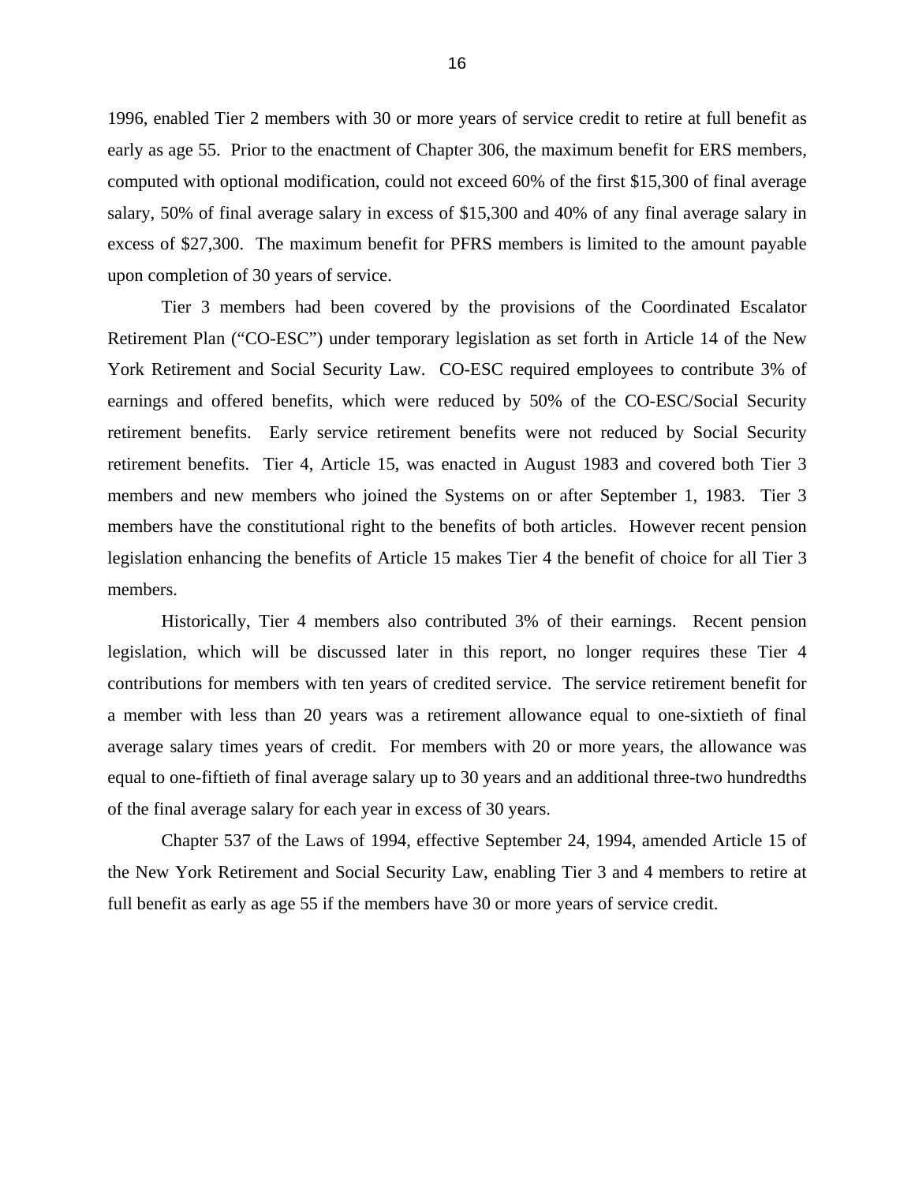1996, enabled Tier 2 members with 30 or more years of service credit to retire at full benefit as early as age 55. Prior to the enactment of Chapter 306, the maximum benefit for ERS members, computed with optional modification, could not exceed 60% of the first $15,300 of final average salary, 50% of final average salary in excess of $15,300 and 40% of any final average salary in excess of $27,300. The maximum benefit for PFRS members is limited to the amount payable upon completion of 30 years of service.

Tier 3 members had been covered by the provisions of the Coordinated Escalator Retirement Plan ("CO-ESC") under temporary legislation as set forth in Article 14 of the New York Retirement and Social Security Law. CO-ESC required employees to contribute 3% of earnings and offered benefits, which were reduced by 50% of the CO-ESC/Social Security retirement benefits. Early service retirement benefits were not reduced by Social Security retirement benefits. Tier 4, Article 15, was enacted in August 1983 and covered both Tier 3 members and new members who joined the Systems on or after September 1, 1983. Tier 3 members have the constitutional right to the benefits of both articles. However recent pension legislation enhancing the benefits of Article 15 makes Tier 4 the benefit of choice for all Tier 3 members.

Historically, Tier 4 members also contributed 3% of their earnings. Recent pension legislation, which will be discussed later in this report, no longer requires these Tier 4 contributions for members with ten years of credited service. The service retirement benefit for a member with less than 20 years was a retirement allowance equal to one-sixtieth of final average salary times years of credit. For members with 20 or more years, the allowance was equal to one-fiftieth of final average salary up to 30 years and an additional three-two hundredths of the final average salary for each year in excess of 30 years.

Chapter 537 of the Laws of 1994, effective September 24, 1994, amended Article 15 of the New York Retirement and Social Security Law, enabling Tier 3 and 4 members to retire at full benefit as early as age 55 if the members have 30 or more years of service credit.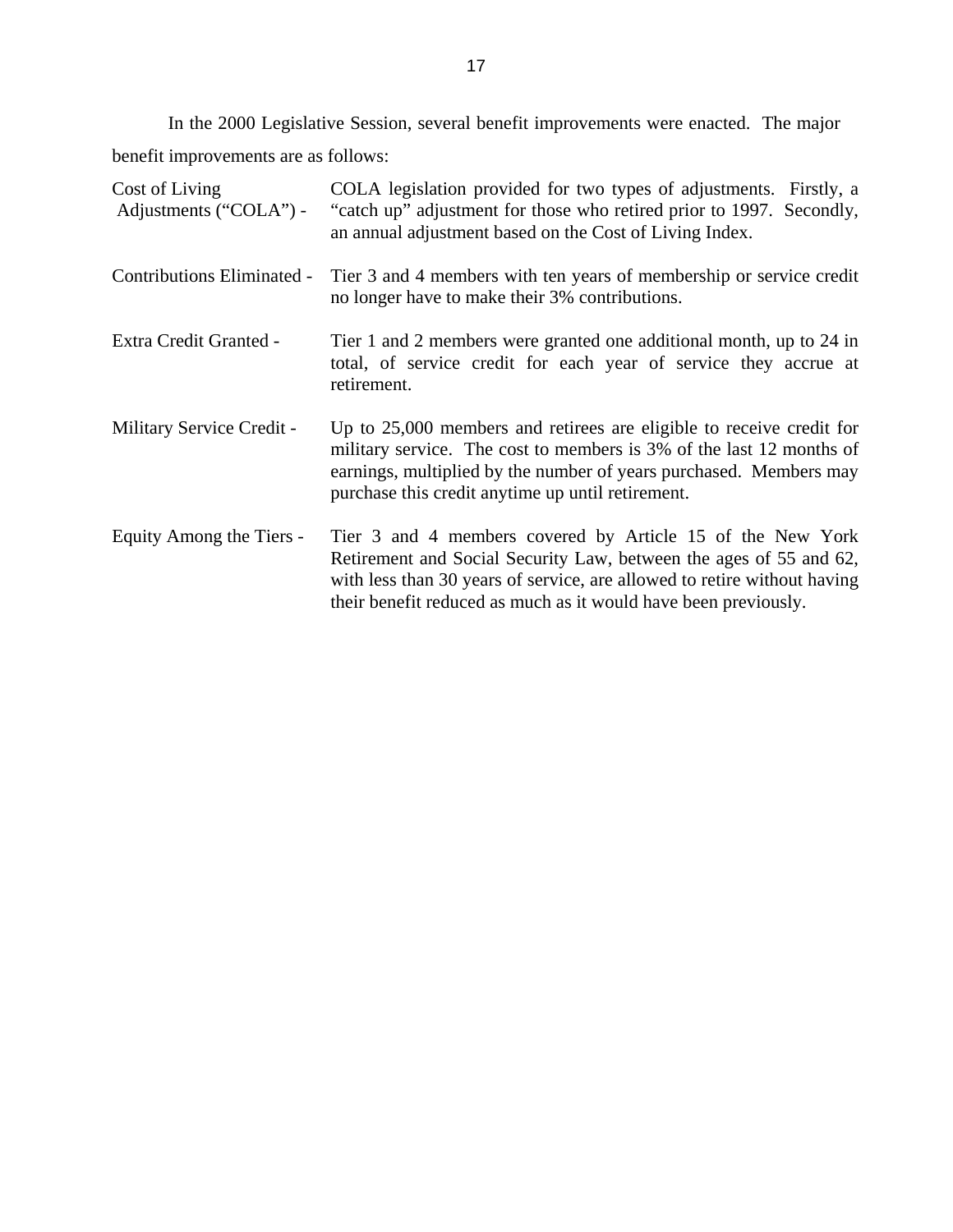In the 2000 Legislative Session, several benefit improvements were enacted. The major benefit improvements are as follows:

| | |
|---|---|
| Cost of Living Adjustments ("COLA") - | COLA legislation provided for two types of adjustments. Firstly, a "catch up" adjustment for those who retired prior to 1997. Secondly, an annual adjustment based on the Cost of Living Index. |
| Contributions Eliminated - | Tier 3 and 4 members with ten years of membership or service credit no longer have to make their 3% contributions. |
| Extra Credit Granted - | Tier 1 and 2 members were granted one additional month, up to 24 in total, of service credit for each year of service they accrue at retirement. |
| Military Service Credit - | Up to 25,000 members and retirees are eligible to receive credit for military service. The cost to members is 3% of the last 12 months of earnings, multiplied by the number of years purchased. Members may purchase this credit anytime up until retirement. |
| Equity Among the Tiers - | Tier 3 and 4 members covered by Article 15 of the New York Retirement and Social Security Law, between the ages of 55 and 62, with less than 30 years of service, are allowed to retire without having their benefit reduced as much as it would have been previously. |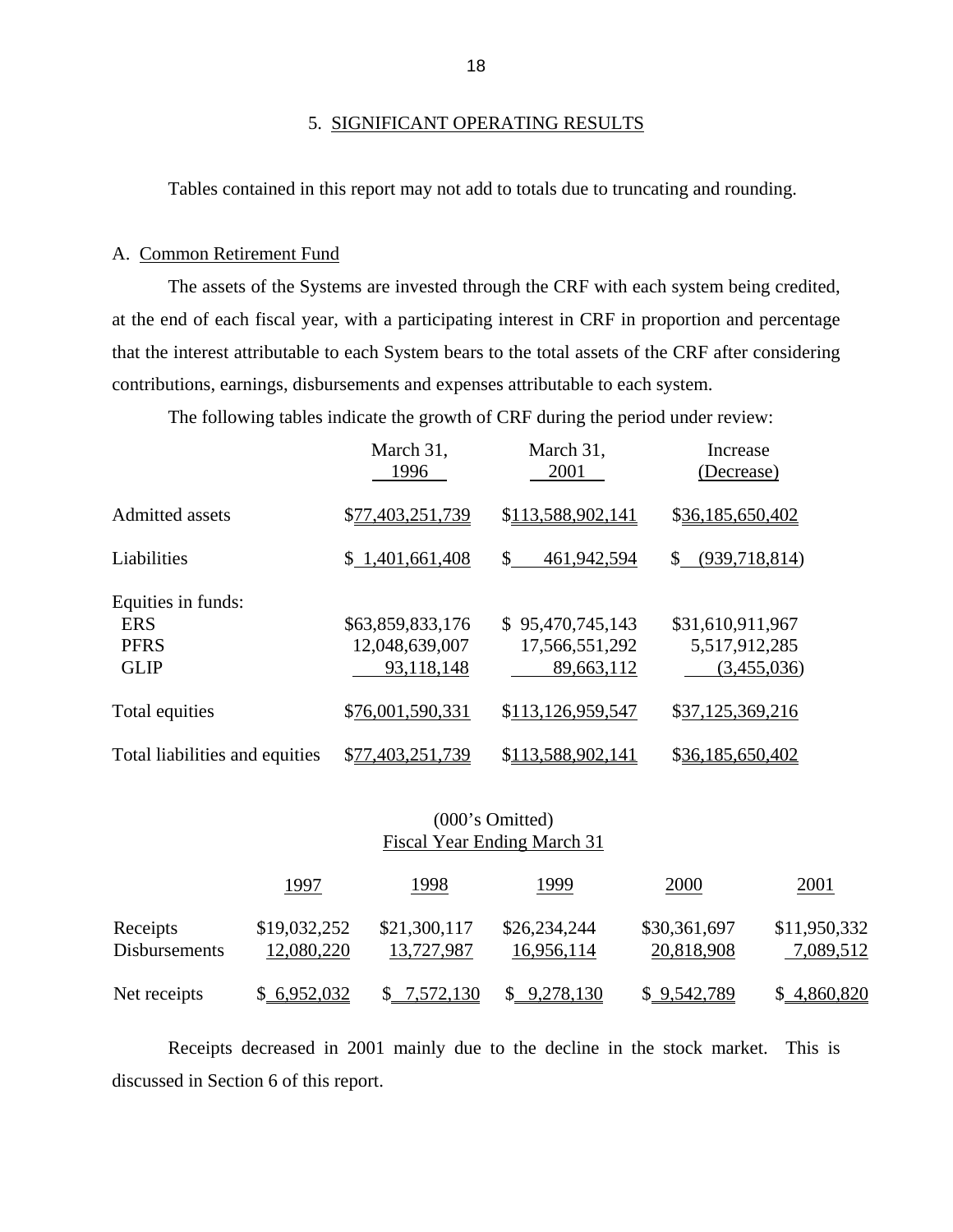## 5. SIGNIFICANT OPERATING RESULTS

Tables contained in this report may not add to totals due to truncating and rounding.

### A. Common Retirement Fund

The assets of the Systems are invested through the CRF with each system being credited, at the end of each fiscal year, with a participating interest in CRF in proportion and percentage that the interest attributable to each System bears to the total assets of the CRF after considering contributions, earnings, disbursements and expenses attributable to each system.

The following tables indicate the growth of CRF during the period under review:

| | March 31, 1996 | March 31, 2001 | Increase (Decrease) |
|---|---|---|---|
| Admitted assets | $77,403,251,739 | $113,588,902,141 | $36,185,650,402 |
| Liabilities | $ 1,401,661,408 | $ 461,942,594 | $ (939,718,814) |
| Equities in funds: | | | |
| ERS | $63,859,833,176 | $ 95,470,745,143 | $31,610,911,967 |
| PFRS | 12,048,639,007 | 17,566,551,292 | 5,517,912,285 |
| GLIP | 93,118,148 | 89,663,112 | (3,455,036) |
| Total equities | $76,001,590,331 | $113,126,959,547 | $37,125,369,216 |
| Total liabilities and equities | $77,403,251,739 | $113,588,902,141 | $36,185,650,402 |

(000's Omitted)
Fiscal Year Ending March 31

| | 1997 | 1998 | 1999 | 2000 | 2001 |
|---|---|---|---|---|---|
| Receipts | $19,032,252 | $21,300,117 | $26,234,244 | $30,361,697 | $11,950,332 |
| Disbursements | 12,080,220 | 13,727,987 | 16,956,114 | 20,818,908 | 7,089,512 |
| Net receipts | $ 6,952,032 | $ 7,572,130 | $ 9,278,130 | $ 9,542,789 | $ 4,860,820 |

Receipts decreased in 2001 mainly due to the decline in the stock market. This is discussed in Section 6 of this report.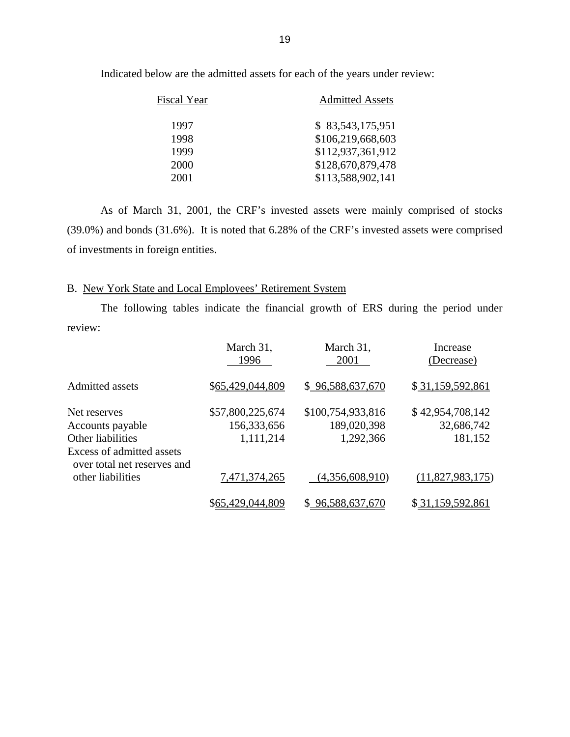Indicated below are the admitted assets for each of the years under review:

| Fiscal Year | Admitted Assets |
|---|---|
| 1997 | $ 83,543,175,951 |
| 1998 | $106,219,668,603 |
| 1999 | $112,937,361,912 |
| 2000 | $128,670,879,478 |
| 2001 | $113,588,902,141 |

As of March 31, 2001, the CRF's invested assets were mainly comprised of stocks (39.0%) and bonds (31.6%). It is noted that 6.28% of the CRF's invested assets were comprised of investments in foreign entities.

B. New York State and Local Employees' Retirement System

The following tables indicate the financial growth of ERS during the period under review:

| | March 31, 1996 | March 31, 2001 | Increase (Decrease) |
|---|---|---|---|
| Admitted assets | $65,429,044,809 | $ 96,588,637,670 | $ 31,159,592,861 |
| Net reserves | $57,800,225,674 | $100,754,933,816 | $ 42,954,708,142 |
| Accounts payable | 156,333,656 | 189,020,398 | 32,686,742 |
| Other liabilities | 1,111,214 | 1,292,366 | 181,152 |
| Excess of admitted assets over total net reserves and other liabilities | 7,471,374,265 | (4,356,608,910) | (11,827,983,175) |
| | $65,429,044,809 | $ 96,588,637,670 | $ 31,159,592,861 |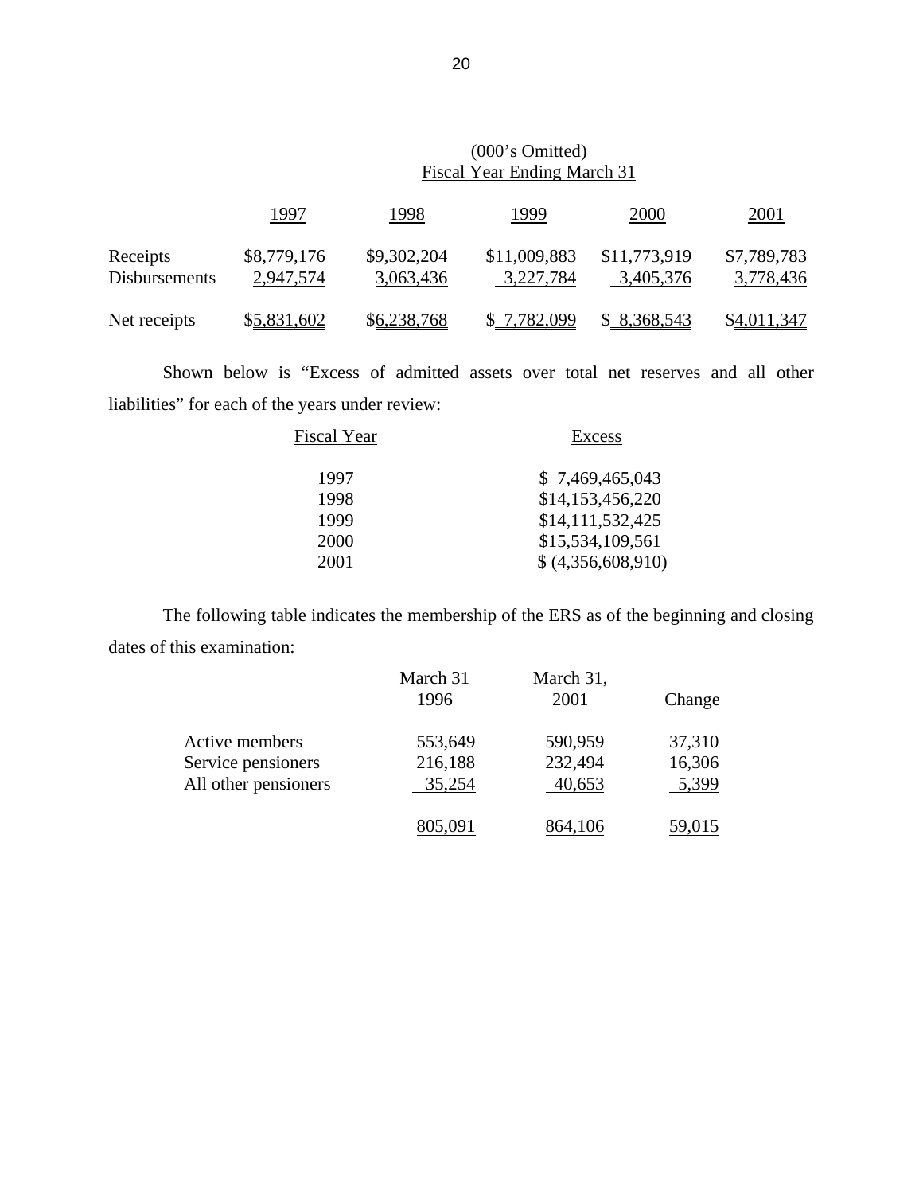| | (000's Omitted) | | | | |
|---|---|---|---|---|---|
| | Fiscal Year Ending March 31 | | | | |
| | 1997 | 1998 | 1999 | 2000 | 2001 |
| Receipts | $8,779,176 | $9,302,204 | $11,009,883 | $11,773,919 | $7,789,783 |
| Disbursements | 2,947,574 | 3,063,436 | 3,227,784 | 3,405,376 | 3,778,436 |
| Net receipts | $5,831,602 | $6,238,768 | $ 7,782,099 | $ 8,368,543 | $4,011,347 |

Shown below is "Excess of admitted assets over total net reserves and all other liabilities" for each of the years under review:

| Fiscal Year | Excess |
|---|---|
| 1997 | $ 7,469,465,043 |
| 1998 | $14,153,456,220 |
| 1999 | $14,111,532,425 |
| 2000 | $15,534,109,561 |
| 2001 | $ (4,356,608,910) |

The following table indicates the membership of the ERS as of the beginning and closing dates of this examination:

| | March 31 1996 | March 31, 2001 | Change |
|---|---|---|---|
| Active members | 553,649 | 590,959 | 37,310 |
| Service pensioners | 216,188 | 232,494 | 16,306 |
| All other pensioners | 35,254 | 40,653 | 5,399 |
| | 805,091 | 864,106 | 59,015 |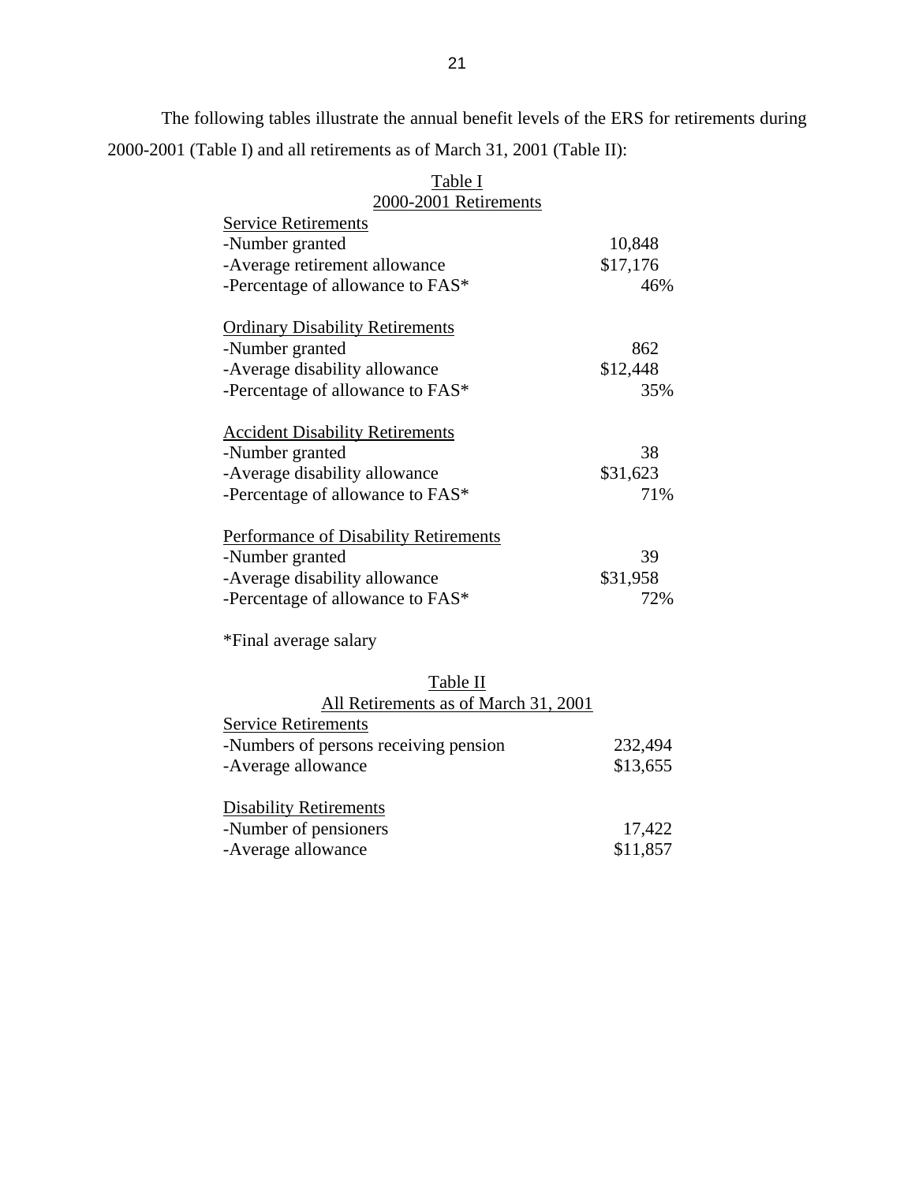The following tables illustrate the annual benefit levels of the ERS for retirements during 2000-2001 (Table I) and all retirements as of March 31, 2001 (Table II):

Table I
2000-2001 Retirements

| | |
|---|---|
| **Service Retirements** | |
| -Number granted | 10,848 |
| -Average retirement allowance | $17,176 |
| -Percentage of allowance to FAS* | 46% |
| **Ordinary Disability Retirements** | |
| -Number granted | 862 |
| -Average disability allowance | $12,448 |
| -Percentage of allowance to FAS* | 35% |
| **Accident Disability Retirements** | |
| -Number granted | 38 |
| -Average disability allowance | $31,623 |
| -Percentage of allowance to FAS* | 71% |
| **Performance of Disability Retirements** | |
| -Number granted | 39 |
| -Average disability allowance | $31,958 |
| -Percentage of allowance to FAS* | 72% |

*Final average salary

Table II
All Retirements as of March 31, 2001

| | |
|---|---|
| **Service Retirements** | |
| -Numbers of persons receiving pension | 232,494 |
| -Average allowance | $13,655 |
| **Disability Retirements** | |
| -Number of pensioners | 17,422 |
| -Average allowance | $11,857 |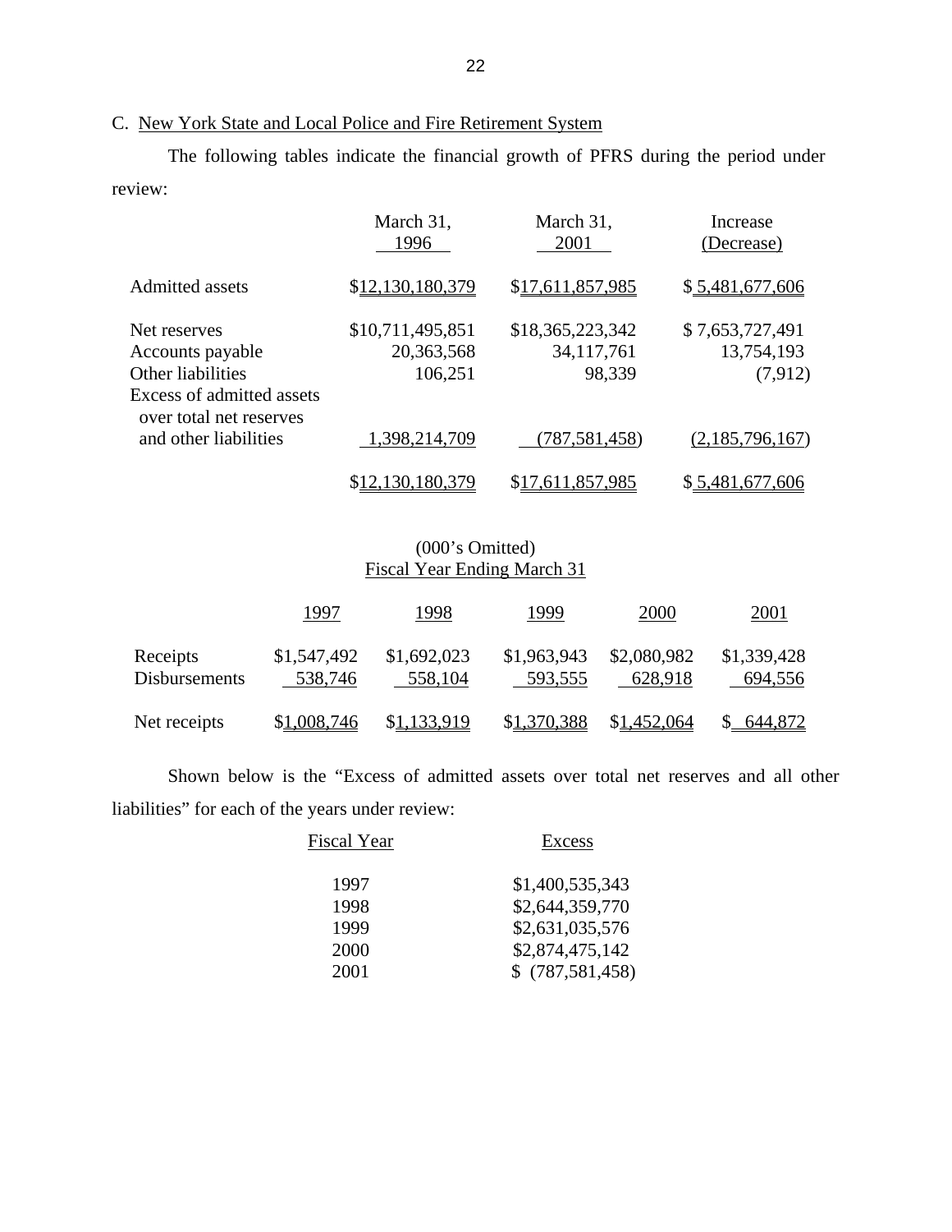C. New York State and Local Police and Fire Retirement System

The following tables indicate the financial growth of PFRS during the period under review:

| | March 31, 1996 | March 31, 2001 | Increase (Decrease) |
|---|---|---|---|
| Admitted assets | $12,130,180,379 | $17,611,857,985 | $ 5,481,677,606 |
| Net reserves | $10,711,495,851 | $18,365,223,342 | $ 7,653,727,491 |
| Accounts payable | 20,363,568 | 34,117,761 | 13,754,193 |
| Other liabilities | 106,251 | 98,339 | (7,912) |
| Excess of admitted assets over total net reserves and other liabilities | 1,398,214,709 | (787,581,458) | (2,185,796,167) |
| | $12,130,180,379 | $17,611,857,985 | $ 5,481,677,606 |

(000's Omitted)
Fiscal Year Ending March 31

| | 1997 | 1998 | 1999 | 2000 | 2001 |
|---|---|---|---|---|---|
| Receipts | $1,547,492 | $1,692,023 | $1,963,943 | $2,080,982 | $1,339,428 |
| Disbursements | 538,746 | 558,104 | 593,555 | 628,918 | 694,556 |
| Net receipts | $1,008,746 | $1,133,919 | $1,370,388 | $1,452,064 | $ 644,872 |

Shown below is the "Excess of admitted assets over total net reserves and all other liabilities" for each of the years under review:

| Fiscal Year | Excess |
|---|---|
| 1997 | $1,400,535,343 |
| 1998 | $2,644,359,770 |
| 1999 | $2,631,035,576 |
| 2000 | $2,874,475,142 |
| 2001 | $ (787,581,458) |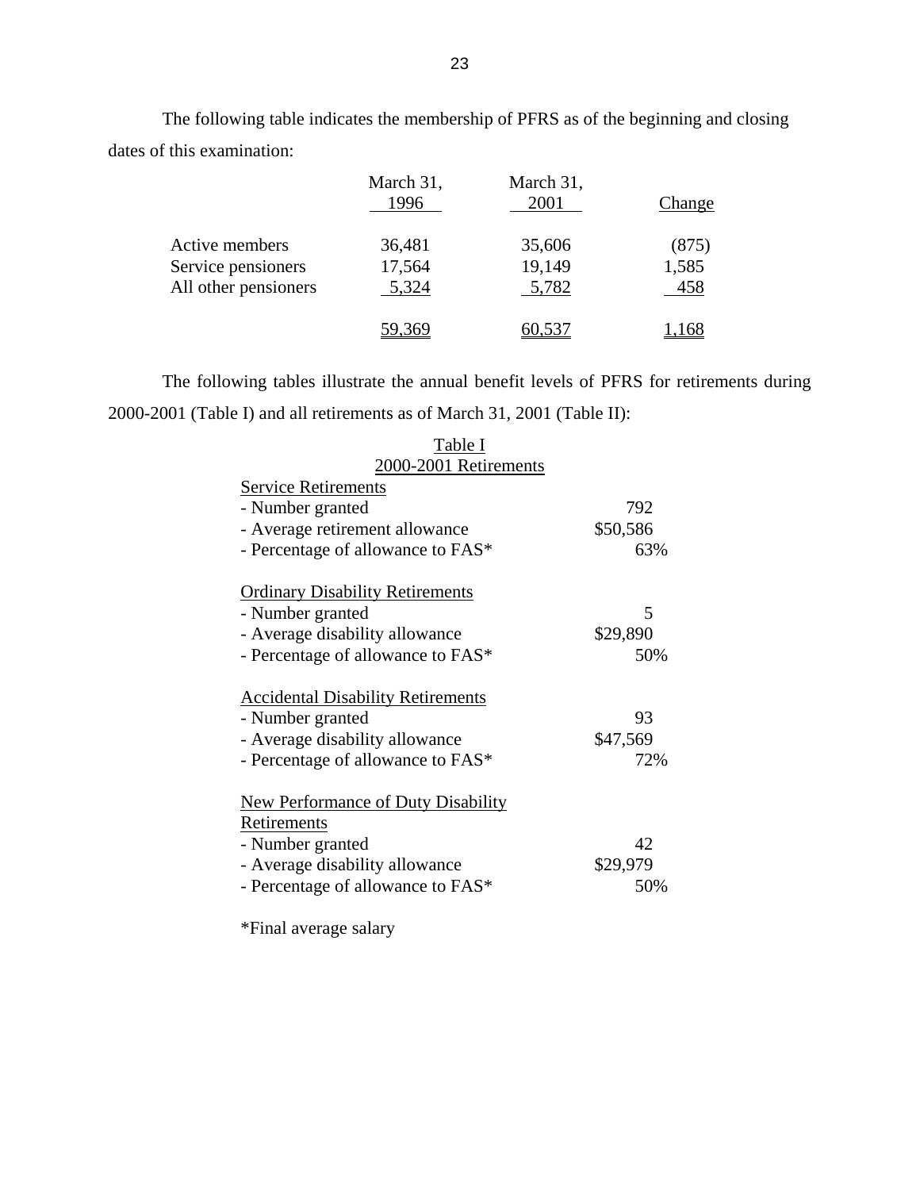The following table indicates the membership of PFRS as of the beginning and closing dates of this examination:

| | March 31, 1996 | March 31, 2001 | Change |
|---|---|---|---|
| Active members | 36,481 | 35,606 | (875) |
| Service pensioners | 17,564 | 19,149 | 1,585 |
| All other pensioners | 5,324 | 5,782 | 458 |
| | 59,369 | 60,537 | 1,168 |

The following tables illustrate the annual benefit levels of PFRS for retirements during 2000-2001 (Table I) and all retirements as of March 31, 2001 (Table II):

Table I
2000-2001 Retirements

| | |
|---|---|
| **Service Retirements** | |
| - Number granted | 792 |
| - Average retirement allowance | \$50,586 |
| - Percentage of allowance to FAS* | 63% |
| **Ordinary Disability Retirements** | |
| - Number granted | 5 |
| - Average disability allowance | \$29,890 |
| - Percentage of allowance to FAS* | 50% |
| **Accidental Disability Retirements** | |
| - Number granted | 93 |
| - Average disability allowance | \$47,569 |
| - Percentage of allowance to FAS* | 72% |
| **New Performance of Duty Disability Retirements** | |
| - Number granted | 42 |
| - Average disability allowance | \$29,979 |
| - Percentage of allowance to FAS* | 50% |

*Final average salary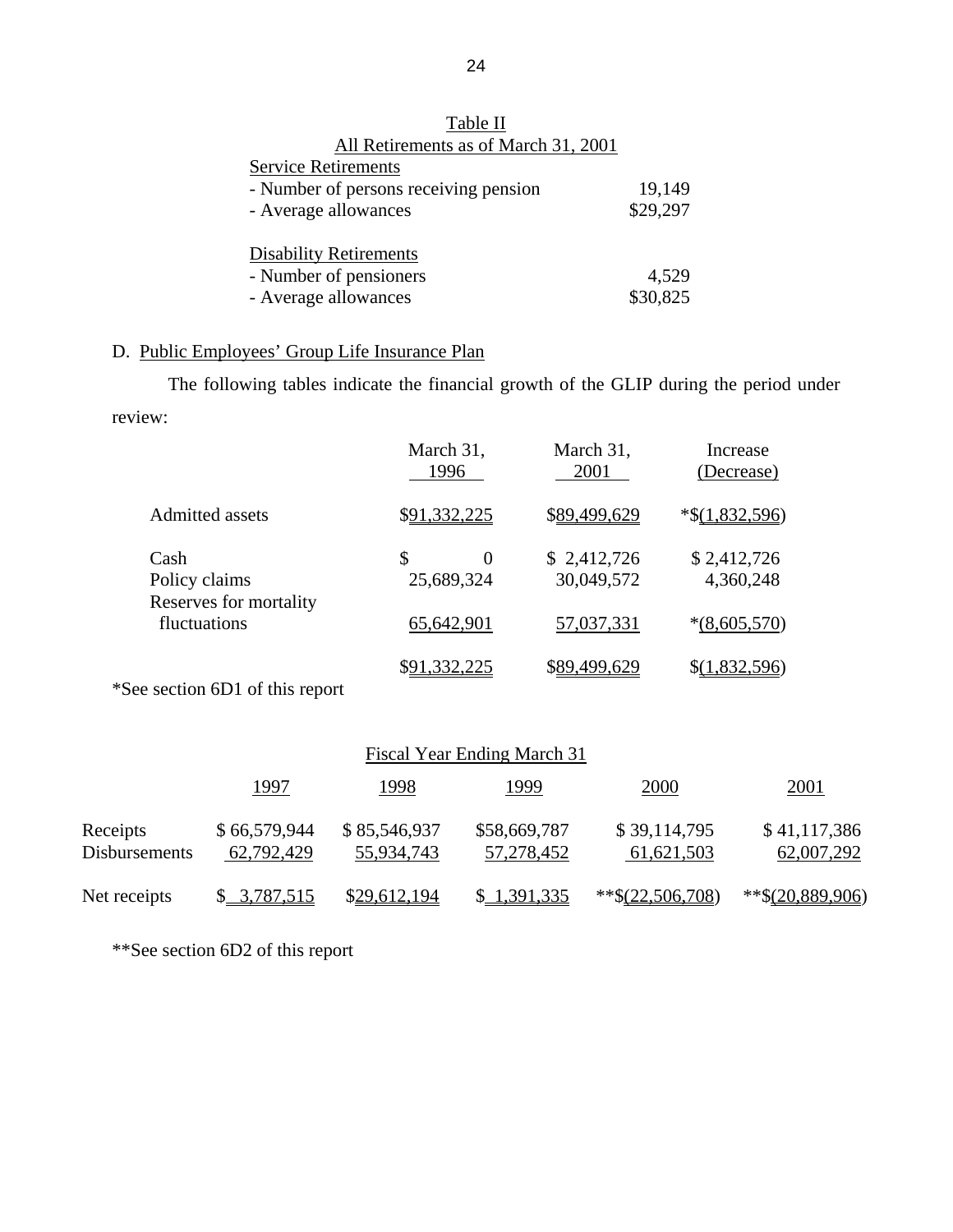Table II

All Retirements as of March 31, 2001

| | |
|---|---|
| Service Retirements | |
| - Number of persons receiving pension | 19,149 |
| - Average allowances | $29,297 |
| | |
| Disability Retirements | |
| - Number of pensioners | 4,529 |
| - Average allowances | $30,825 |

D. Public Employees' Group Life Insurance Plan

The following tables indicate the financial growth of the GLIP during the period under review:

| | March 31, 1996 | March 31, 2001 | Increase (Decrease) |
|---|---|---|---|
| Admitted assets | $91,332,225 | $89,499,629 | *$(1,832,596) |
| | | | |
| Cash | $ 0 | $ 2,412,726 | $ 2,412,726 |
| Policy claims | 25,689,324 | 30,049,572 | 4,360,248 |
| Reserves for mortality fluctuations | 65,642,901 | 57,037,331 | *(8,605,570) |
| | $91,332,225 | $89,499,629 | $(1,832,596) |

*See section 6D1 of this report

| | Fiscal Year Ending March 31 | | | | |
|---|---|---|---|---|---|
| | 1997 | 1998 | 1999 | 2000 | 2001 |
| Receipts | $ 66,579,944 | $ 85,546,937 | $58,669,787 | $ 39,114,795 | $ 41,117,386 |
| Disbursements | 62,792,429 | 55,934,743 | 57,278,452 | 61,621,503 | 62,007,292 |
| Net receipts | $ 3,787,515 | $29,612,194 | $ 1,391,335 | **$(22,506,708) | **$(20,889,906) |

**See section 6D2 of this report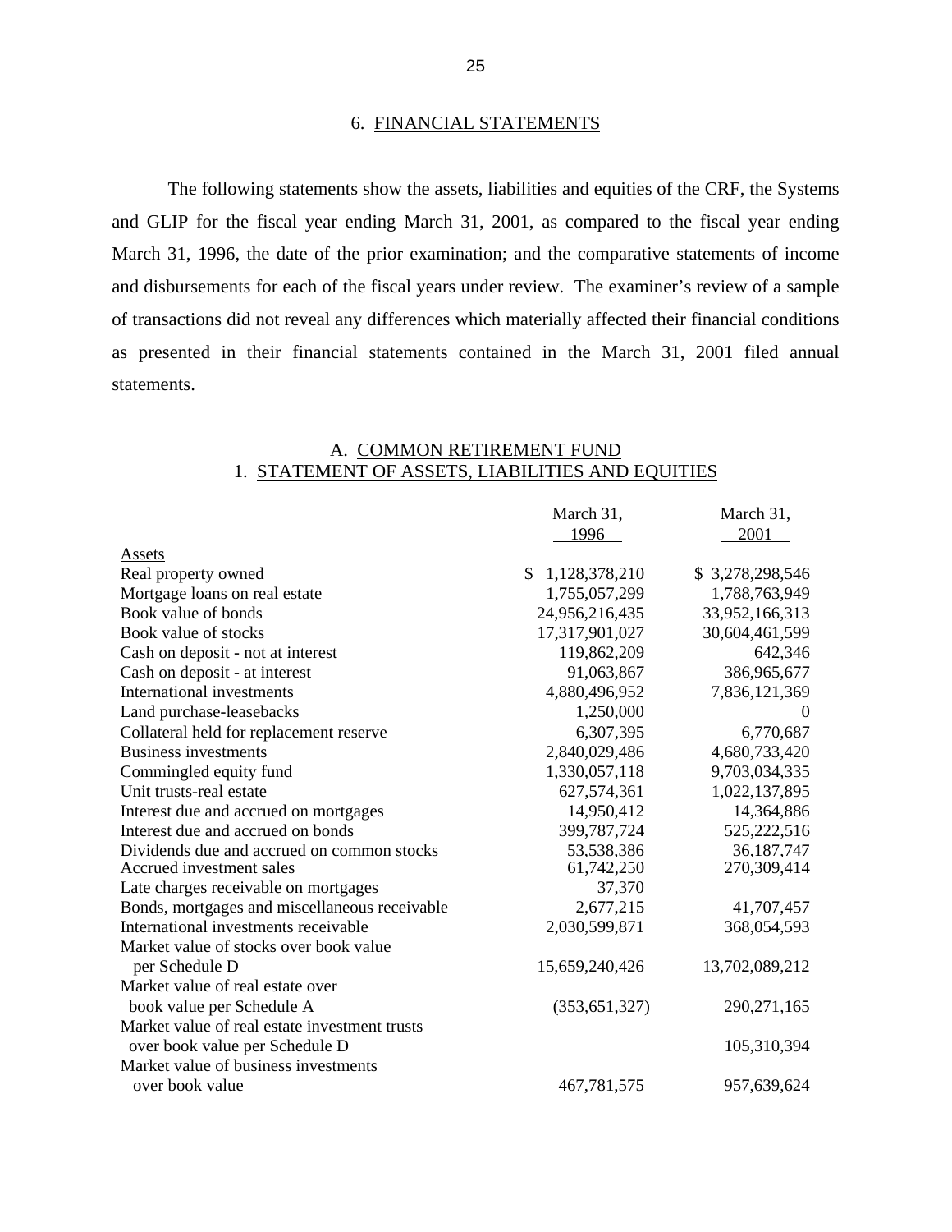## 6. FINANCIAL STATEMENTS

The following statements show the assets, liabilities and equities of the CRF, the Systems and GLIP for the fiscal year ending March 31, 2001, as compared to the fiscal year ending March 31, 1996, the date of the prior examination; and the comparative statements of income and disbursements for each of the fiscal years under review. The examiner's review of a sample of transactions did not reveal any differences which materially affected their financial conditions as presented in their financial statements contained in the March 31, 2001 filed annual statements.

### A. COMMON RETIREMENT FUND

#### 1. STATEMENT OF ASSETS, LIABILITIES AND EQUITIES

| | March 31, 1996 | March 31, 2001 |
|---|---|---|
| Assets | | |
| Real property owned | $ 1,128,378,210 | $ 3,278,298,546 |
| Mortgage loans on real estate | 1,755,057,299 | 1,788,763,949 |
| Book value of bonds | 24,956,216,435 | 33,952,166,313 |
| Book value of stocks | 17,317,901,027 | 30,604,461,599 |
| Cash on deposit - not at interest | 119,862,209 | 642,346 |
| Cash on deposit - at interest | 91,063,867 | 386,965,677 |
| International investments | 4,880,496,952 | 7,836,121,369 |
| Land purchase-leasebacks | 1,250,000 | 0 |
| Collateral held for replacement reserve | 6,307,395 | 6,770,687 |
| Business investments | 2,840,029,486 | 4,680,733,420 |
| Commingled equity fund | 1,330,057,118 | 9,703,034,335 |
| Unit trusts-real estate | 627,574,361 | 1,022,137,895 |
| Interest due and accrued on mortgages | 14,950,412 | 14,364,886 |
| Interest due and accrued on bonds | 399,787,724 | 525,222,516 |
| Dividends due and accrued on common stocks | 53,538,386 | 36,187,747 |
| Accrued investment sales | 61,742,250 | 270,309,414 |
| Late charges receivable on mortgages | 37,370 | |
| Bonds, mortgages and miscellaneous receivable | 2,677,215 | 41,707,457 |
| International investments receivable | 2,030,599,871 | 368,054,593 |
| Market value of stocks over book value per Schedule D | 15,659,240,426 | 13,702,089,212 |
| Market value of real estate over book value per Schedule A | (353,651,327) | 290,271,165 |
| Market value of real estate investment trusts over book value per Schedule D | | 105,310,394 |
| Market value of business investments over book value | 467,781,575 | 957,639,624 |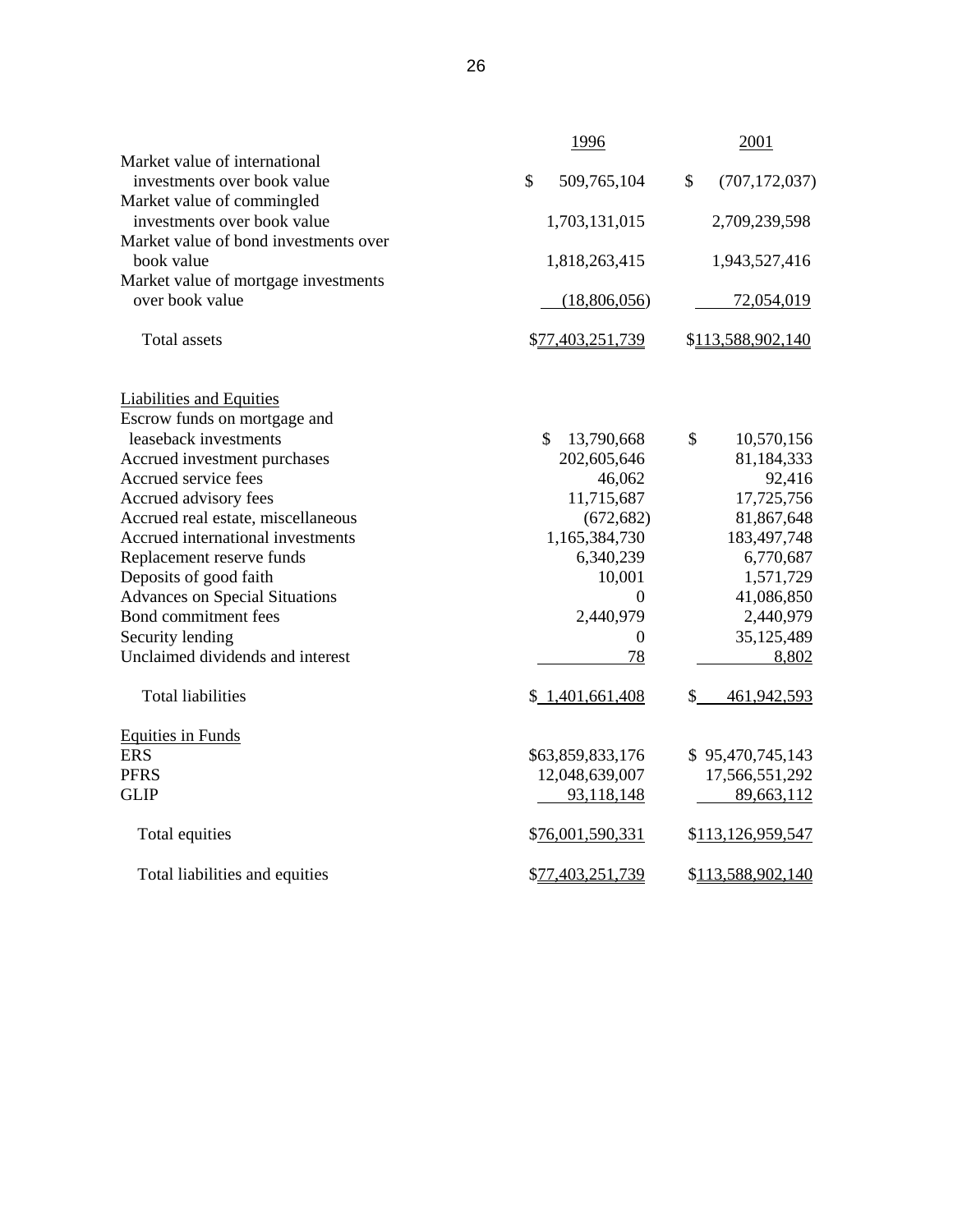| | 1996 | 2001 |
|---|---|---|
| Market value of international investments over book value | $ 509,765,104 | $ (707,172,037) |
| Market value of commingled investments over book value | 1,703,131,015 | 2,709,239,598 |
| Market value of bond investments over book value | 1,818,263,415 | 1,943,527,416 |
| Market value of mortgage investments over book value | (18,806,056) | 72,054,019 |
| Total assets | $77,403,251,739 | $113,588,902,140 |
| | | |
| Liabilities and Equities | | |
| Escrow funds on mortgage and leaseback investments | $ 13,790,668 | $ 10,570,156 |
| Accrued investment purchases | 202,605,646 | 81,184,333 |
| Accrued service fees | 46,062 | 92,416 |
| Accrued advisory fees | 11,715,687 | 17,725,756 |
| Accrued real estate, miscellaneous | (672,682) | 81,867,648 |
| Accrued international investments | 1,165,384,730 | 183,497,748 |
| Replacement reserve funds | 6,340,239 | 6,770,687 |
| Deposits of good faith | 10,001 | 1,571,729 |
| Advances on Special Situations | 0 | 41,086,850 |
| Bond commitment fees | 2,440,979 | 2,440,979 |
| Security lending | 0 | 35,125,489 |
| Unclaimed dividends and interest | 78 | 8,802 |
| Total liabilities | $ 1,401,661,408 | $ 461,942,593 |
| | | |
| Equities in Funds | | |
| ERS | $63,859,833,176 | $ 95,470,745,143 |
| PFRS | 12,048,639,007 | 17,566,551,292 |
| GLIP | 93,118,148 | 89,663,112 |
| Total equities | $76,001,590,331 | $113,126,959,547 |
| Total liabilities and equities | $77,403,251,739 | $113,588,902,140 |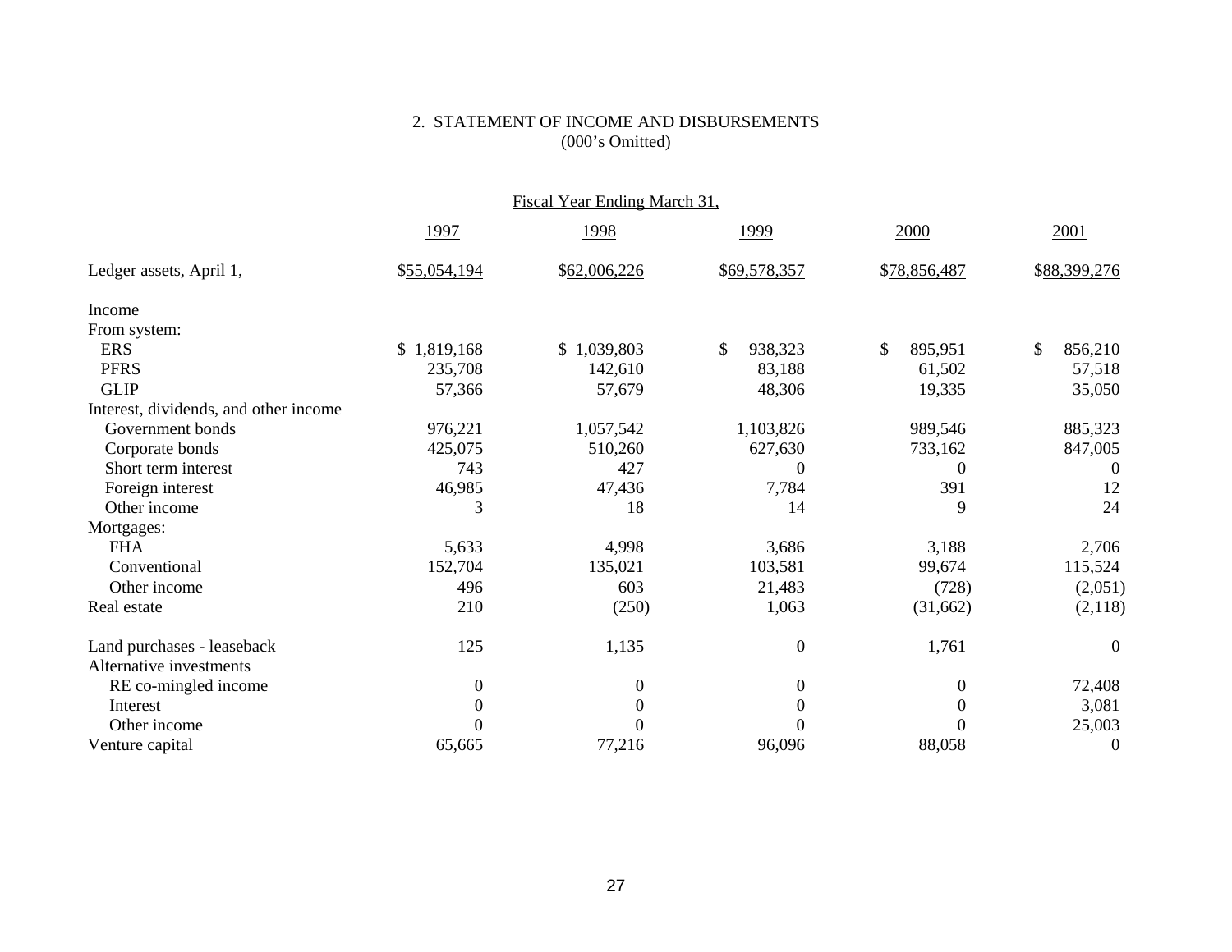## 2. STATEMENT OF INCOME AND DISBURSEMENTS

(000's Omitted)

| | Fiscal Year Ending March 31, | | | | |
|---|---|---|---|---|---|
| | 1997 | 1998 | 1999 | 2000 | 2001 |
| Ledger assets, April 1, | $55,054,194 | $62,006,226 | $69,578,357 | $78,856,487 | $88,399,276 |
| Income | | | | | |
| From system: | | | | | |
| ERS | $ 1,819,168 | $ 1,039,803 | $ 938,323 | $ 895,951 | $ 856,210 |
| PFRS | 235,708 | 142,610 | 83,188 | 61,502 | 57,518 |
| GLIP | 57,366 | 57,679 | 48,306 | 19,335 | 35,050 |
| Interest, dividends, and other income | | | | | |
| Government bonds | 976,221 | 1,057,542 | 1,103,826 | 989,546 | 885,323 |
| Corporate bonds | 425,075 | 510,260 | 627,630 | 733,162 | 847,005 |
| Short term interest | 743 | 427 | 0 | 0 | 0 |
| Foreign interest | 46,985 | 47,436 | 7,784 | 391 | 12 |
| Other income | 3 | 18 | 14 | 9 | 24 |
| Mortgages: | | | | | |
| FHA | 5,633 | 4,998 | 3,686 | 3,188 | 2,706 |
| Conventional | 152,704 | 135,021 | 103,581 | 99,674 | 115,524 |
| Other income | 496 | 603 | 21,483 | (728) | (2,051) |
| Real estate | 210 | (250) | 1,063 | (31,662) | (2,118) |
| Land purchases - leaseback | 125 | 1,135 | 0 | 1,761 | 0 |
| Alternative investments | | | | | |
| RE co-mingled income | 0 | 0 | 0 | 0 | 72,408 |
| Interest | 0 | 0 | 0 | 0 | 3,081 |
| Other income | 0 | 0 | 0 | 0 | 25,003 |
| Venture capital | 65,665 | 77,216 | 96,096 | 88,058 | 0 |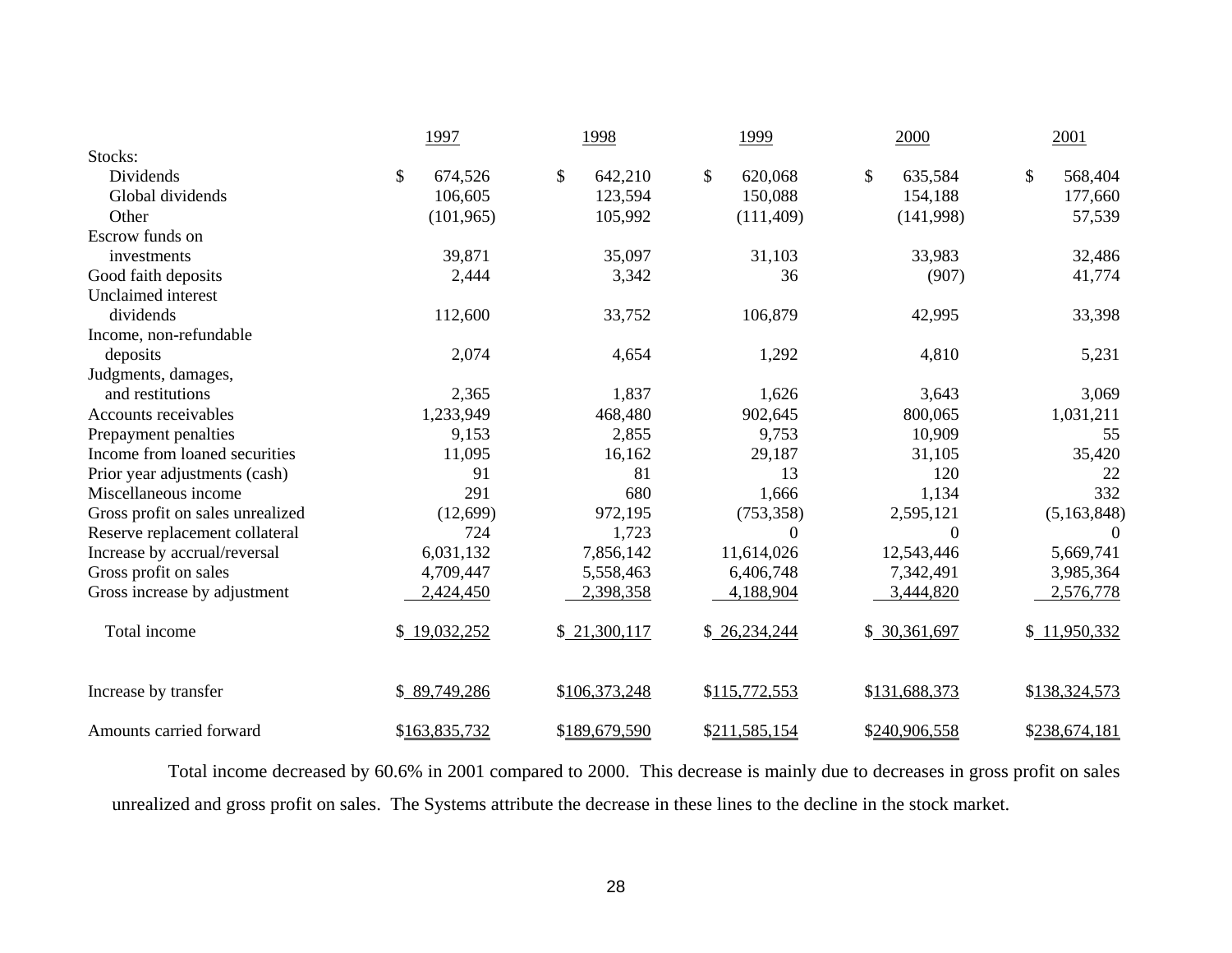| | 1997 | 1998 | 1999 | 2000 | 2001 |
|---|---|---|---|---|---|
| Stocks: | | | | | |
| Dividends | $ 674,526 | $ 642,210 | $ 620,068 | $ 635,584 | $ 568,404 |
| Global dividends | 106,605 | 123,594 | 150,088 | 154,188 | 177,660 |
| Other | (101,965) | 105,992 | (111,409) | (141,998) | 57,539 |
| Escrow funds on investments | 39,871 | 35,097 | 31,103 | 33,983 | 32,486 |
| Good faith deposits | 2,444 | 3,342 | 36 | (907) | 41,774 |
| Unclaimed interest dividends | 112,600 | 33,752 | 106,879 | 42,995 | 33,398 |
| Income, non-refundable deposits | 2,074 | 4,654 | 1,292 | 4,810 | 5,231 |
| Judgments, damages, and restitutions | 2,365 | 1,837 | 1,626 | 3,643 | 3,069 |
| Accounts receivables | 1,233,949 | 468,480 | 902,645 | 800,065 | 1,031,211 |
| Prepayment penalties | 9,153 | 2,855 | 9,753 | 10,909 | 55 |
| Income from loaned securities | 11,095 | 16,162 | 29,187 | 31,105 | 35,420 |
| Prior year adjustments (cash) | 91 | 81 | 13 | 120 | 22 |
| Miscellaneous income | 291 | 680 | 1,666 | 1,134 | 332 |
| Gross profit on sales unrealized | (12,699) | 972,195 | (753,358) | 2,595,121 | (5,163,848) |
| Reserve replacement collateral | 724 | 1,723 | 0 | 0 | 0 |
| Increase by accrual/reversal | 6,031,132 | 7,856,142 | 11,614,026 | 12,543,446 | 5,669,741 |
| Gross profit on sales | 4,709,447 | 5,558,463 | 6,406,748 | 7,342,491 | 3,985,364 |
| Gross increase by adjustment | 2,424,450 | 2,398,358 | 4,188,904 | 3,444,820 | 2,576,778 |
| Total income | $ 19,032,252 | $ 21,300,117 | $ 26,234,244 | $ 30,361,697 | $ 11,950,332 |
| Increase by transfer | $ 89,749,286 | $106,373,248 | $115,772,553 | $131,688,373 | $138,324,573 |
| Amounts carried forward | $163,835,732 | $189,679,590 | $211,585,154 | $240,906,558 | $238,674,181 |

Total income decreased by 60.6% in 2001 compared to 2000. This decrease is mainly due to decreases in gross profit on sales unrealized and gross profit on sales. The Systems attribute the decrease in these lines to the decline in the stock market.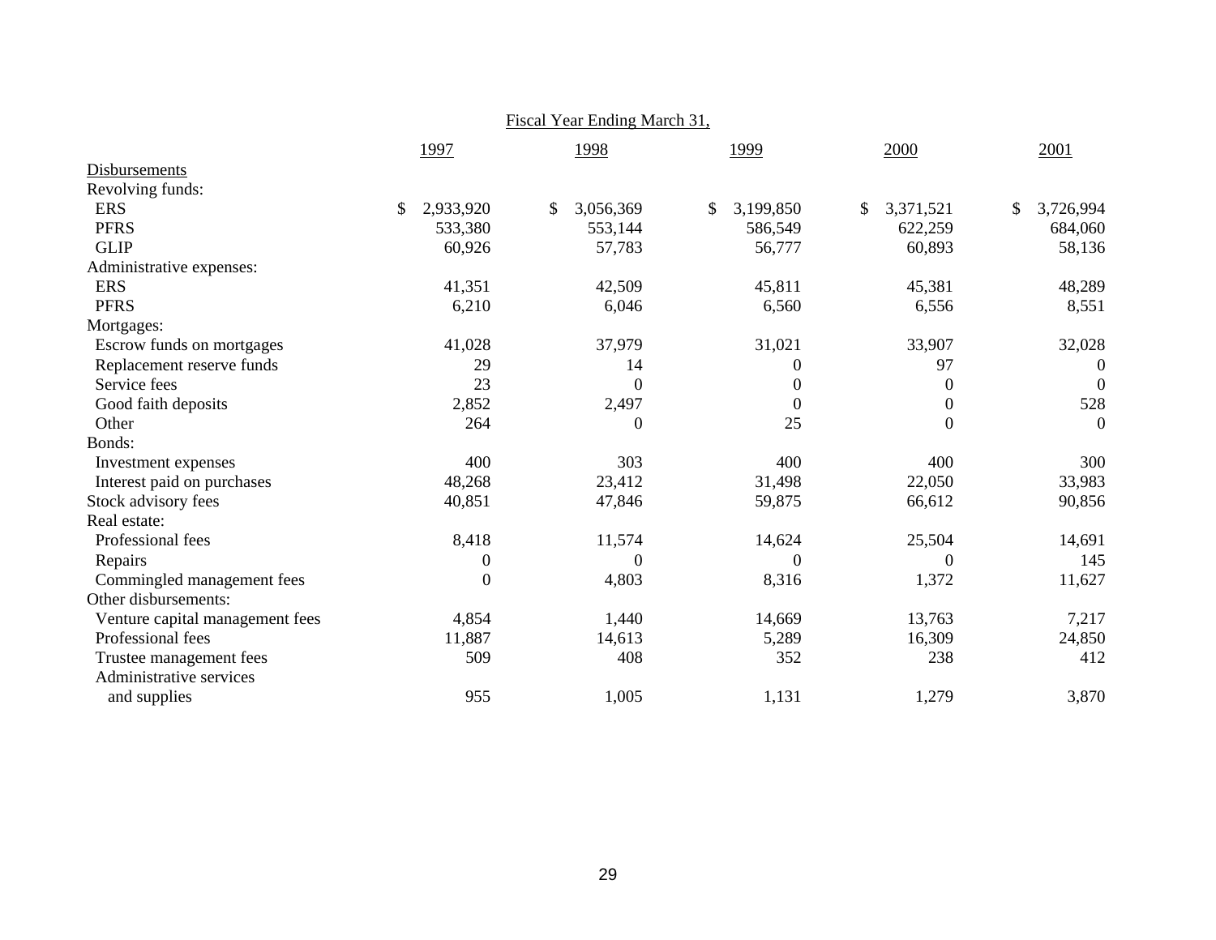| | Fiscal Year Ending March 31, | | | | |
|---|---|---|---|---|---|
| | 1997 | 1998 | 1999 | 2000 | 2001 |
| Disbursements | | | | | |
| Revolving funds: | | | | | |
| ERS | $ 2,933,920 | $ 3,056,369 | $ 3,199,850 | $ 3,371,521 | $ 3,726,994 |
| PFRS | 533,380 | 553,144 | 586,549 | 622,259 | 684,060 |
| GLIP | 60,926 | 57,783 | 56,777 | 60,893 | 58,136 |
| Administrative expenses: | | | | | |
| ERS | 41,351 | 42,509 | 45,811 | 45,381 | 48,289 |
| PFRS | 6,210 | 6,046 | 6,560 | 6,556 | 8,551 |
| Mortgages: | | | | | |
| Escrow funds on mortgages | 41,028 | 37,979 | 31,021 | 33,907 | 32,028 |
| Replacement reserve funds | 29 | 14 | 0 | 97 | 0 |
| Service fees | 23 | 0 | 0 | 0 | 0 |
| Good faith deposits | 2,852 | 2,497 | 0 | 0 | 528 |
| Other | 264 | 0 | 25 | 0 | 0 |
| Bonds: | | | | | |
| Investment expenses | 400 | 303 | 400 | 400 | 300 |
| Interest paid on purchases | 48,268 | 23,412 | 31,498 | 22,050 | 33,983 |
| Stock advisory fees | 40,851 | 47,846 | 59,875 | 66,612 | 90,856 |
| Real estate: | | | | | |
| Professional fees | 8,418 | 11,574 | 14,624 | 25,504 | 14,691 |
| Repairs | 0 | 0 | 0 | 0 | 145 |
| Commingled management fees | 0 | 4,803 | 8,316 | 1,372 | 11,627 |
| Other disbursements: | | | | | |
| Venture capital management fees | 4,854 | 1,440 | 14,669 | 13,763 | 7,217 |
| Professional fees | 11,887 | 14,613 | 5,289 | 16,309 | 24,850 |
| Trustee management fees | 509 | 408 | 352 | 238 | 412 |
| Administrative services and supplies | 955 | 1,005 | 1,131 | 1,279 | 3,870 |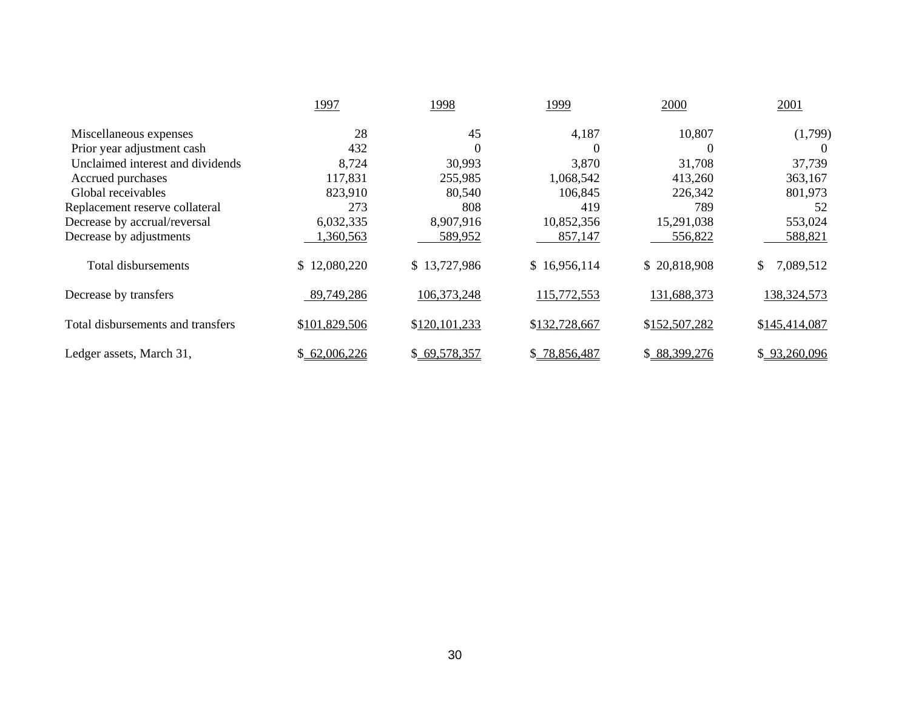| | 1997 | 1998 | 1999 | 2000 | 2001 |
|---|---|---|---|---|---|
| Miscellaneous expenses | 28 | 45 | 4,187 | 10,807 | (1,799) |
| Prior year adjustment cash | 432 | 0 | 0 | 0 | 0 |
| Unclaimed interest and dividends | 8,724 | 30,993 | 3,870 | 31,708 | 37,739 |
| Accrued purchases | 117,831 | 255,985 | 1,068,542 | 413,260 | 363,167 |
| Global receivables | 823,910 | 80,540 | 106,845 | 226,342 | 801,973 |
| Replacement reserve collateral | 273 | 808 | 419 | 789 | 52 |
| Decrease by accrual/reversal | 6,032,335 | 8,907,916 | 10,852,356 | 15,291,038 | 553,024 |
| Decrease by adjustments | 1,360,563 | 589,952 | 857,147 | 556,822 | 588,821 |
| Total disbursements | $ 12,080,220 | $ 13,727,986 | $ 16,956,114 | $ 20,818,908 | $ 7,089,512 |
| Decrease by transfers | 89,749,286 | 106,373,248 | 115,772,553 | 131,688,373 | 138,324,573 |
| Total disbursements and transfers | $101,829,506 | $120,101,233 | $132,728,667 | $152,507,282 | $145,414,087 |
| Ledger assets, March 31, | $ 62,006,226 | $ 69,578,357 | $ 78,856,487 | $ 88,399,276 | $ 93,260,096 |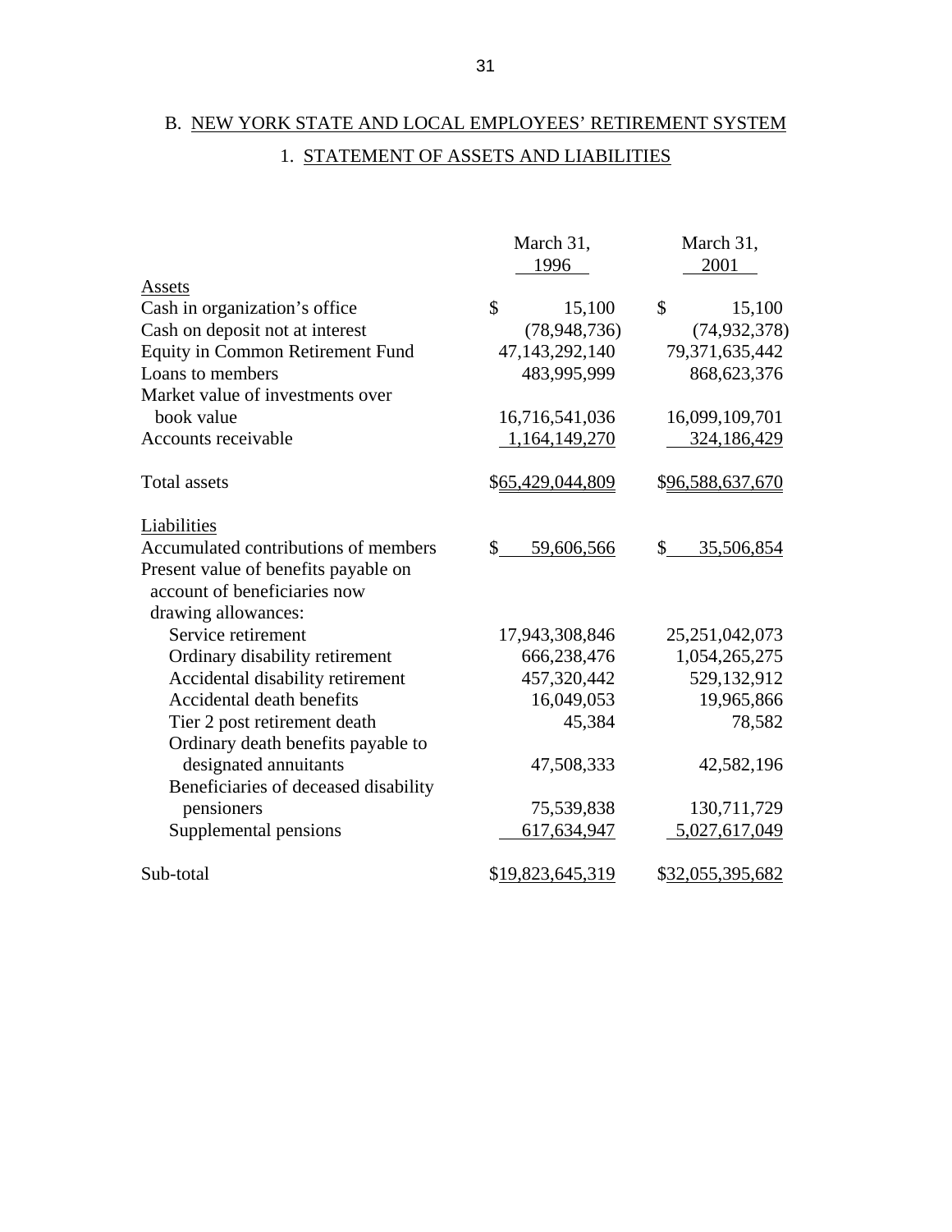## B. NEW YORK STATE AND LOCAL EMPLOYEES' RETIREMENT SYSTEM

### 1. STATEMENT OF ASSETS AND LIABILITIES

| | March 31, 1996 | March 31, 2001 |
|---|---|---|
| **Assets** | | |
| Cash in organization's office | $ 15,100 | $ 15,100 |
| Cash on deposit not at interest | (78,948,736) | (74,932,378) |
| Equity in Common Retirement Fund | 47,143,292,140 | 79,371,635,442 |
| Loans to members | 483,995,999 | 868,623,376 |
| Market value of investments over book value | 16,716,541,036 | 16,099,109,701 |
| Accounts receivable | 1,164,149,270 | 324,186,429 |
| Total assets | $65,429,044,809 | $96,588,637,670 |
| **Liabilities** | | |
| Accumulated contributions of members | $ 59,606,566 | $ 35,506,854 |
| Present value of benefits payable on account of beneficiaries now drawing allowances: | | |
| Service retirement | 17,943,308,846 | 25,251,042,073 |
| Ordinary disability retirement | 666,238,476 | 1,054,265,275 |
| Accidental disability retirement | 457,320,442 | 529,132,912 |
| Accidental death benefits | 16,049,053 | 19,965,866 |
| Tier 2 post retirement death | 45,384 | 78,582 |
| Ordinary death benefits payable to designated annuitants | 47,508,333 | 42,582,196 |
| Beneficiaries of deceased disability pensioners | 75,539,838 | 130,711,729 |
| Supplemental pensions | 617,634,947 | 5,027,617,049 |
| Sub-total | $19,823,645,319 | $32,055,395,682 |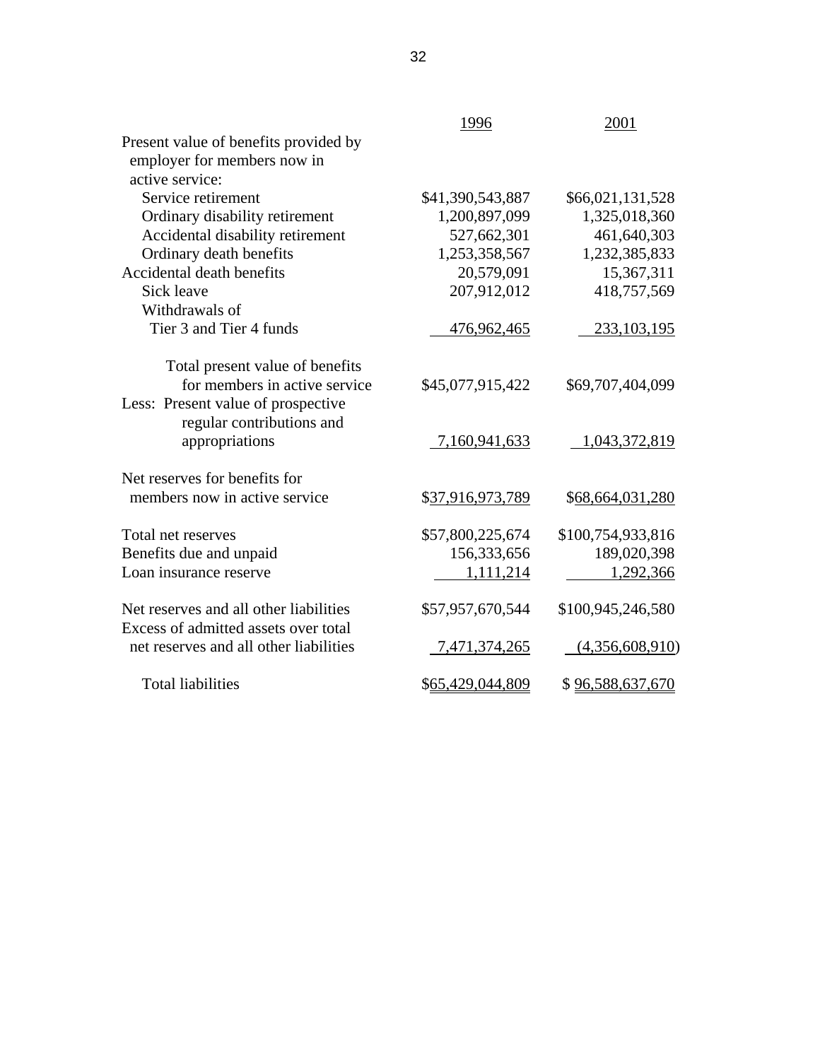| | 1996 | 2001 |
|---|---|---|
| Present value of benefits provided by employer for members now in active service: | | |
| Service retirement | $41,390,543,887 | $66,021,131,528 |
| Ordinary disability retirement | 1,200,897,099 | 1,325,018,360 |
| Accidental disability retirement | 527,662,301 | 461,640,303 |
| Ordinary death benefits | 1,253,358,567 | 1,232,385,833 |
| Accidental death benefits | 20,579,091 | 15,367,311 |
| Sick leave | 207,912,012 | 418,757,569 |
| Withdrawals of Tier 3 and Tier 4 funds | 476,962,465 | 233,103,195 |
| Total present value of benefits for members in active service | $45,077,915,422 | $69,707,404,099 |
| Less: Present value of prospective regular contributions and appropriations | 7,160,941,633 | 1,043,372,819 |
| Net reserves for benefits for members now in active service | $37,916,973,789 | $68,664,031,280 |
| Total net reserves | $57,800,225,674 | $100,754,933,816 |
| Benefits due and unpaid | 156,333,656 | 189,020,398 |
| Loan insurance reserve | 1,111,214 | 1,292,366 |
| Net reserves and all other liabilities | $57,957,670,544 | $100,945,246,580 |
| Excess of admitted assets over total net reserves and all other liabilities | 7,471,374,265 | (4,356,608,910) |
| Total liabilities | $65,429,044,809 | $ 96,588,637,670 |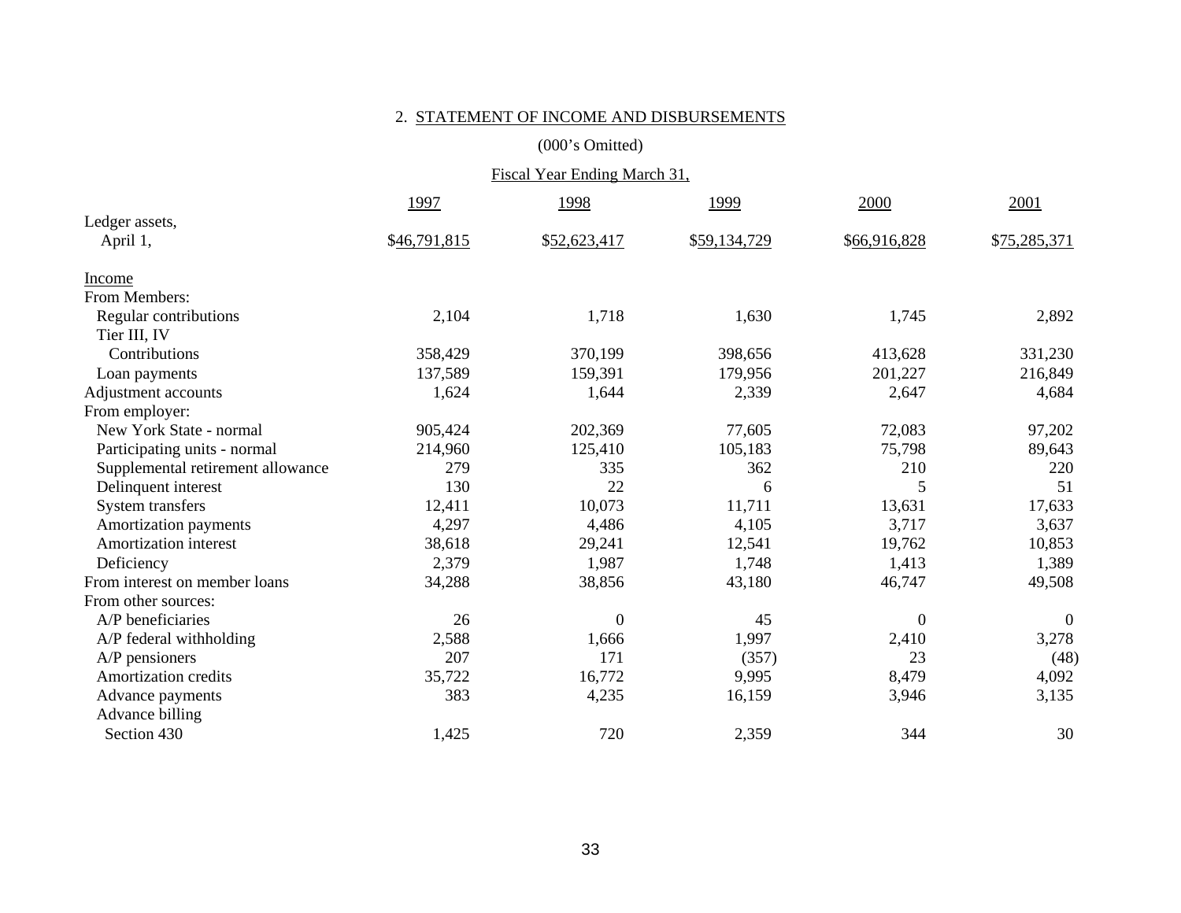## 2. STATEMENT OF INCOME AND DISBURSEMENTS

(000's Omitted)

Fiscal Year Ending March 31,

| | 1997 | 1998 | 1999 | 2000 | 2001 |
|---|---|---|---|---|---|
| Ledger assets, April 1, | $46,791,815 | $52,623,417 | $59,134,729 | $66,916,828 | $75,285,371 |
| **Income** | | | | | |
| From Members: | | | | | |
| Regular contributions | 2,104 | 1,718 | 1,630 | 1,745 | 2,892 |
| Tier III, IV Contributions | 358,429 | 370,199 | 398,656 | 413,628 | 331,230 |
| Loan payments | 137,589 | 159,391 | 179,956 | 201,227 | 216,849 |
| Adjustment accounts | 1,624 | 1,644 | 2,339 | 2,647 | 4,684 |
| From employer: | | | | | |
| New York State - normal | 905,424 | 202,369 | 77,605 | 72,083 | 97,202 |
| Participating units - normal | 214,960 | 125,410 | 105,183 | 75,798 | 89,643 |
| Supplemental retirement allowance | 279 | 335 | 362 | 210 | 220 |
| Delinquent interest | 130 | 22 | 6 | 5 | 51 |
| System transfers | 12,411 | 10,073 | 11,711 | 13,631 | 17,633 |
| Amortization payments | 4,297 | 4,486 | 4,105 | 3,717 | 3,637 |
| Amortization interest | 38,618 | 29,241 | 12,541 | 19,762 | 10,853 |
| Deficiency | 2,379 | 1,987 | 1,748 | 1,413 | 1,389 |
| From interest on member loans | 34,288 | 38,856 | 43,180 | 46,747 | 49,508 |
| From other sources: | | | | | |
| A/P beneficiaries | 26 | 0 | 45 | 0 | 0 |
| A/P federal withholding | 2,588 | 1,666 | 1,997 | 2,410 | 3,278 |
| A/P pensioners | 207 | 171 | (357) | 23 | (48) |
| Amortization credits | 35,722 | 16,772 | 9,995 | 8,479 | 4,092 |
| Advance payments | 383 | 4,235 | 16,159 | 3,946 | 3,135 |
| Advance billing Section 430 | 1,425 | 720 | 2,359 | 344 | 30 |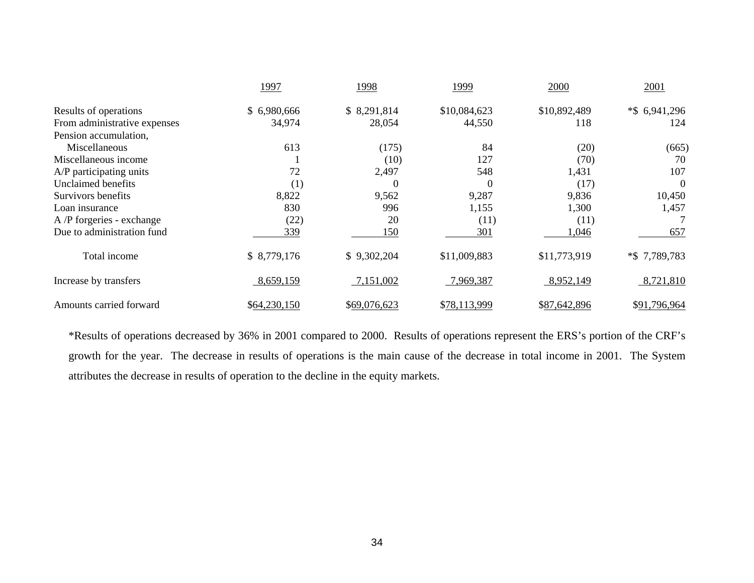| | 1997 | 1998 | 1999 | 2000 | 2001 |
|---|---|---|---|---|---|
| Results of operations | $ 6,980,666 | $ 8,291,814 | $10,084,623 | $10,892,489 | *$ 6,941,296 |
| From administrative expenses | 34,974 | 28,054 | 44,550 | 118 | 124 |
| Pension accumulation, Miscellaneous | 613 | (175) | 84 | (20) | (665) |
| Miscellaneous income | 1 | (10) | 127 | (70) | 70 |
| A/P participating units | 72 | 2,497 | 548 | 1,431 | 107 |
| Unclaimed benefits | (1) | 0 | 0 | (17) | 0 |
| Survivors benefits | 8,822 | 9,562 | 9,287 | 9,836 | 10,450 |
| Loan insurance | 830 | 996 | 1,155 | 1,300 | 1,457 |
| A /P forgeries - exchange | (22) | 20 | (11) | (11) | 7 |
| Due to administration fund | 339 | 150 | 301 | 1,046 | 657 |
| Total income | $ 8,779,176 | $ 9,302,204 | $11,009,883 | $11,773,919 | *$ 7,789,783 |
| Increase by transfers | 8,659,159 | 7,151,002 | 7,969,387 | 8,952,149 | 8,721,810 |
| Amounts carried forward | $64,230,150 | $69,076,623 | $78,113,999 | $87,642,896 | $91,796,964 |

*Results of operations decreased by 36% in 2001 compared to 2000. Results of operations represent the ERS's portion of the CRF's growth for the year. The decrease in results of operations is the main cause of the decrease in total income in 2001. The System attributes the decrease in results of operation to the decline in the equity markets.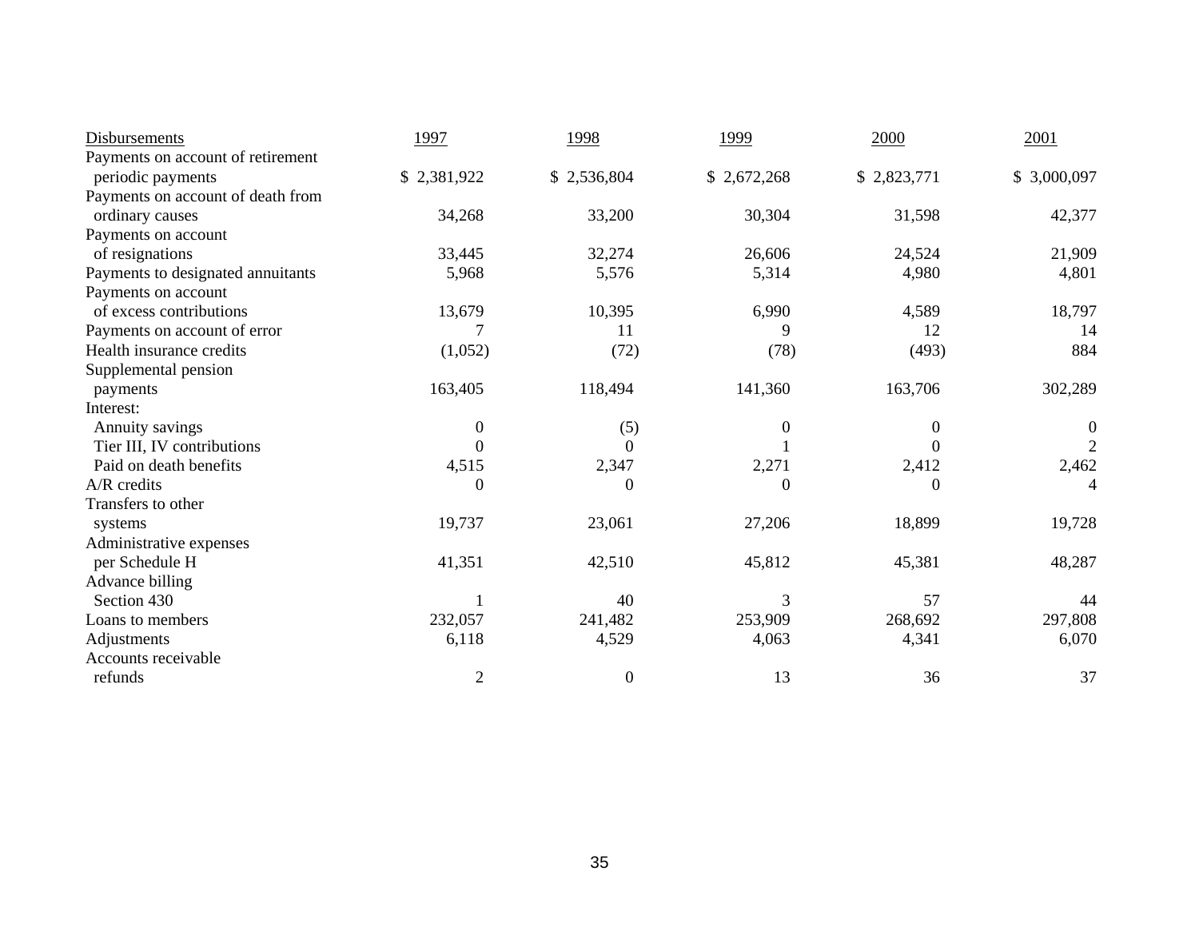| Disbursements | 1997 | 1998 | 1999 | 2000 | 2001 |
|---|---|---|---|---|---|
| Payments on account of retirement periodic payments | $ 2,381,922 | $ 2,536,804 | $ 2,672,268 | $ 2,823,771 | $ 3,000,097 |
| Payments on account of death from ordinary causes | 34,268 | 33,200 | 30,304 | 31,598 | 42,377 |
| Payments on account of resignations | 33,445 | 32,274 | 26,606 | 24,524 | 21,909 |
| Payments to designated annuitants | 5,968 | 5,576 | 5,314 | 4,980 | 4,801 |
| Payments on account of excess contributions | 13,679 | 10,395 | 6,990 | 4,589 | 18,797 |
| Payments on account of error | 7 | 11 | 9 | 12 | 14 |
| Health insurance credits | (1,052) | (72) | (78) | (493) | 884 |
| Supplemental pension payments | 163,405 | 118,494 | 141,360 | 163,706 | 302,289 |
| Interest: | | | | | |
| Annuity savings | 0 | (5) | 0 | 0 | 0 |
| Tier III, IV contributions | 0 | 0 | 1 | 0 | 2 |
| Paid on death benefits | 4,515 | 2,347 | 2,271 | 2,412 | 2,462 |
| A/R credits | 0 | 0 | 0 | 0 | 4 |
| Transfers to other systems | 19,737 | 23,061 | 27,206 | 18,899 | 19,728 |
| Administrative expenses per Schedule H | 41,351 | 42,510 | 45,812 | 45,381 | 48,287 |
| Advance billing Section 430 | 1 | 40 | 3 | 57 | 44 |
| Loans to members | 232,057 | 241,482 | 253,909 | 268,692 | 297,808 |
| Adjustments | 6,118 | 4,529 | 4,063 | 4,341 | 6,070 |
| Accounts receivable refunds | 2 | 0 | 13 | 36 | 37 |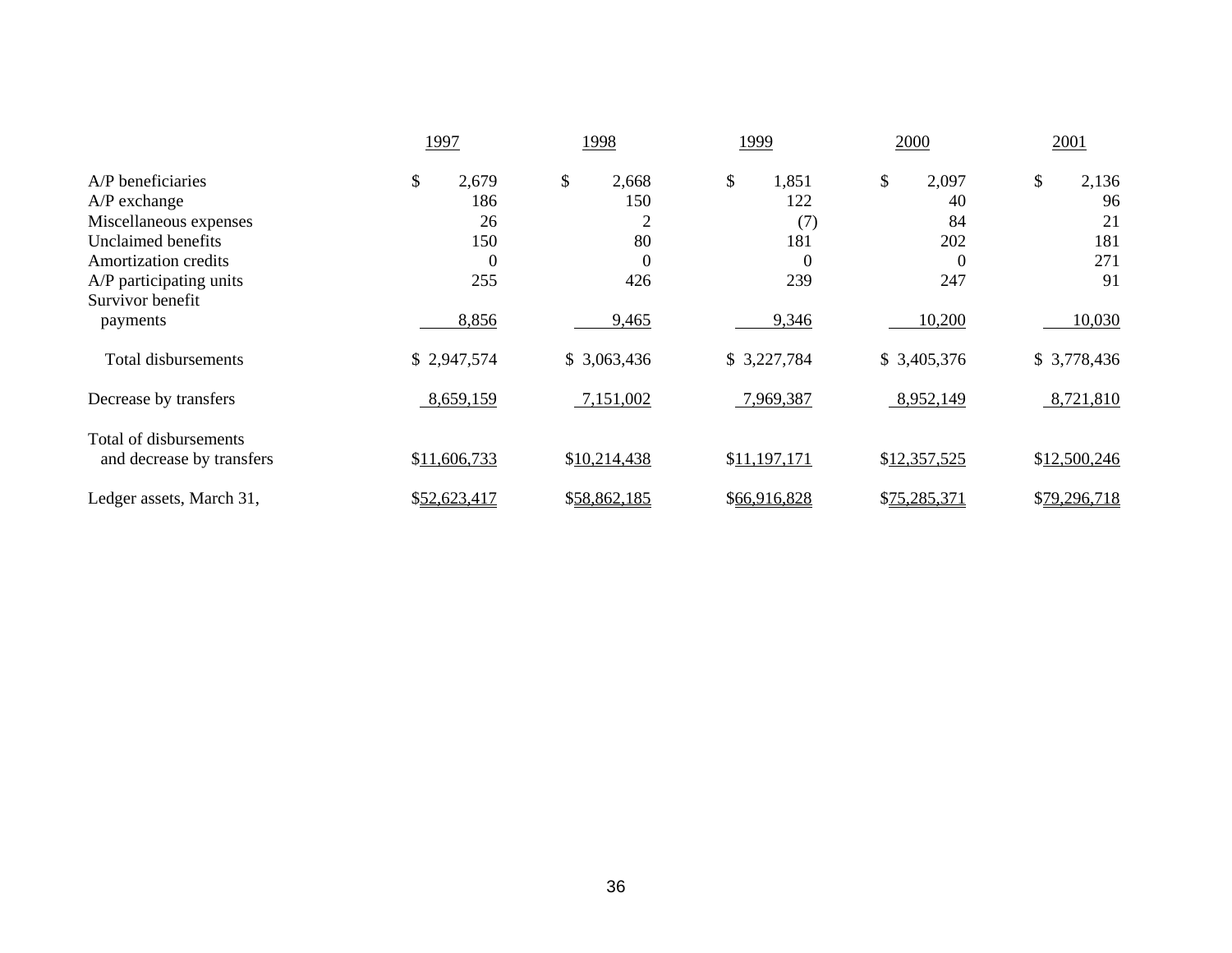| | 1997 | 1998 | 1999 | 2000 | 2001 |
|---|---|---|---|---|---|
| A/P beneficiaries | $ 2,679 | $ 2,668 | $ 1,851 | $ 2,097 | $ 2,136 |
| A/P exchange | 186 | 150 | 122 | 40 | 96 |
| Miscellaneous expenses | 26 | 2 | (7) | 84 | 21 |
| Unclaimed benefits | 150 | 80 | 181 | 202 | 181 |
| Amortization credits | 0 | 0 | 0 | 0 | 271 |
| A/P participating units | 255 | 426 | 239 | 247 | 91 |
| Survivor benefit payments | 8,856 | 9,465 | 9,346 | 10,200 | 10,030 |
| Total disbursements | $ 2,947,574 | $ 3,063,436 | $ 3,227,784 | $ 3,405,376 | $ 3,778,436 |
| Decrease by transfers | 8,659,159 | 7,151,002 | 7,969,387 | 8,952,149 | 8,721,810 |
| Total of disbursements and decrease by transfers | $11,606,733 | $10,214,438 | $11,197,171 | $12,357,525 | $12,500,246 |
| Ledger assets, March 31, | $52,623,417 | $58,862,185 | $66,916,828 | $75,285,371 | $79,296,718 |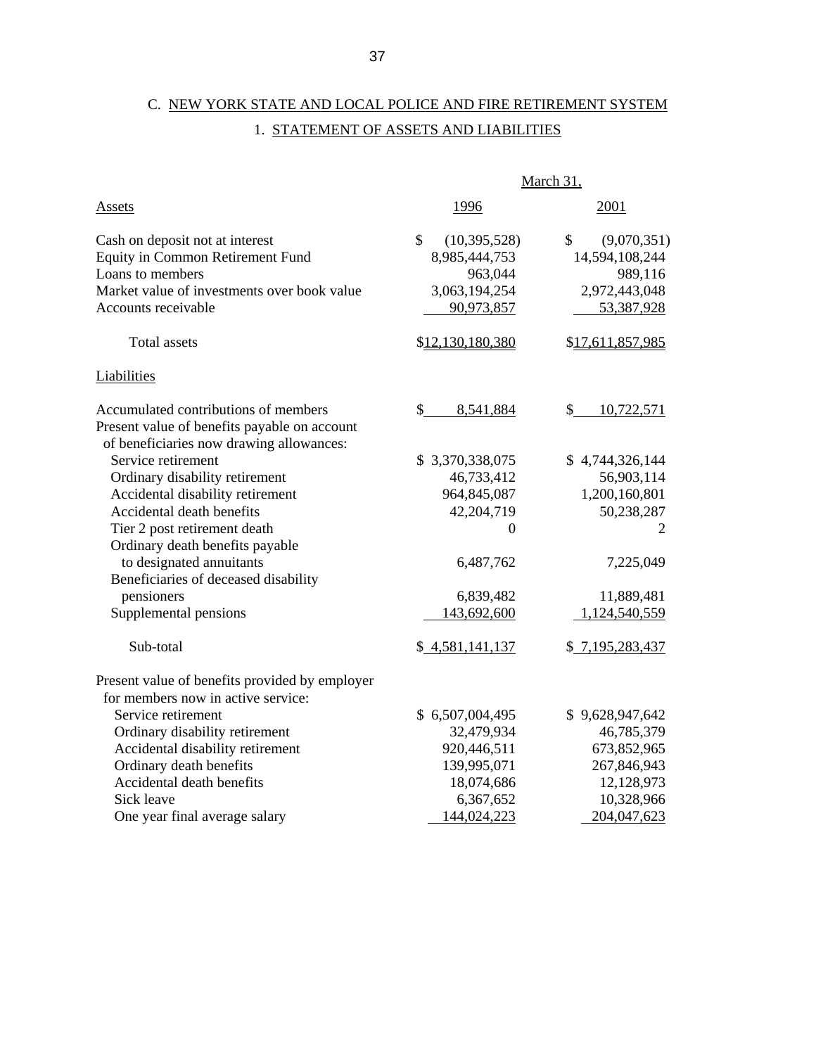## C. NEW YORK STATE AND LOCAL POLICE AND FIRE RETIREMENT SYSTEM

### 1. STATEMENT OF ASSETS AND LIABILITIES

| | March 31, | |
|---|---|---|
| Assets | 1996 | 2001 |
| Cash on deposit not at interest | $ (10,395,528) | $ (9,070,351) |
| Equity in Common Retirement Fund | 8,985,444,753 | 14,594,108,244 |
| Loans to members | 963,044 | 989,116 |
| Market value of investments over book value | 3,063,194,254 | 2,972,443,048 |
| Accounts receivable | 90,973,857 | 53,387,928 |
| Total assets | $12,130,180,380 | $17,611,857,985 |
| **Liabilities** | | |
| Accumulated contributions of members | $ 8,541,884 | $ 10,722,571 |
| Present value of benefits payable on account of beneficiaries now drawing allowances: | | |
| Service retirement | $ 3,370,338,075 | $ 4,744,326,144 |
| Ordinary disability retirement | 46,733,412 | 56,903,114 |
| Accidental disability retirement | 964,845,087 | 1,200,160,801 |
| Accidental death benefits | 42,204,719 | 50,238,287 |
| Tier 2 post retirement death | 0 | 2 |
| Ordinary death benefits payable to designated annuitants | 6,487,762 | 7,225,049 |
| Beneficiaries of deceased disability pensioners | 6,839,482 | 11,889,481 |
| Supplemental pensions | 143,692,600 | 1,124,540,559 |
| Sub-total | $ 4,581,141,137 | $ 7,195,283,437 |
| Present value of benefits provided by employer for members now in active service: | | |
| Service retirement | $ 6,507,004,495 | $ 9,628,947,642 |
| Ordinary disability retirement | 32,479,934 | 46,785,379 |
| Accidental disability retirement | 920,446,511 | 673,852,965 |
| Ordinary death benefits | 139,995,071 | 267,846,943 |
| Accidental death benefits | 18,074,686 | 12,128,973 |
| Sick leave | 6,367,652 | 10,328,966 |
| One year final average salary | 144,024,223 | 204,047,623 |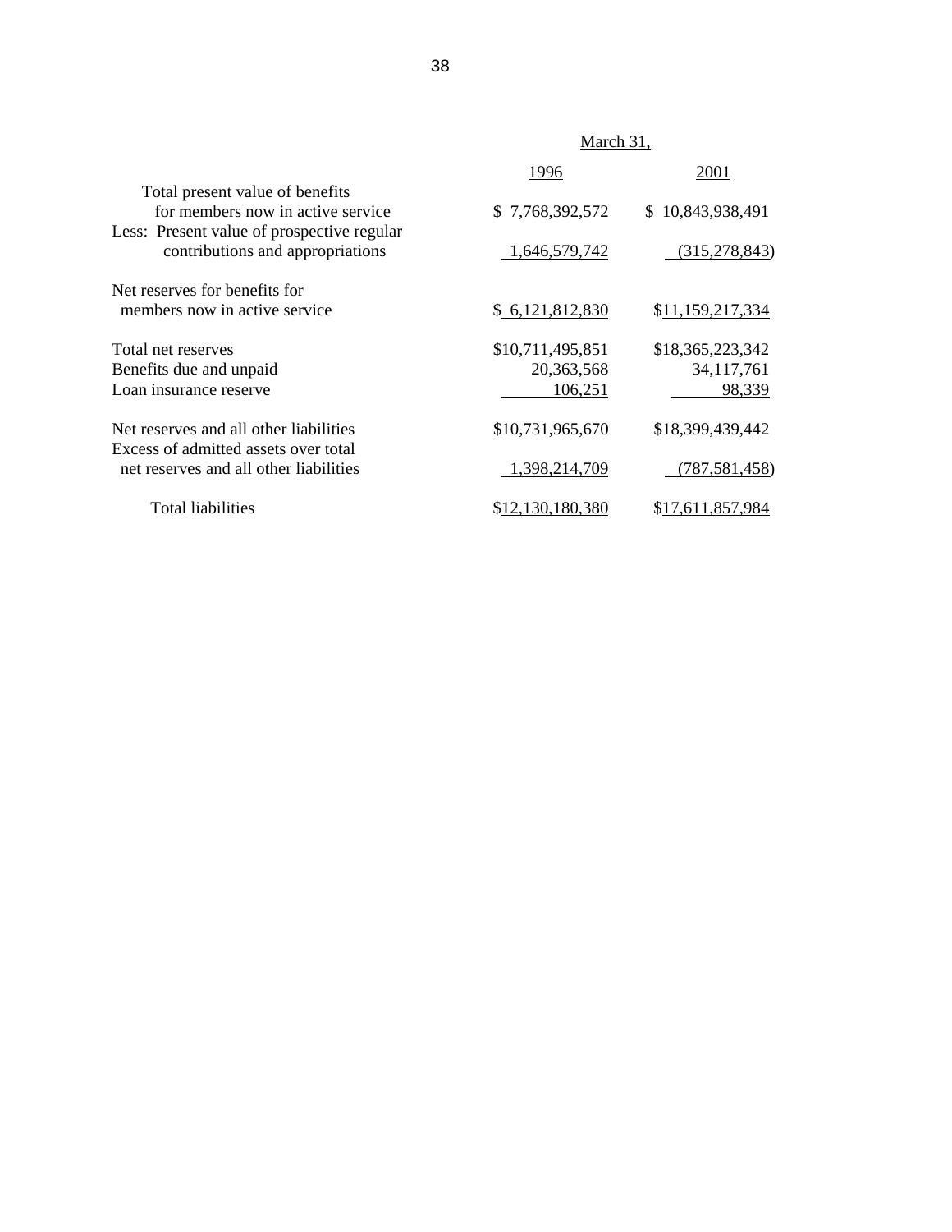| | March 31, | |
|---|---|---|
| | 1996 | 2001 |
| Total present value of benefits for members now in active service | $ 7,768,392,572 | $ 10,843,938,491 |
| Less: Present value of prospective regular contributions and appropriations | 1,646,579,742 | (315,278,843) |
| Net reserves for benefits for members now in active service | $ 6,121,812,830 | $11,159,217,334 |
| Total net reserves | $10,711,495,851 | $18,365,223,342 |
| Benefits due and unpaid | 20,363,568 | 34,117,761 |
| Loan insurance reserve | 106,251 | 98,339 |
| Net reserves and all other liabilities | $10,731,965,670 | $18,399,439,442 |
| Excess of admitted assets over total net reserves and all other liabilities | 1,398,214,709 | (787,581,458) |
| Total liabilities | $12,130,180,380 | $17,611,857,984 |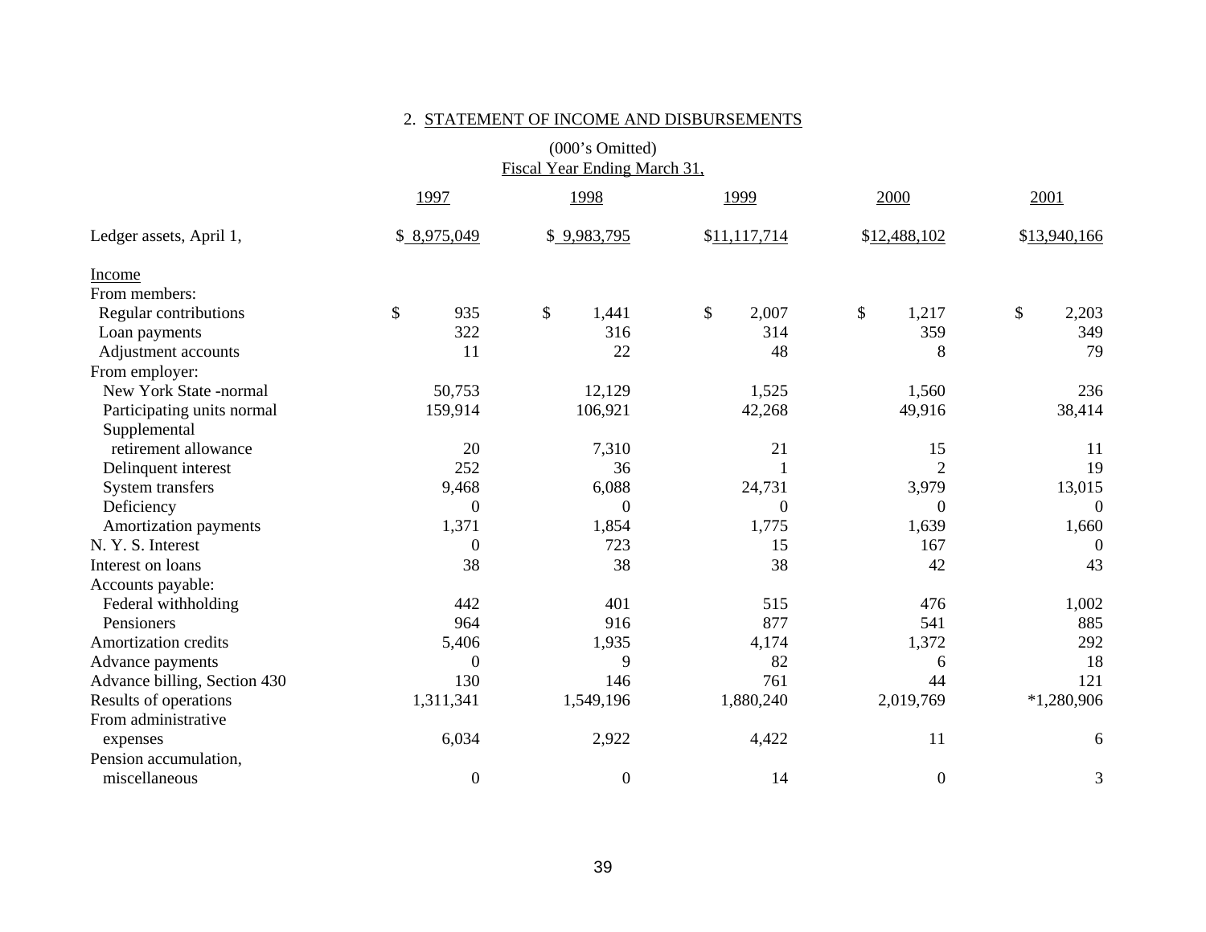## 2. STATEMENT OF INCOME AND DISBURSEMENTS

(000's Omitted)
Fiscal Year Ending March 31,

| | 1997 | 1998 | 1999 | 2000 | 2001 |
|---|---|---|---|---|---|
| Ledger assets, April 1, | $ 8,975,049 | $ 9,983,795 | $11,117,714 | $12,488,102 | $13,940,166 |
| **Income** | | | | | |
| From members: | | | | | |
| Regular contributions | $ 935 | $ 1,441 | $ 2,007 | $ 1,217 | $ 2,203 |
| Loan payments | 322 | 316 | 314 | 359 | 349 |
| Adjustment accounts | 11 | 22 | 48 | 8 | 79 |
| From employer: | | | | | |
| New York State -normal | 50,753 | 12,129 | 1,525 | 1,560 | 236 |
| Participating units normal | 159,914 | 106,921 | 42,268 | 49,916 | 38,414 |
| Supplemental retirement allowance | 20 | 7,310 | 21 | 15 | 11 |
| Delinquent interest | 252 | 36 | 1 | 2 | 19 |
| System transfers | 9,468 | 6,088 | 24,731 | 3,979 | 13,015 |
| Deficiency | 0 | 0 | 0 | 0 | 0 |
| Amortization payments | 1,371 | 1,854 | 1,775 | 1,639 | 1,660 |
| N. Y. S. Interest | 0 | 723 | 15 | 167 | 0 |
| Interest on loans | 38 | 38 | 38 | 42 | 43 |
| Accounts payable: | | | | | |
| Federal withholding | 442 | 401 | 515 | 476 | 1,002 |
| Pensioners | 964 | 916 | 877 | 541 | 885 |
| Amortization credits | 5,406 | 1,935 | 4,174 | 1,372 | 292 |
| Advance payments | 0 | 9 | 82 | 6 | 18 |
| Advance billing, Section 430 | 130 | 146 | 761 | 44 | 121 |
| Results of operations | 1,311,341 | 1,549,196 | 1,880,240 | 2,019,769 | *1,280,906 |
| From administrative expenses | 6,034 | 2,922 | 4,422 | 11 | 6 |
| Pension accumulation, miscellaneous | 0 | 0 | 14 | 0 | 3 |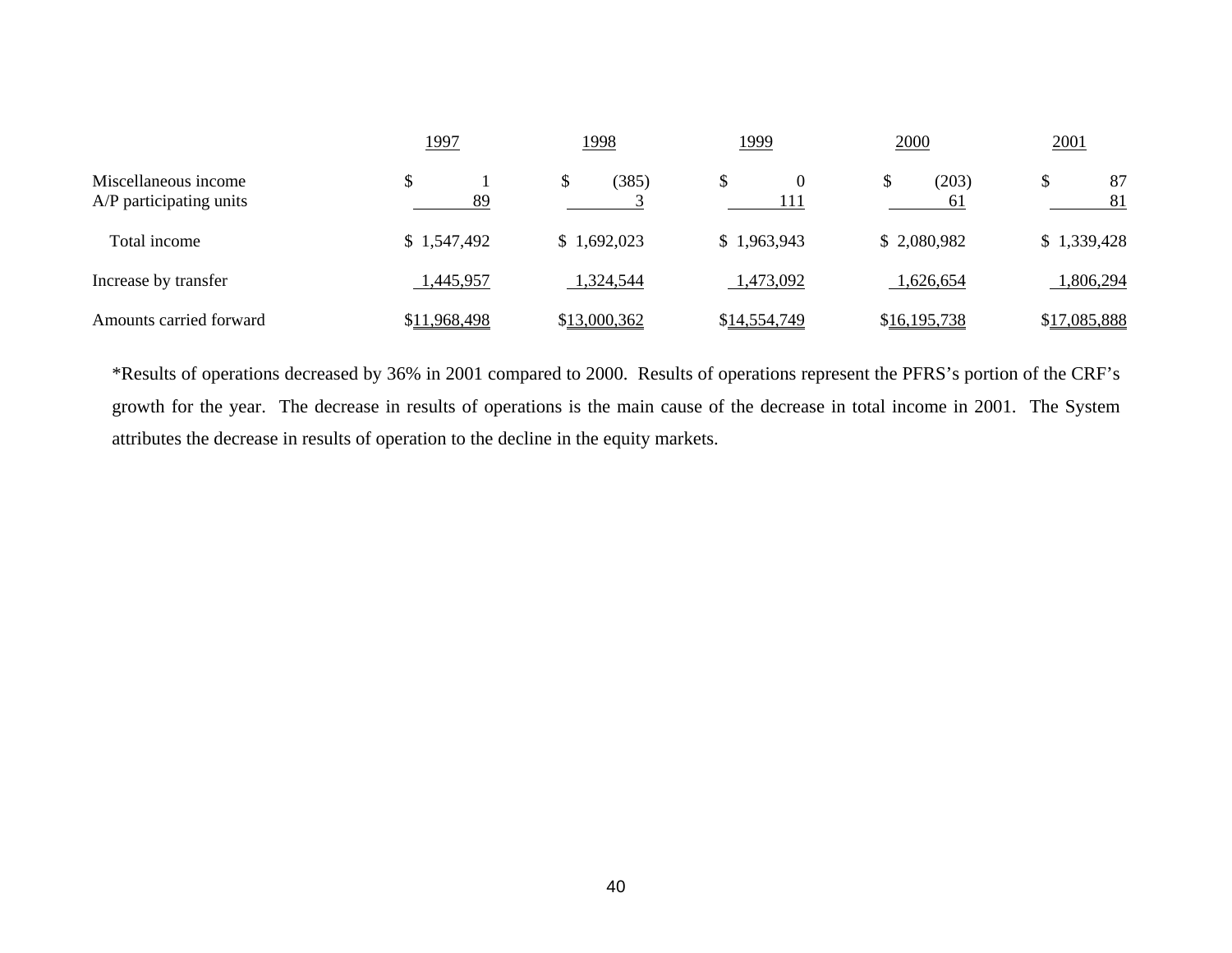| | 1997 | 1998 | 1999 | 2000 | 2001 |
|---|---|---|---|---|---|
| Miscellaneous income | $ 1 | $ (385) | $ 0 | $ (203) | $ 87 |
| A/P participating units | 89 | 3 | 111 | 61 | 81 |
| Total income | $ 1,547,492 | $ 1,692,023 | $ 1,963,943 | $ 2,080,982 | $ 1,339,428 |
| Increase by transfer | 1,445,957 | 1,324,544 | 1,473,092 | 1,626,654 | 1,806,294 |
| Amounts carried forward | $11,968,498 | $13,000,362 | $14,554,749 | $16,195,738 | $17,085,888 |

*Results of operations decreased by 36% in 2001 compared to 2000. Results of operations represent the PFRS's portion of the CRF's growth for the year. The decrease in results of operations is the main cause of the decrease in total income in 2001. The System attributes the decrease in results of operation to the decline in the equity markets.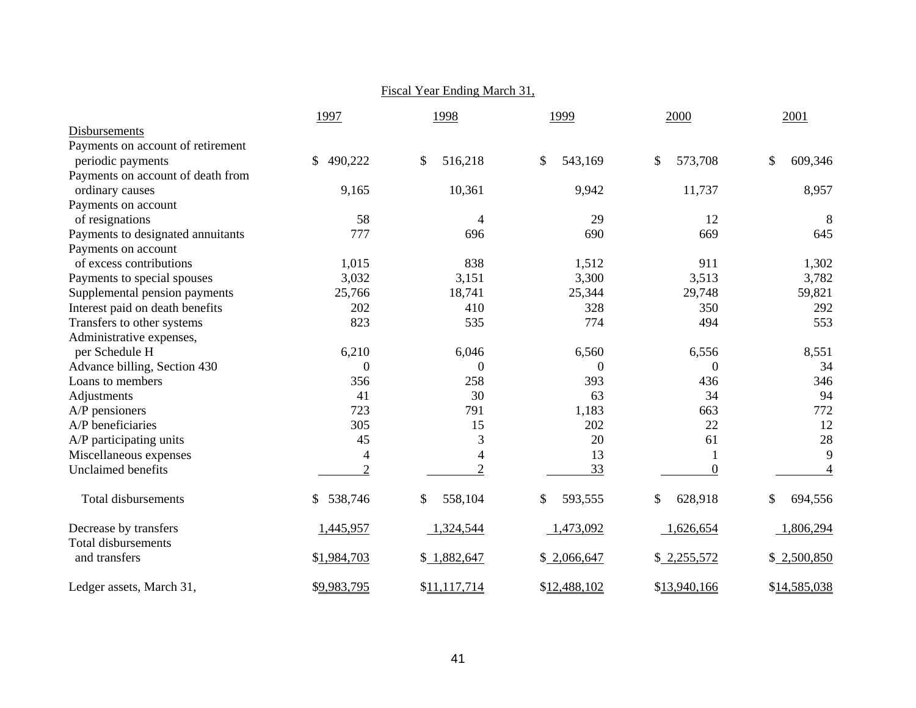| | Fiscal Year Ending March 31, | | | | |
|---|---|---|---|---|---|
| | 1997 | 1998 | 1999 | 2000 | 2001 |
| Disbursements | | | | | |
| Payments on account of retirement periodic payments | $ 490,222 | $ 516,218 | $ 543,169 | $ 573,708 | $ 609,346 |
| Payments on account of death from ordinary causes | 9,165 | 10,361 | 9,942 | 11,737 | 8,957 |
| Payments on account of resignations | 58 | 4 | 29 | 12 | 8 |
| Payments to designated annuitants | 777 | 696 | 690 | 669 | 645 |
| Payments on account of excess contributions | 1,015 | 838 | 1,512 | 911 | 1,302 |
| Payments to special spouses | 3,032 | 3,151 | 3,300 | 3,513 | 3,782 |
| Supplemental pension payments | 25,766 | 18,741 | 25,344 | 29,748 | 59,821 |
| Interest paid on death benefits | 202 | 410 | 328 | 350 | 292 |
| Transfers to other systems | 823 | 535 | 774 | 494 | 553 |
| Administrative expenses, per Schedule H | 6,210 | 6,046 | 6,560 | 6,556 | 8,551 |
| Advance billing, Section 430 | 0 | 0 | 0 | 0 | 34 |
| Loans to members | 356 | 258 | 393 | 436 | 346 |
| Adjustments | 41 | 30 | 63 | 34 | 94 |
| A/P pensioners | 723 | 791 | 1,183 | 663 | 772 |
| A/P beneficiaries | 305 | 15 | 202 | 22 | 12 |
| A/P participating units | 45 | 3 | 20 | 61 | 28 |
| Miscellaneous expenses | 4 | 4 | 13 | 1 | 9 |
| Unclaimed benefits | 2 | 2 | 33 | 0 | 4 |
| Total disbursements | $ 538,746 | $ 558,104 | $ 593,555 | $ 628,918 | $ 694,556 |
| Decrease by transfers | 1,445,957 | 1,324,544 | 1,473,092 | 1,626,654 | 1,806,294 |
| Total disbursements and transfers | $1,984,703 | $ 1,882,647 | $ 2,066,647 | $ 2,255,572 | $ 2,500,850 |
| Ledger assets, March 31, | $9,983,795 | $11,117,714 | $12,488,102 | $13,940,166 | $14,585,038 |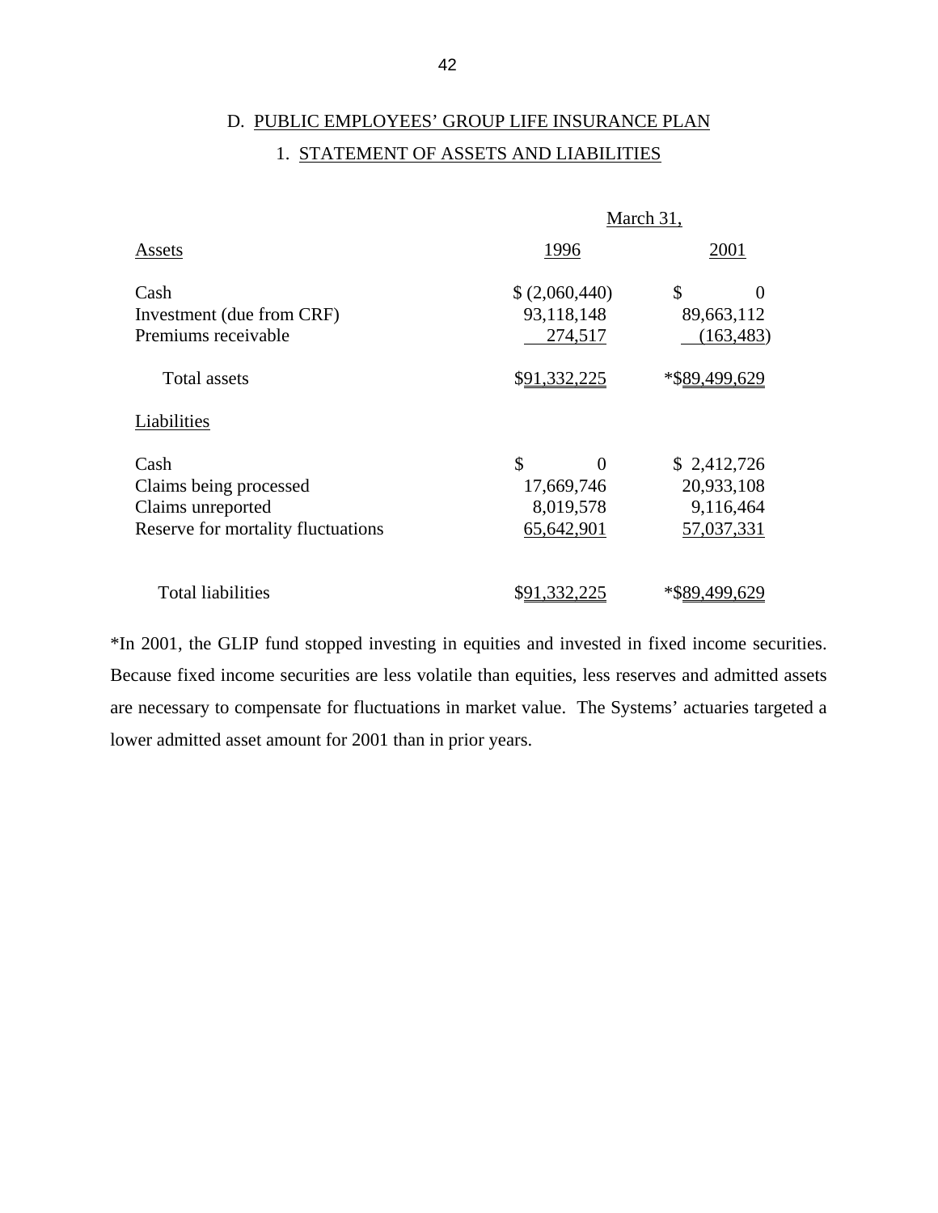## D. PUBLIC EMPLOYEES' GROUP LIFE INSURANCE PLAN

### 1. STATEMENT OF ASSETS AND LIABILITIES

| | March 31, | |
|---|---|---|
| **Assets** | **1996** | **2001** |
| Cash | $ (2,060,440) | $ 0 |
| Investment (due from CRF) | 93,118,148 | 89,663,112 |
| Premiums receivable | 274,517 | (163,483) |
| Total assets | $91,332,225 | *$89,499,629 |
| **Liabilities** | | |
| Cash | $ 0 | $ 2,412,726 |
| Claims being processed | 17,669,746 | 20,933,108 |
| Claims unreported | 8,019,578 | 9,116,464 |
| Reserve for mortality fluctuations | 65,642,901 | 57,037,331 |
| Total liabilities | $91,332,225 | *$89,499,629 |

*In 2001, the GLIP fund stopped investing in equities and invested in fixed income securities. Because fixed income securities are less volatile than equities, less reserves and admitted assets are necessary to compensate for fluctuations in market value. The Systems' actuaries targeted a lower admitted asset amount for 2001 than in prior years.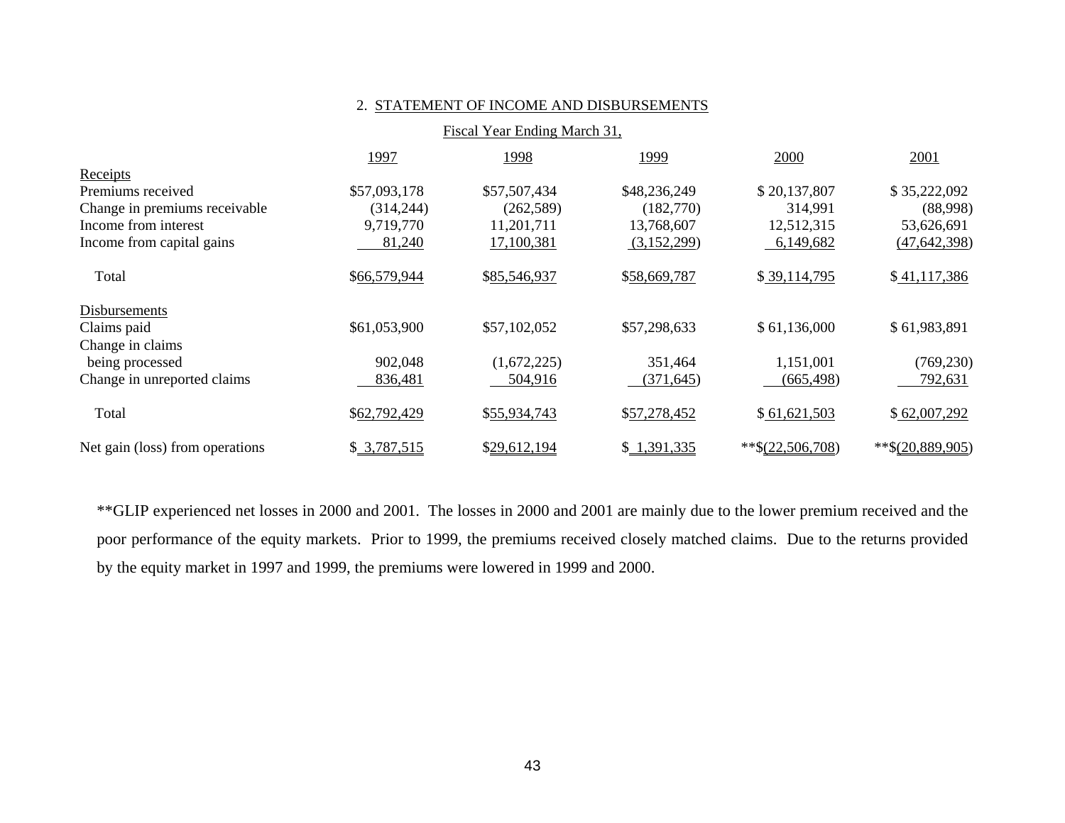## 2. STATEMENT OF INCOME AND DISBURSEMENTS

| | Fiscal Year Ending March 31, | | | | |
|---|---|---|---|---|---|
| | 1997 | 1998 | 1999 | 2000 | 2001 |
| **Receipts** | | | | | |
| Premiums received | $57,093,178 | $57,507,434 | $48,236,249 | $ 20,137,807 | $ 35,222,092 |
| Change in premiums receivable | (314,244) | (262,589) | (182,770) | 314,991 | (88,998) |
| Income from interest | 9,719,770 | 11,201,711 | 13,768,607 | 12,512,315 | 53,626,691 |
| Income from capital gains | 81,240 | 17,100,381 | (3,152,299) | 6,149,682 | (47,642,398) |
| Total | $66,579,944 | $85,546,937 | $58,669,787 | $ 39,114,795 | $ 41,117,386 |
| **Disbursements** | | | | | |
| Claims paid | $61,053,900 | $57,102,052 | $57,298,633 | $ 61,136,000 | $ 61,983,891 |
| Change in claims being processed | 902,048 | (1,672,225) | 351,464 | 1,151,001 | (769,230) |
| Change in unreported claims | 836,481 | 504,916 | (371,645) | (665,498) | 792,631 |
| Total | $62,792,429 | $55,934,743 | $57,278,452 | $ 61,621,503 | $ 62,007,292 |
| Net gain (loss) from operations | $ 3,787,515 | $29,612,194 | $ 1,391,335 | **$(22,506,708) | **$(20,889,905) |

**GLIP experienced net losses in 2000 and 2001. The losses in 2000 and 2001 are mainly due to the lower premium received and the poor performance of the equity markets. Prior to 1999, the premiums received closely matched claims. Due to the returns provided by the equity market in 1997 and 1999, the premiums were lowered in 1999 and 2000.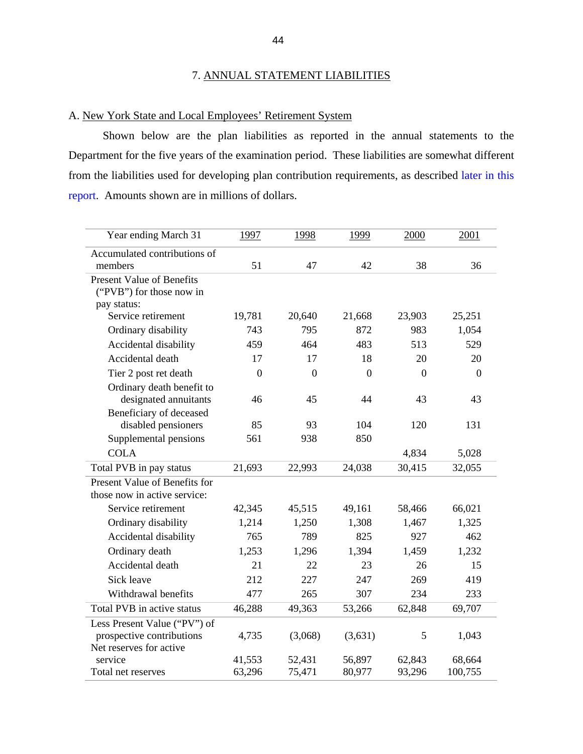## 7. ANNUAL STATEMENT LIABILITIES

### A. New York State and Local Employees' Retirement System

Shown below are the plan liabilities as reported in the annual statements to the Department for the five years of the examination period. These liabilities are somewhat different from the liabilities used for developing plan contribution requirements, as described later in this report. Amounts shown are in millions of dollars.

| Year ending March 31 | 1997 | 1998 | 1999 | 2000 | 2001 |
|---|---|---|---|---|---|
| Accumulated contributions of members | 51 | 47 | 42 | 38 | 36 |
| Present Value of Benefits ("PVB") for those now in pay status: | | | | | |
| Service retirement | 19,781 | 20,640 | 21,668 | 23,903 | 25,251 |
| Ordinary disability | 743 | 795 | 872 | 983 | 1,054 |
| Accidental disability | 459 | 464 | 483 | 513 | 529 |
| Accidental death | 17 | 17 | 18 | 20 | 20 |
| Tier 2 post ret death | 0 | 0 | 0 | 0 | 0 |
| Ordinary death benefit to designated annuitants | 46 | 45 | 44 | 43 | 43 |
| Beneficiary of deceased disabled pensioners | 85 | 93 | 104 | 120 | 131 |
| Supplemental pensions | 561 | 938 | 850 | | |
| COLA | | | | 4,834 | 5,028 |
| Total PVB in pay status | 21,693 | 22,993 | 24,038 | 30,415 | 32,055 |
| Present Value of Benefits for those now in active service: | | | | | |
| Service retirement | 42,345 | 45,515 | 49,161 | 58,466 | 66,021 |
| Ordinary disability | 1,214 | 1,250 | 1,308 | 1,467 | 1,325 |
| Accidental disability | 765 | 789 | 825 | 927 | 462 |
| Ordinary death | 1,253 | 1,296 | 1,394 | 1,459 | 1,232 |
| Accidental death | 21 | 22 | 23 | 26 | 15 |
| Sick leave | 212 | 227 | 247 | 269 | 419 |
| Withdrawal benefits | 477 | 265 | 307 | 234 | 233 |
| Total PVB in active status | 46,288 | 49,363 | 53,266 | 62,848 | 69,707 |
| Less Present Value ("PV") of prospective contributions | 4,735 | (3,068) | (3,631) | 5 | 1,043 |
| Net reserves for active service | 41,553 | 52,431 | 56,897 | 62,843 | 68,664 |
| Total net reserves | 63,296 | 75,471 | 80,977 | 93,296 | 100,755 |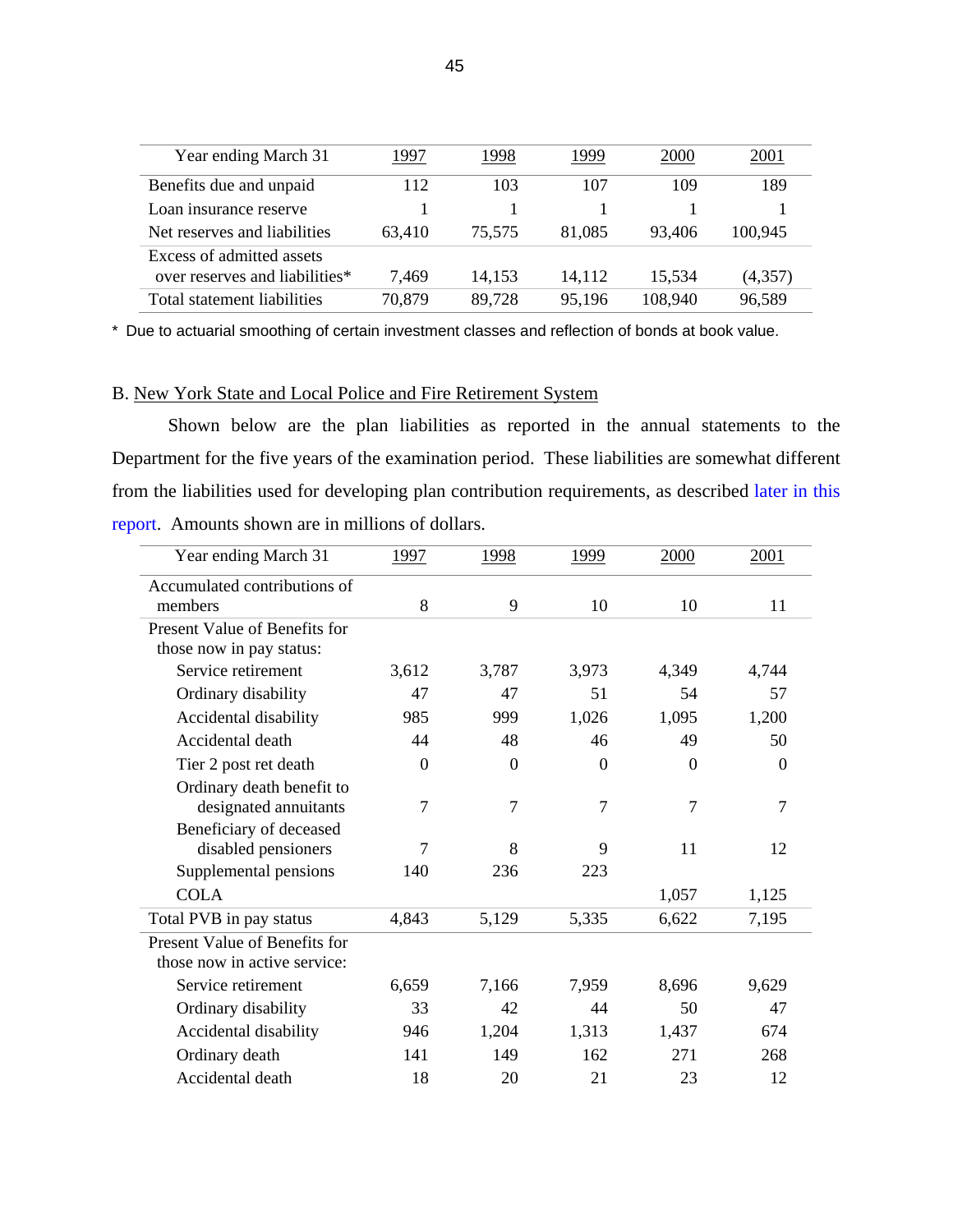| Year ending March 31 | 1997 | 1998 | 1999 | 2000 | 2001 |
|---|---|---|---|---|---|
| Benefits due and unpaid | 112 | 103 | 107 | 109 | 189 |
| Loan insurance reserve | 1 | 1 | 1 | 1 | 1 |
| Net reserves and liabilities | 63,410 | 75,575 | 81,085 | 93,406 | 100,945 |
| Excess of admitted assets over reserves and liabilities* | 7,469 | 14,153 | 14,112 | 15,534 | (4,357) |
| Total statement liabilities | 70,879 | 89,728 | 95,196 | 108,940 | 96,589 |

\* Due to actuarial smoothing of certain investment classes and reflection of bonds at book value.

B. New York State and Local Police and Fire Retirement System

Shown below are the plan liabilities as reported in the annual statements to the Department for the five years of the examination period. These liabilities are somewhat different from the liabilities used for developing plan contribution requirements, as described later in this report. Amounts shown are in millions of dollars.

| Year ending March 31 | 1997 | 1998 | 1999 | 2000 | 2001 |
|---|---|---|---|---|---|
| Accumulated contributions of members | 8 | 9 | 10 | 10 | 11 |
| Present Value of Benefits for those now in pay status: | | | | | |
| Service retirement | 3,612 | 3,787 | 3,973 | 4,349 | 4,744 |
| Ordinary disability | 47 | 47 | 51 | 54 | 57 |
| Accidental disability | 985 | 999 | 1,026 | 1,095 | 1,200 |
| Accidental death | 44 | 48 | 46 | 49 | 50 |
| Tier 2 post ret death | 0 | 0 | 0 | 0 | 0 |
| Ordinary death benefit to designated annuitants | 7 | 7 | 7 | 7 | 7 |
| Beneficiary of deceased disabled pensioners | 7 | 8 | 9 | 11 | 12 |
| Supplemental pensions | 140 | 236 | 223 | | |
| COLA | | | | 1,057 | 1,125 |
| Total PVB in pay status | 4,843 | 5,129 | 5,335 | 6,622 | 7,195 |
| Present Value of Benefits for those now in active service: | | | | | |
| Service retirement | 6,659 | 7,166 | 7,959 | 8,696 | 9,629 |
| Ordinary disability | 33 | 42 | 44 | 50 | 47 |
| Accidental disability | 946 | 1,204 | 1,313 | 1,437 | 674 |
| Ordinary death | 141 | 149 | 162 | 271 | 268 |
| Accidental death | 18 | 20 | 21 | 23 | 12 |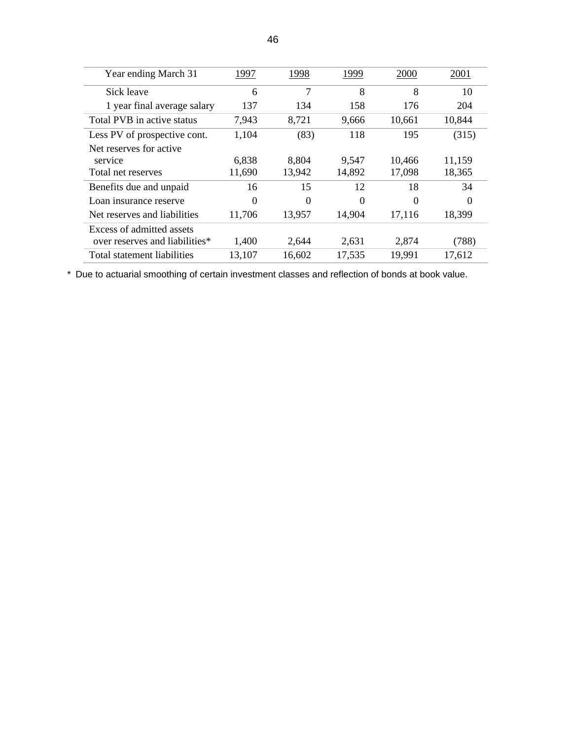| Year ending March 31 | 1997 | 1998 | 1999 | 2000 | 2001 |
|---|---|---|---|---|---|
| Sick leave | 6 | 7 | 8 | 8 | 10 |
| 1 year final average salary | 137 | 134 | 158 | 176 | 204 |
| Total PVB in active status | 7,943 | 8,721 | 9,666 | 10,661 | 10,844 |
| Less PV of prospective cont. | 1,104 | (83) | 118 | 195 | (315) |
| Net reserves for active service | 6,838 | 8,804 | 9,547 | 10,466 | 11,159 |
| Total net reserves | 11,690 | 13,942 | 14,892 | 17,098 | 18,365 |
| Benefits due and unpaid | 16 | 15 | 12 | 18 | 34 |
| Loan insurance reserve | 0 | 0 | 0 | 0 | 0 |
| Net reserves and liabilities | 11,706 | 13,957 | 14,904 | 17,116 | 18,399 |
| Excess of admitted assets over reserves and liabilities* | 1,400 | 2,644 | 2,631 | 2,874 | (788) |
| Total statement liabilities | 13,107 | 16,602 | 17,535 | 19,991 | 17,612 |

* Due to actuarial smoothing of certain investment classes and reflection of bonds at book value.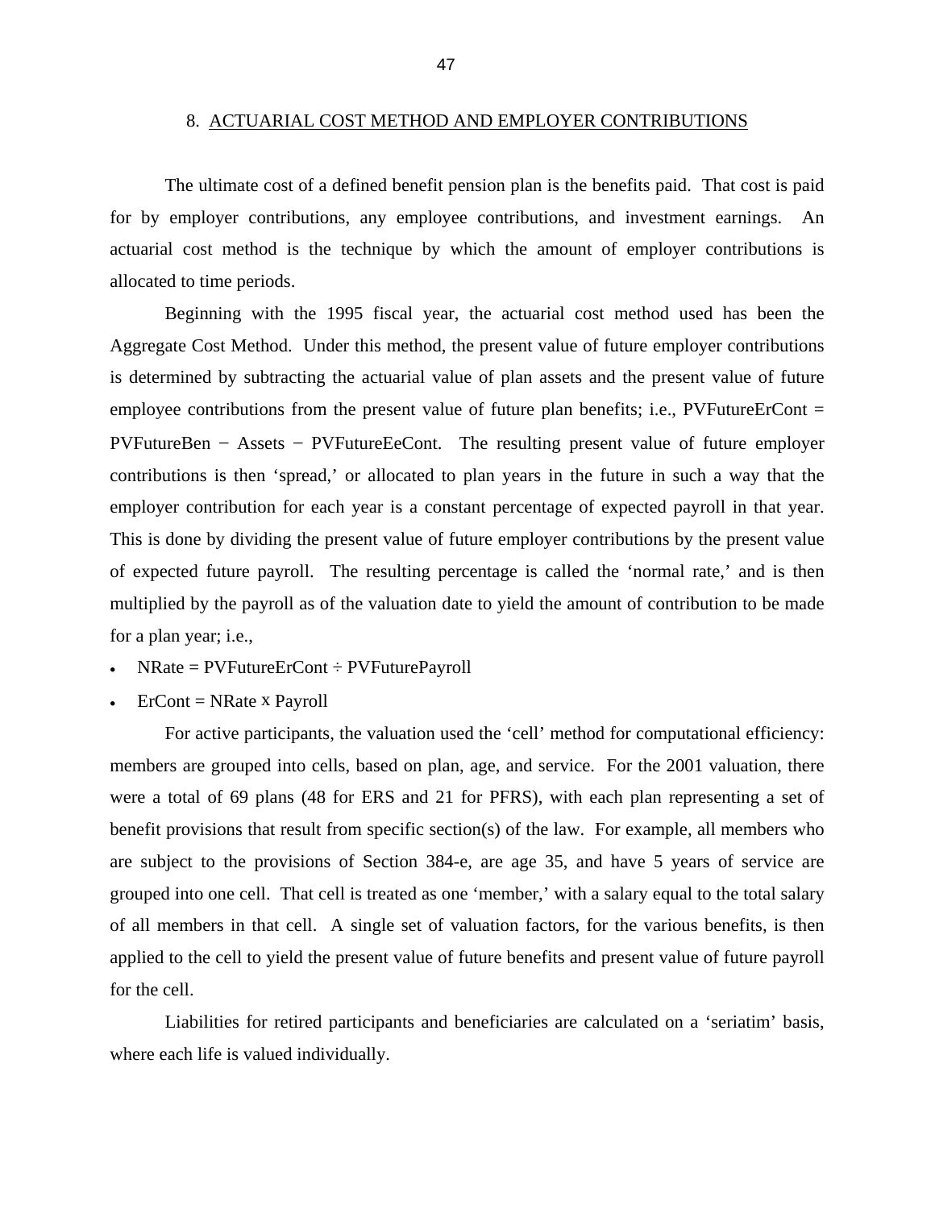## 8. ACTUARIAL COST METHOD AND EMPLOYER CONTRIBUTIONS

The ultimate cost of a defined benefit pension plan is the benefits paid. That cost is paid for by employer contributions, any employee contributions, and investment earnings. An actuarial cost method is the technique by which the amount of employer contributions is allocated to time periods.

Beginning with the 1995 fiscal year, the actuarial cost method used has been the Aggregate Cost Method. Under this method, the present value of future employer contributions is determined by subtracting the actuarial value of plan assets and the present value of future employee contributions from the present value of future plan benefits; i.e., PVFutureErCont = PVFutureBen − Assets − PVFutureEeCont. The resulting present value of future employer contributions is then 'spread,' or allocated to plan years in the future in such a way that the employer contribution for each year is a constant percentage of expected payroll in that year. This is done by dividing the present value of future employer contributions by the present value of expected future payroll. The resulting percentage is called the 'normal rate,' and is then multiplied by the payroll as of the valuation date to yield the amount of contribution to be made for a plan year; i.e.,

- NRate = PVFutureErCont ÷ PVFuturePayroll
- ErCont = NRate x Payroll

For active participants, the valuation used the 'cell' method for computational efficiency: members are grouped into cells, based on plan, age, and service. For the 2001 valuation, there were a total of 69 plans (48 for ERS and 21 for PFRS), with each plan representing a set of benefit provisions that result from specific section(s) of the law. For example, all members who are subject to the provisions of Section 384-e, are age 35, and have 5 years of service are grouped into one cell. That cell is treated as one 'member,' with a salary equal to the total salary of all members in that cell. A single set of valuation factors, for the various benefits, is then applied to the cell to yield the present value of future benefits and present value of future payroll for the cell.

Liabilities for retired participants and beneficiaries are calculated on a 'seriatim' basis, where each life is valued individually.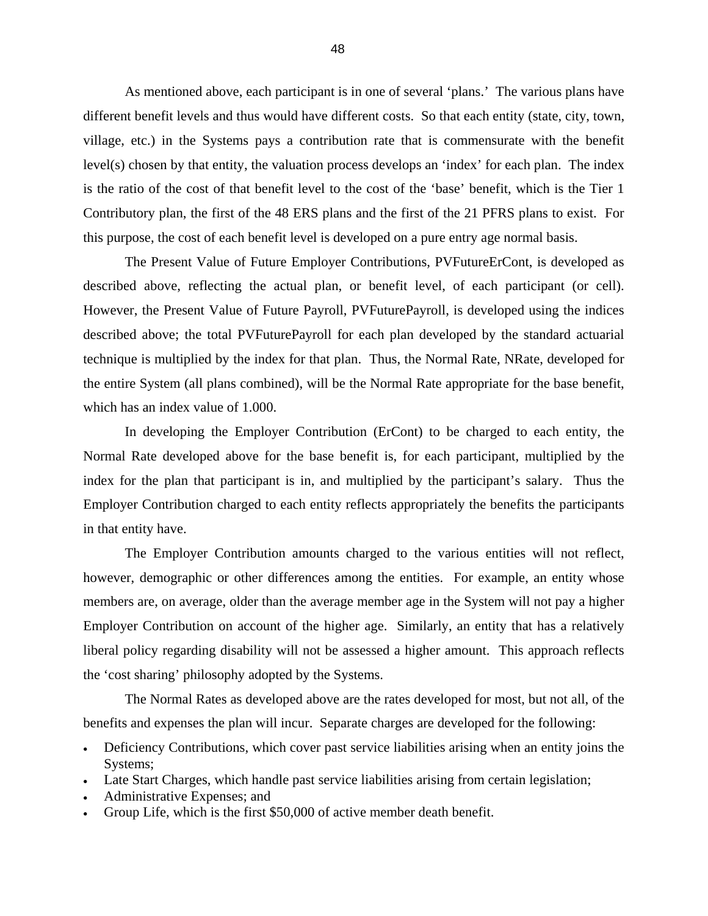As mentioned above, each participant is in one of several 'plans.' The various plans have different benefit levels and thus would have different costs. So that each entity (state, city, town, village, etc.) in the Systems pays a contribution rate that is commensurate with the benefit level(s) chosen by that entity, the valuation process develops an 'index' for each plan. The index is the ratio of the cost of that benefit level to the cost of the 'base' benefit, which is the Tier 1 Contributory plan, the first of the 48 ERS plans and the first of the 21 PFRS plans to exist. For this purpose, the cost of each benefit level is developed on a pure entry age normal basis.

The Present Value of Future Employer Contributions, PVFutureErCont, is developed as described above, reflecting the actual plan, or benefit level, of each participant (or cell). However, the Present Value of Future Payroll, PVFuturePayroll, is developed using the indices described above; the total PVFuturePayroll for each plan developed by the standard actuarial technique is multiplied by the index for that plan. Thus, the Normal Rate, NRate, developed for the entire System (all plans combined), will be the Normal Rate appropriate for the base benefit, which has an index value of 1.000.

In developing the Employer Contribution (ErCont) to be charged to each entity, the Normal Rate developed above for the base benefit is, for each participant, multiplied by the index for the plan that participant is in, and multiplied by the participant's salary. Thus the Employer Contribution charged to each entity reflects appropriately the benefits the participants in that entity have.

The Employer Contribution amounts charged to the various entities will not reflect, however, demographic or other differences among the entities. For example, an entity whose members are, on average, older than the average member age in the System will not pay a higher Employer Contribution on account of the higher age. Similarly, an entity that has a relatively liberal policy regarding disability will not be assessed a higher amount. This approach reflects the 'cost sharing' philosophy adopted by the Systems.

The Normal Rates as developed above are the rates developed for most, but not all, of the benefits and expenses the plan will incur. Separate charges are developed for the following:

- Deficiency Contributions, which cover past service liabilities arising when an entity joins the Systems;
- Late Start Charges, which handle past service liabilities arising from certain legislation;
- Administrative Expenses; and
- Group Life, which is the first $50,000 of active member death benefit.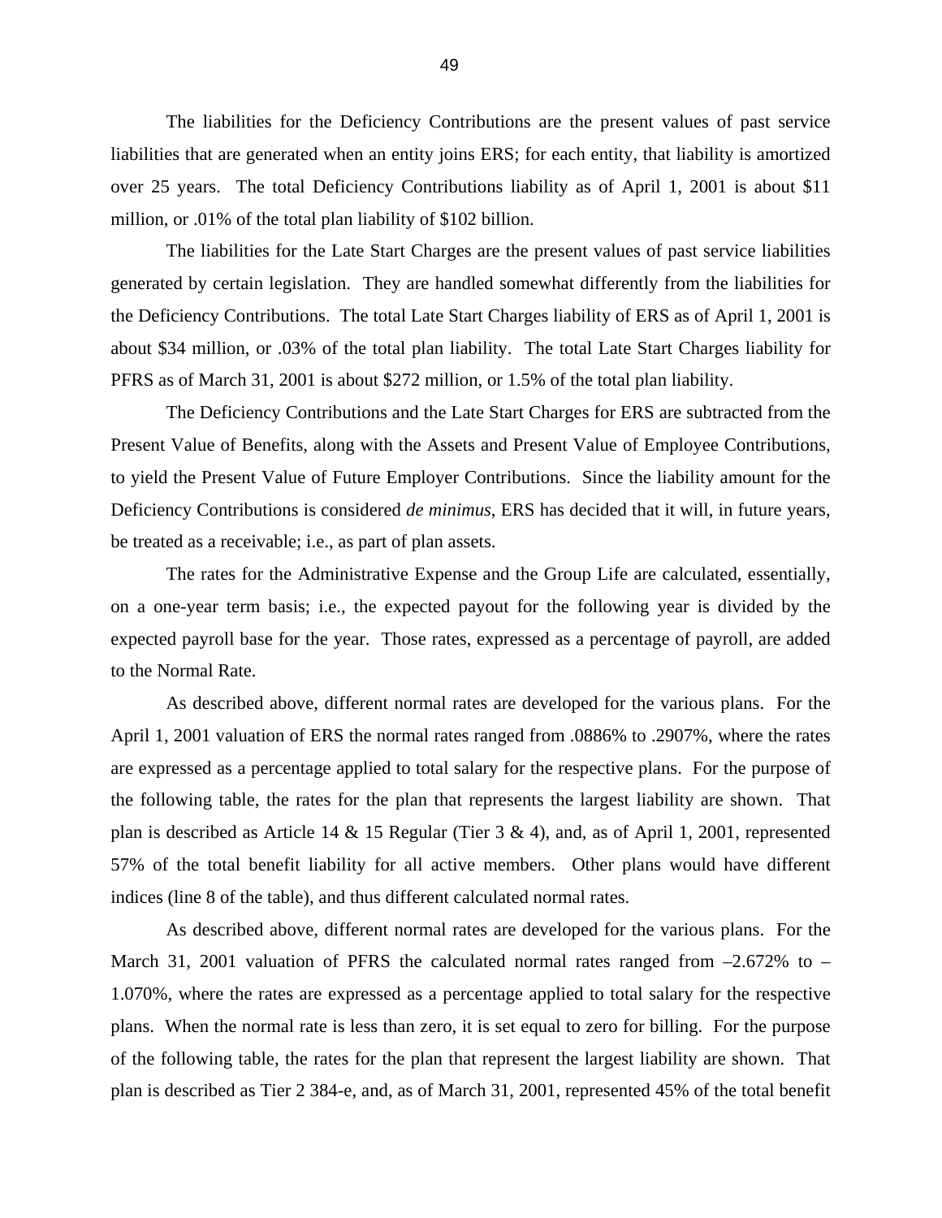The liabilities for the Deficiency Contributions are the present values of past service liabilities that are generated when an entity joins ERS; for each entity, that liability is amortized over 25 years. The total Deficiency Contributions liability as of April 1, 2001 is about $11 million, or .01% of the total plan liability of $102 billion.

The liabilities for the Late Start Charges are the present values of past service liabilities generated by certain legislation. They are handled somewhat differently from the liabilities for the Deficiency Contributions. The total Late Start Charges liability of ERS as of April 1, 2001 is about $34 million, or .03% of the total plan liability. The total Late Start Charges liability for PFRS as of March 31, 2001 is about $272 million, or 1.5% of the total plan liability.

The Deficiency Contributions and the Late Start Charges for ERS are subtracted from the Present Value of Benefits, along with the Assets and Present Value of Employee Contributions, to yield the Present Value of Future Employer Contributions. Since the liability amount for the Deficiency Contributions is considered *de minimus*, ERS has decided that it will, in future years, be treated as a receivable; i.e., as part of plan assets.

The rates for the Administrative Expense and the Group Life are calculated, essentially, on a one-year term basis; i.e., the expected payout for the following year is divided by the expected payroll base for the year. Those rates, expressed as a percentage of payroll, are added to the Normal Rate.

As described above, different normal rates are developed for the various plans. For the April 1, 2001 valuation of ERS the normal rates ranged from .0886% to .2907%, where the rates are expressed as a percentage applied to total salary for the respective plans. For the purpose of the following table, the rates for the plan that represents the largest liability are shown. That plan is described as Article 14 & 15 Regular (Tier 3 & 4), and, as of April 1, 2001, represented 57% of the total benefit liability for all active members. Other plans would have different indices (line 8 of the table), and thus different calculated normal rates.

As described above, different normal rates are developed for the various plans. For the March 31, 2001 valuation of PFRS the calculated normal rates ranged from –2.672% to –1.070%, where the rates are expressed as a percentage applied to total salary for the respective plans. When the normal rate is less than zero, it is set equal to zero for billing. For the purpose of the following table, the rates for the plan that represent the largest liability are shown. That plan is described as Tier 2 384-e, and, as of March 31, 2001, represented 45% of the total benefit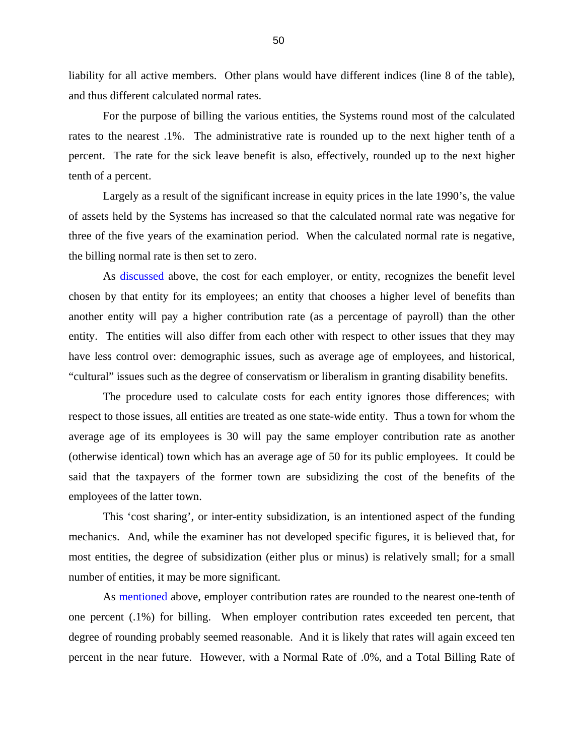liability for all active members. Other plans would have different indices (line 8 of the table), and thus different calculated normal rates.

For the purpose of billing the various entities, the Systems round most of the calculated rates to the nearest .1%. The administrative rate is rounded up to the next higher tenth of a percent. The rate for the sick leave benefit is also, effectively, rounded up to the next higher tenth of a percent.

Largely as a result of the significant increase in equity prices in the late 1990's, the value of assets held by the Systems has increased so that the calculated normal rate was negative for three of the five years of the examination period. When the calculated normal rate is negative, the billing normal rate is then set to zero.

As discussed above, the cost for each employer, or entity, recognizes the benefit level chosen by that entity for its employees; an entity that chooses a higher level of benefits than another entity will pay a higher contribution rate (as a percentage of payroll) than the other entity. The entities will also differ from each other with respect to other issues that they may have less control over: demographic issues, such as average age of employees, and historical, "cultural" issues such as the degree of conservatism or liberalism in granting disability benefits.

The procedure used to calculate costs for each entity ignores those differences; with respect to those issues, all entities are treated as one state-wide entity. Thus a town for whom the average age of its employees is 30 will pay the same employer contribution rate as another (otherwise identical) town which has an average age of 50 for its public employees. It could be said that the taxpayers of the former town are subsidizing the cost of the benefits of the employees of the latter town.

This 'cost sharing', or inter-entity subsidization, is an intentioned aspect of the funding mechanics. And, while the examiner has not developed specific figures, it is believed that, for most entities, the degree of subsidization (either plus or minus) is relatively small; for a small number of entities, it may be more significant.

As mentioned above, employer contribution rates are rounded to the nearest one-tenth of one percent (.1%) for billing. When employer contribution rates exceeded ten percent, that degree of rounding probably seemed reasonable. And it is likely that rates will again exceed ten percent in the near future. However, with a Normal Rate of .0%, and a Total Billing Rate of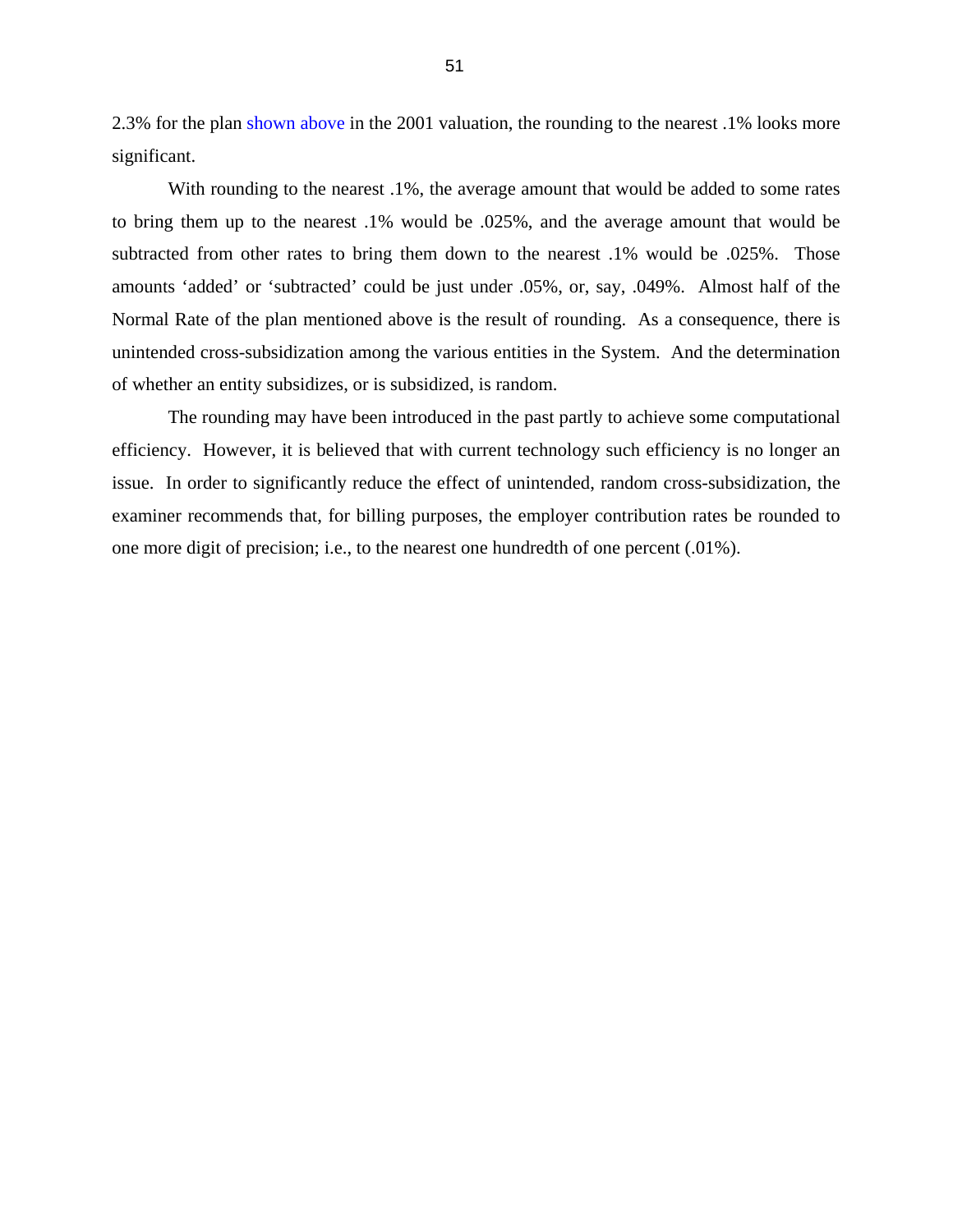2.3% for the plan shown above in the 2001 valuation, the rounding to the nearest .1% looks more significant.

With rounding to the nearest .1%, the average amount that would be added to some rates to bring them up to the nearest .1% would be .025%, and the average amount that would be subtracted from other rates to bring them down to the nearest .1% would be .025%. Those amounts 'added' or 'subtracted' could be just under .05%, or, say, .049%. Almost half of the Normal Rate of the plan mentioned above is the result of rounding. As a consequence, there is unintended cross-subsidization among the various entities in the System. And the determination of whether an entity subsidizes, or is subsidized, is random.

The rounding may have been introduced in the past partly to achieve some computational efficiency. However, it is believed that with current technology such efficiency is no longer an issue. In order to significantly reduce the effect of unintended, random cross-subsidization, the examiner recommends that, for billing purposes, the employer contribution rates be rounded to one more digit of precision; i.e., to the nearest one hundredth of one percent (.01%).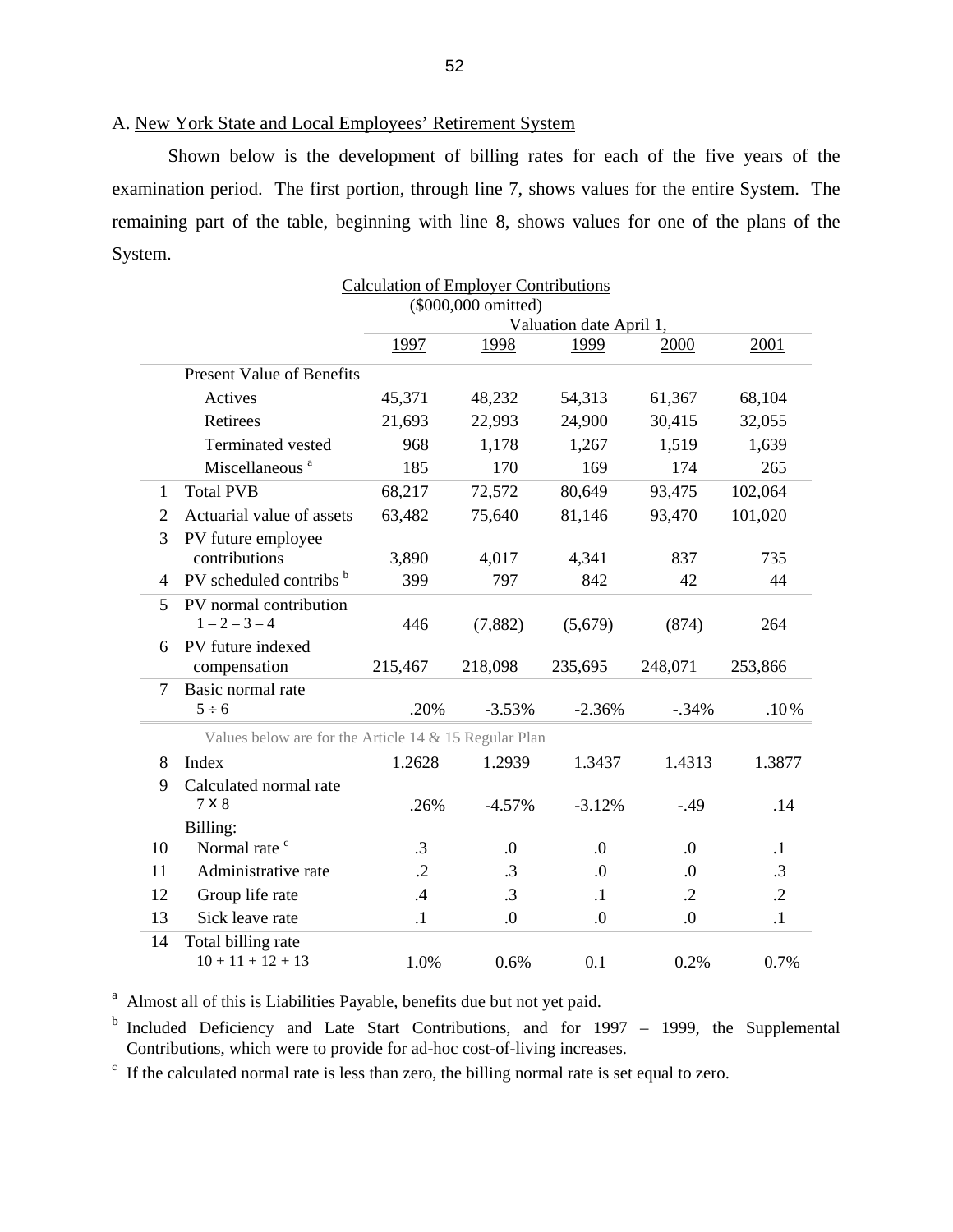A. New York State and Local Employees' Retirement System

Shown below is the development of billing rates for each of the five years of the examination period. The first portion, through line 7, shows values for the entire System. The remaining part of the table, beginning with line 8, shows values for one of the plans of the System.

Calculation of Employer Contributions
($000,000 omitted)

| | | Valuation date April 1, | | | | |
|---|---|---|---|---|---|---|
| | | 1997 | 1998 | 1999 | 2000 | 2001 |
| | Present Value of Benefits | | | | | |
| | Actives | 45,371 | 48,232 | 54,313 | 61,367 | 68,104 |
| | Retirees | 21,693 | 22,993 | 24,900 | 30,415 | 32,055 |
| | Terminated vested | 968 | 1,178 | 1,267 | 1,519 | 1,639 |
| | Miscellaneous [a] | 185 | 170 | 169 | 174 | 265 |
| 1 | Total PVB | 68,217 | 72,572 | 80,649 | 93,475 | 102,064 |
| 2 | Actuarial value of assets | 63,482 | 75,640 | 81,146 | 93,470 | 101,020 |
| 3 | PV future employee contributions | 3,890 | 4,017 | 4,341 | 837 | 735 |
| 4 | PV scheduled contribs [b] | 399 | 797 | 842 | 42 | 44 |
| 5 | PV normal contribution 1 – 2 – 3 – 4 | 446 | (7,882) | (5,679) | (874) | 264 |
| 6 | PV future indexed compensation | 215,467 | 218,098 | 235,695 | 248,071 | 253,866 |
| 7 | Basic normal rate 5 ÷ 6 | .20% | -3.53% | -2.36% | -.34% | .10% |
| | Values below are for the Article 14 & 15 Regular Plan | | | | | |
| 8 | Index | 1.2628 | 1.2939 | 1.3437 | 1.4313 | 1.3877 |
| 9 | Calculated normal rate 7 × 8 | .26% | -4.57% | -3.12% | -.49 | .14 |
| | Billing: | | | | | |
| 10 | Normal rate [c] | .3 | .0 | .0 | .0 | .1 |
| 11 | Administrative rate | .2 | .3 | .0 | .0 | .3 |
| 12 | Group life rate | .4 | .3 | .1 | .2 | .2 |
| 13 | Sick leave rate | .1 | .0 | .0 | .0 | .1 |
| 14 | Total billing rate 10 + 11 + 12 + 13 | 1.0% | 0.6% | 0.1 | 0.2% | 0.7% |

[a] Almost all of this is Liabilities Payable, benefits due but not yet paid.

[b] Included Deficiency and Late Start Contributions, and for 1997 – 1999, the Supplemental Contributions, which were to provide for ad-hoc cost-of-living increases.

[c] If the calculated normal rate is less than zero, the billing normal rate is set equal to zero.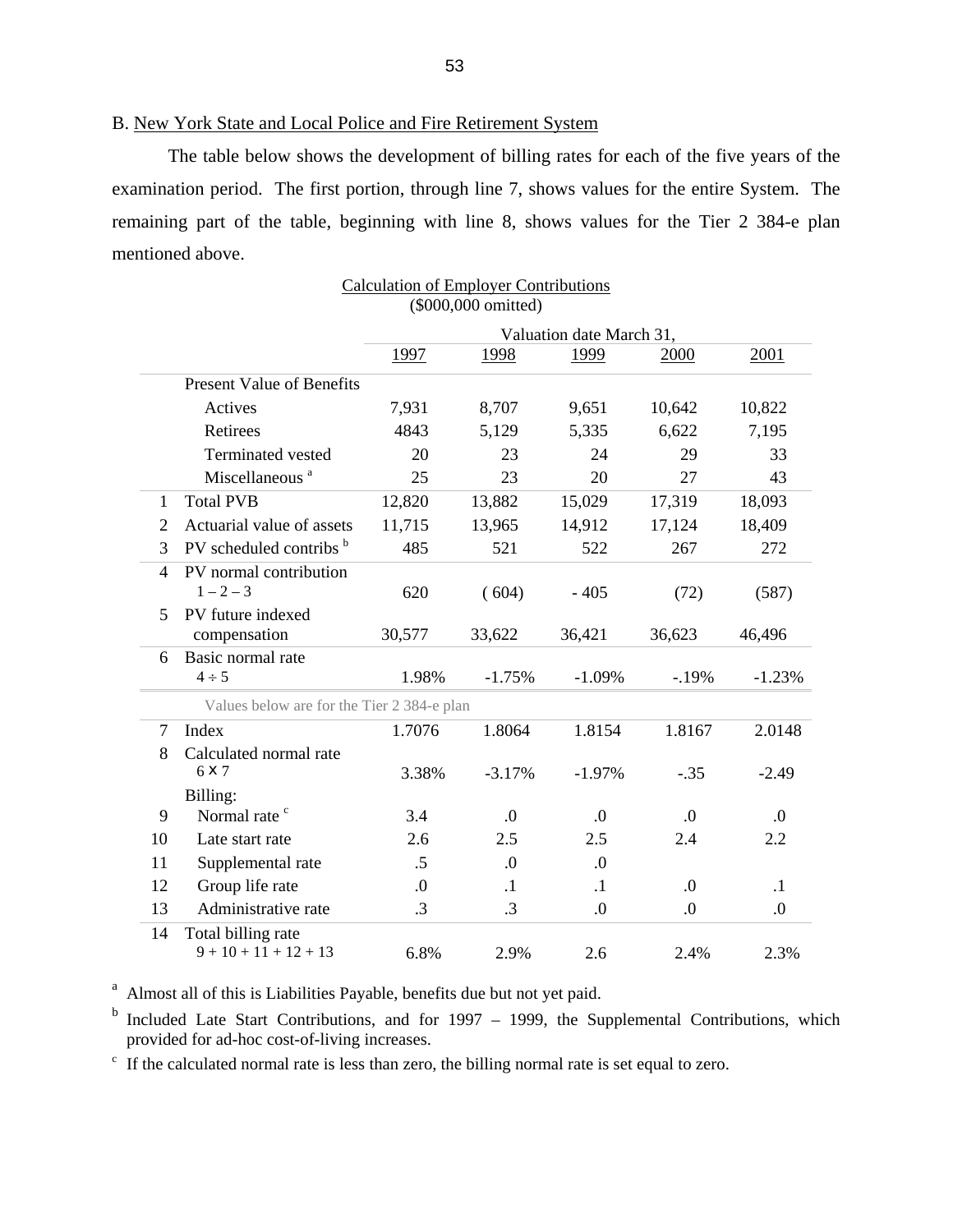B. New York State and Local Police and Fire Retirement System

The table below shows the development of billing rates for each of the five years of the examination period. The first portion, through line 7, shows values for the entire System. The remaining part of the table, beginning with line 8, shows values for the Tier 2 384-e plan mentioned above.

Calculation of Employer Contributions
($000,000 omitted)

| | | Valuation date March 31, | | | | |
|---|---|---|---|---|---|---|
| | | 1997 | 1998 | 1999 | 2000 | 2001 |
| | Present Value of Benefits | | | | | |
| | Actives | 7,931 | 8,707 | 9,651 | 10,642 | 10,822 |
| | Retirees | 4843 | 5,129 | 5,335 | 6,622 | 7,195 |
| | Terminated vested | 20 | 23 | 24 | 29 | 33 |
| | Miscellaneous [a] | 25 | 23 | 20 | 27 | 43 |
| 1 | Total PVB | 12,820 | 13,882 | 15,029 | 17,319 | 18,093 |
| 2 | Actuarial value of assets | 11,715 | 13,965 | 14,912 | 17,124 | 18,409 |
| 3 | PV scheduled contribs [b] | 485 | 521 | 522 | 267 | 272 |
| 4 | PV normal contribution 1 – 2 – 3 | 620 | ( 604) | - 405 | (72) | (587) |
| 5 | PV future indexed compensation | 30,577 | 33,622 | 36,421 | 36,623 | 46,496 |
| 6 | Basic normal rate 4 ÷ 5 | 1.98% | -1.75% | -1.09% | -.19% | -1.23% |
| | Values below are for the Tier 2 384-e plan | | | | | |
| 7 | Index | 1.7076 | 1.8064 | 1.8154 | 1.8167 | 2.0148 |
| 8 | Calculated normal rate 6 x 7 | 3.38% | -3.17% | -1.97% | -.35 | -2.49 |
| | Billing: | | | | | |
| 9 | Normal rate [c] | 3.4 | .0 | .0 | .0 | .0 |
| 10 | Late start rate | 2.6 | 2.5 | 2.5 | 2.4 | 2.2 |
| 11 | Supplemental rate | .5 | .0 | .0 | | |
| 12 | Group life rate | .0 | .1 | .1 | .0 | .1 |
| 13 | Administrative rate | .3 | .3 | .0 | .0 | .0 |
| 14 | Total billing rate 9 + 10 + 11 + 12 + 13 | 6.8% | 2.9% | 2.6 | 2.4% | 2.3% |

[a] Almost all of this is Liabilities Payable, benefits due but not yet paid.

[b] Included Late Start Contributions, and for 1997 – 1999, the Supplemental Contributions, which provided for ad-hoc cost-of-living increases.

[c] If the calculated normal rate is less than zero, the billing normal rate is set equal to zero.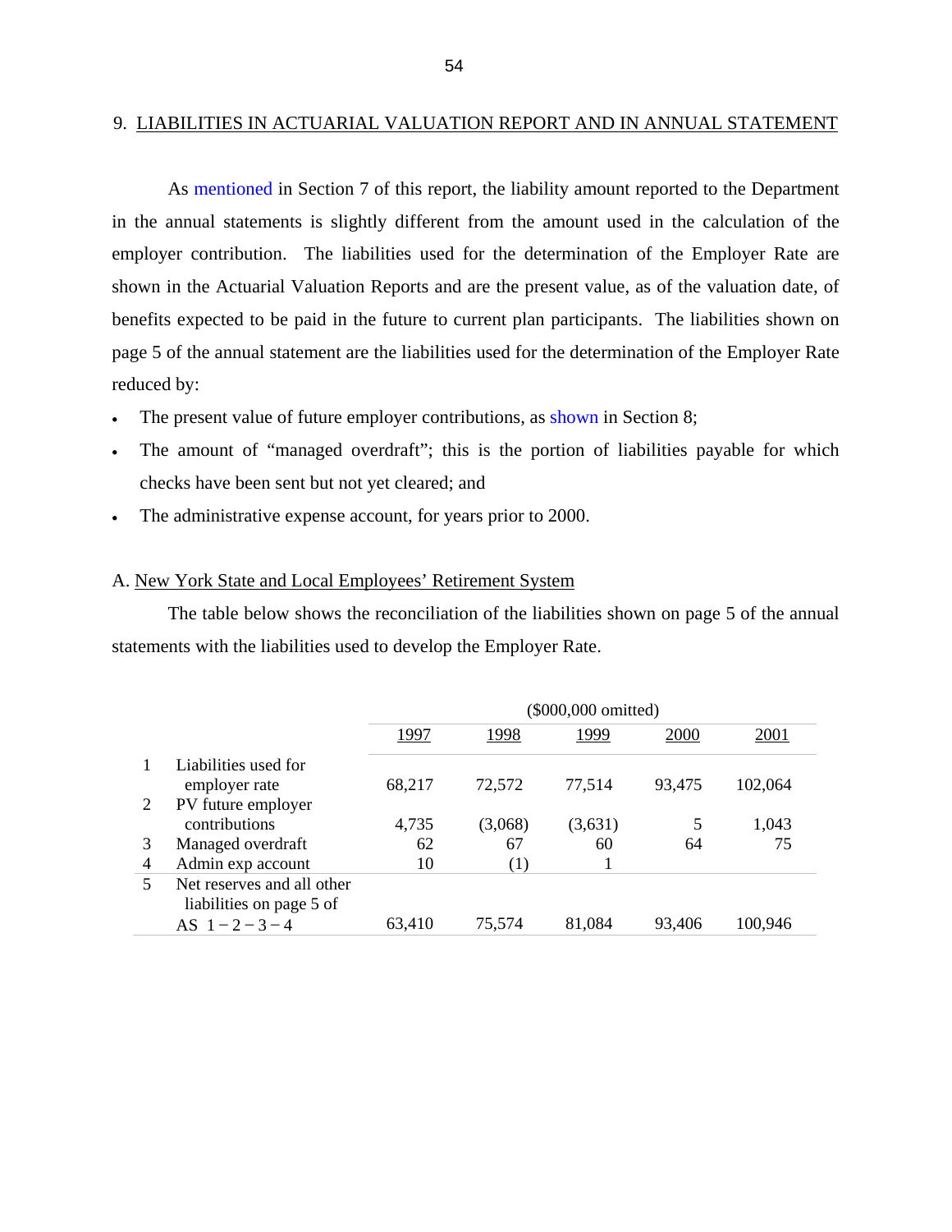## 9. LIABILITIES IN ACTUARIAL VALUATION REPORT AND IN ANNUAL STATEMENT

As mentioned in Section 7 of this report, the liability amount reported to the Department in the annual statements is slightly different from the amount used in the calculation of the employer contribution. The liabilities used for the determination of the Employer Rate are shown in the Actuarial Valuation Reports and are the present value, as of the valuation date, of benefits expected to be paid in the future to current plan participants. The liabilities shown on page 5 of the annual statement are the liabilities used for the determination of the Employer Rate reduced by:

- The present value of future employer contributions, as shown in Section 8;
- The amount of "managed overdraft"; this is the portion of liabilities payable for which checks have been sent but not yet cleared; and
- The administrative expense account, for years prior to 2000.

### A. New York State and Local Employees' Retirement System

The table below shows the reconciliation of the liabilities shown on page 5 of the annual statements with the liabilities used to develop the Employer Rate.

| | | ($000,000 omitted) | | | | |
|---|---|---|---|---|---|---|
| | | 1997 | 1998 | 1999 | 2000 | 2001 |
| 1 | Liabilities used for employer rate | 68,217 | 72,572 | 77,514 | 93,475 | 102,064 |
| 2 | PV future employer contributions | 4,735 | (3,068) | (3,631) | 5 | 1,043 |
| 3 | Managed overdraft | 62 | 67 | 60 | 64 | 75 |
| 4 | Admin exp account | 10 | (1) | 1 | | |
| 5 | Net reserves and all other liabilities on page 5 of AS $1-2-3-4$ | 63,410 | 75,574 | 81,084 | 93,406 | 100,946 |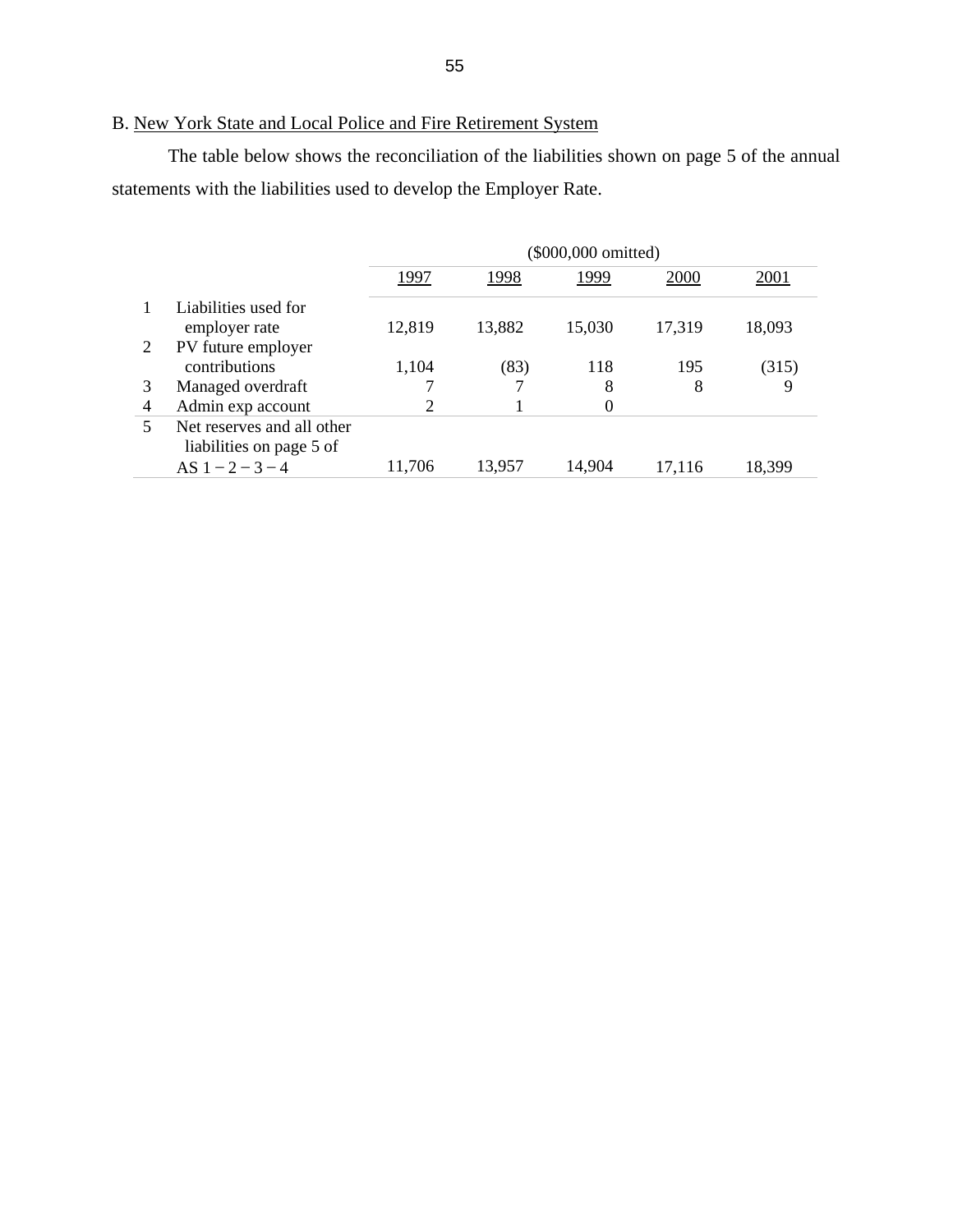B. New York State and Local Police and Fire Retirement System

The table below shows the reconciliation of the liabilities shown on page 5 of the annual statements with the liabilities used to develop the Employer Rate.

| | | ($000,000 omitted) | | | | |
|---|---|---|---|---|---|---|
| | | 1997 | 1998 | 1999 | 2000 | 2001 |
| 1 | Liabilities used for employer rate | 12,819 | 13,882 | 15,030 | 17,319 | 18,093 |
| 2 | PV future employer contributions | 1,104 | (83) | 118 | 195 | (315) |
| 3 | Managed overdraft | 7 | 7 | 8 | 8 | 9 |
| 4 | Admin exp account | 2 | 1 | 0 | | |
| 5 | Net reserves and all other liabilities on page 5 of AS 1 − 2 − 3 − 4 | 11,706 | 13,957 | 14,904 | 17,116 | 18,399 |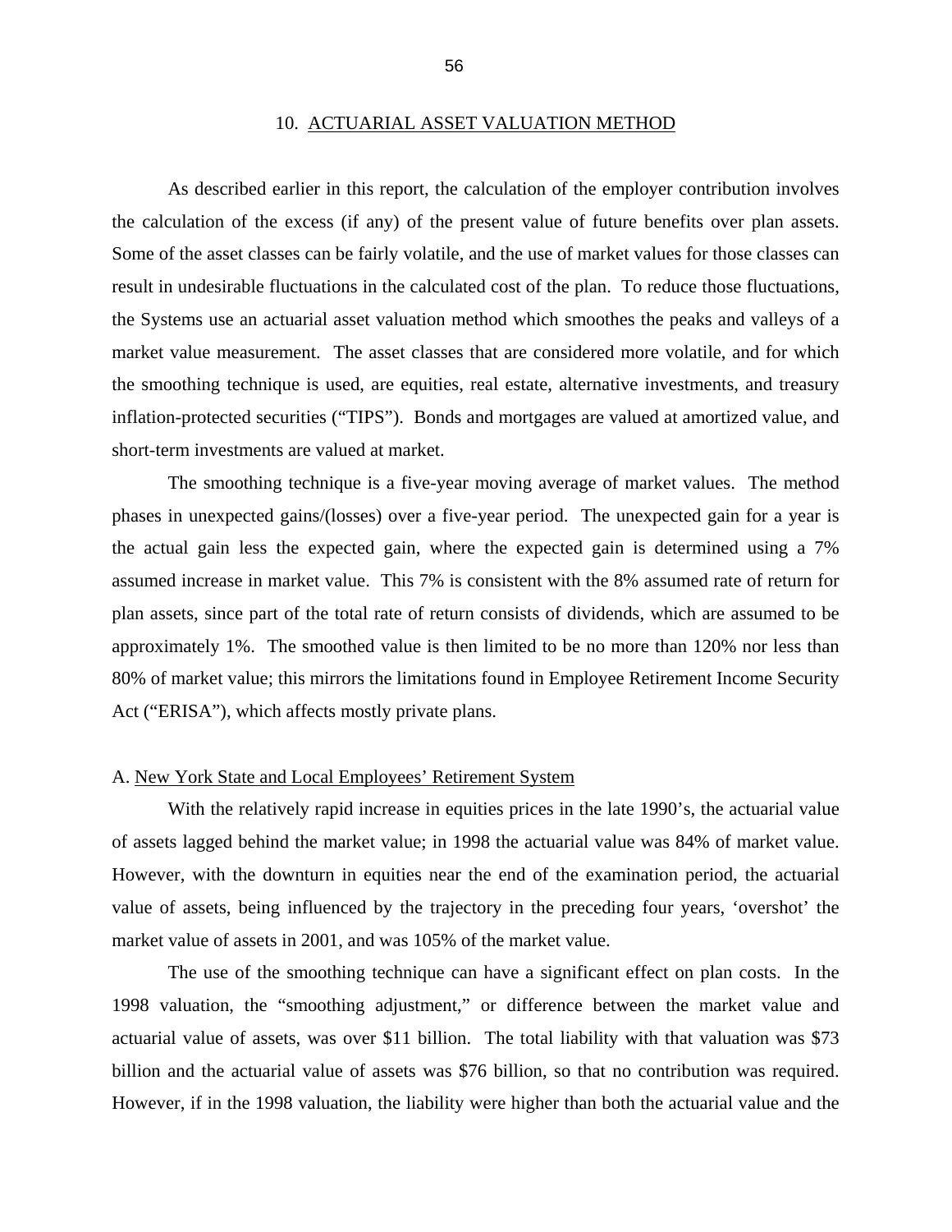## 10. ACTUARIAL ASSET VALUATION METHOD

As described earlier in this report, the calculation of the employer contribution involves the calculation of the excess (if any) of the present value of future benefits over plan assets. Some of the asset classes can be fairly volatile, and the use of market values for those classes can result in undesirable fluctuations in the calculated cost of the plan. To reduce those fluctuations, the Systems use an actuarial asset valuation method which smoothes the peaks and valleys of a market value measurement. The asset classes that are considered more volatile, and for which the smoothing technique is used, are equities, real estate, alternative investments, and treasury inflation-protected securities ("TIPS"). Bonds and mortgages are valued at amortized value, and short-term investments are valued at market.

The smoothing technique is a five-year moving average of market values. The method phases in unexpected gains/(losses) over a five-year period. The unexpected gain for a year is the actual gain less the expected gain, where the expected gain is determined using a 7% assumed increase in market value. This 7% is consistent with the 8% assumed rate of return for plan assets, since part of the total rate of return consists of dividends, which are assumed to be approximately 1%. The smoothed value is then limited to be no more than 120% nor less than 80% of market value; this mirrors the limitations found in Employee Retirement Income Security Act ("ERISA"), which affects mostly private plans.

### A. New York State and Local Employees' Retirement System

With the relatively rapid increase in equities prices in the late 1990's, the actuarial value of assets lagged behind the market value; in 1998 the actuarial value was 84% of market value. However, with the downturn in equities near the end of the examination period, the actuarial value of assets, being influenced by the trajectory in the preceding four years, 'overshot' the market value of assets in 2001, and was 105% of the market value.

The use of the smoothing technique can have a significant effect on plan costs. In the 1998 valuation, the "smoothing adjustment," or difference between the market value and actuarial value of assets, was over $11 billion. The total liability with that valuation was $73 billion and the actuarial value of assets was $76 billion, so that no contribution was required. However, if in the 1998 valuation, the liability were higher than both the actuarial value and the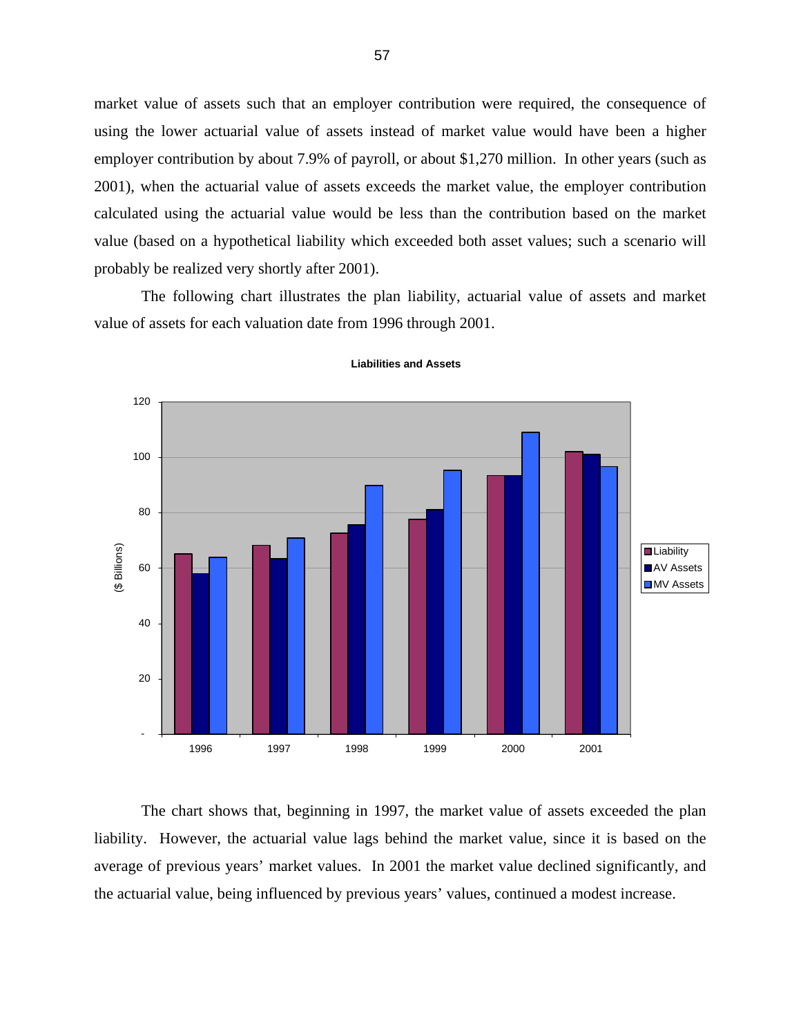market value of assets such that an employer contribution were required, the consequence of using the lower actuarial value of assets instead of market value would have been a higher employer contribution by about 7.9% of payroll, or about $1,270 million. In other years (such as 2001), when the actuarial value of assets exceeds the market value, the employer contribution calculated using the actuarial value would be less than the contribution based on the market value (based on a hypothetical liability which exceeded both asset values; such a scenario will probably be realized very shortly after 2001).

The following chart illustrates the plan liability, actuarial value of assets and market value of assets for each valuation date from 1996 through 2001.

**Liabilities and Assets**

The chart shows that, beginning in 1997, the market value of assets exceeded the plan liability. However, the actuarial value lags behind the market value, since it is based on the average of previous years' market values. In 2001 the market value declined significantly, and the actuarial value, being influenced by previous years' values, continued a modest increase.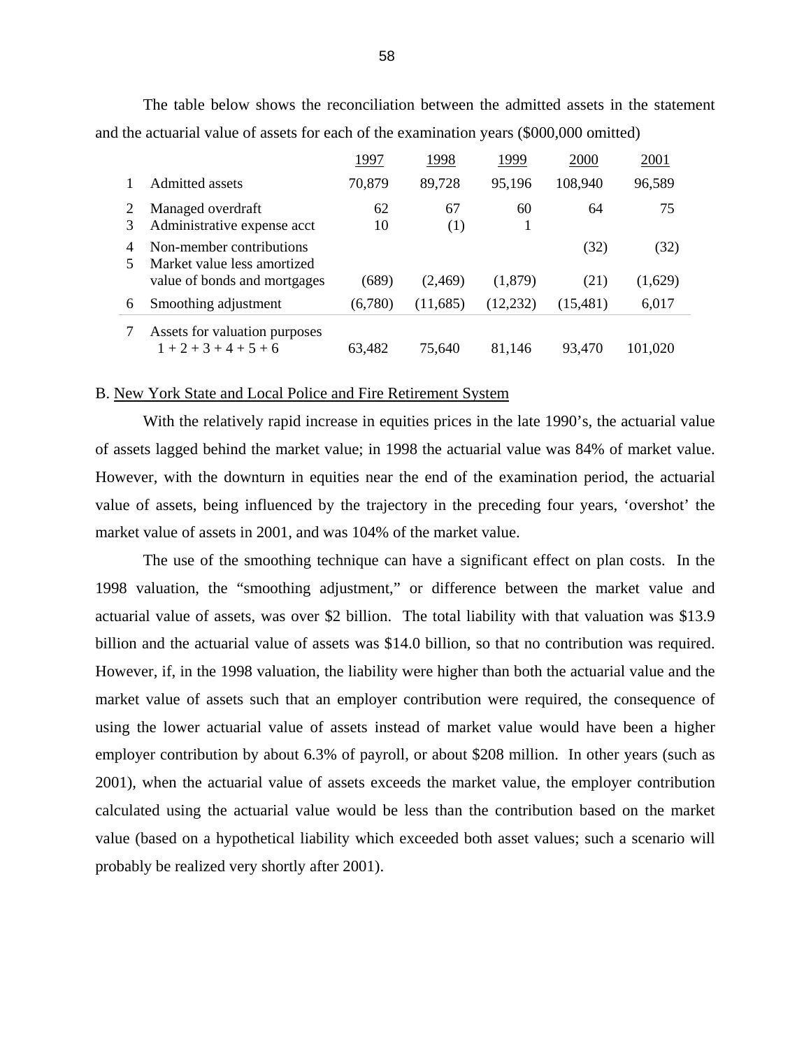The table below shows the reconciliation between the admitted assets in the statement and the actuarial value of assets for each of the examination years ($000,000 omitted)

| | | 1997 | 1998 | 1999 | 2000 | 2001 |
|---|---|---|---|---|---|---|
| 1 | Admitted assets | 70,879 | 89,728 | 95,196 | 108,940 | 96,589 |
| 2 | Managed overdraft | 62 | 67 | 60 | 64 | 75 |
| 3 | Administrative expense acct | 10 | (1) | 1 | | |
| 4 | Non-member contributions | | | | (32) | (32) |
| 5 | Market value less amortized value of bonds and mortgages | (689) | (2,469) | (1,879) | (21) | (1,629) |
| 6 | Smoothing adjustment | (6,780) | (11,685) | (12,232) | (15,481) | 6,017 |
| 7 | Assets for valuation purposes 1 + 2 + 3 + 4 + 5 + 6 | 63,482 | 75,640 | 81,146 | 93,470 | 101,020 |

B. New York State and Local Police and Fire Retirement System

With the relatively rapid increase in equities prices in the late 1990's, the actuarial value of assets lagged behind the market value; in 1998 the actuarial value was 84% of market value. However, with the downturn in equities near the end of the examination period, the actuarial value of assets, being influenced by the trajectory in the preceding four years, 'overshot' the market value of assets in 2001, and was 104% of the market value.

The use of the smoothing technique can have a significant effect on plan costs. In the 1998 valuation, the "smoothing adjustment," or difference between the market value and actuarial value of assets, was over $2 billion. The total liability with that valuation was $13.9 billion and the actuarial value of assets was $14.0 billion, so that no contribution was required. However, if, in the 1998 valuation, the liability were higher than both the actuarial value and the market value of assets such that an employer contribution were required, the consequence of using the lower actuarial value of assets instead of market value would have been a higher employer contribution by about 6.3% of payroll, or about $208 million. In other years (such as 2001), when the actuarial value of assets exceeds the market value, the employer contribution calculated using the actuarial value would be less than the contribution based on the market value (based on a hypothetical liability which exceeded both asset values; such a scenario will probably be realized very shortly after 2001).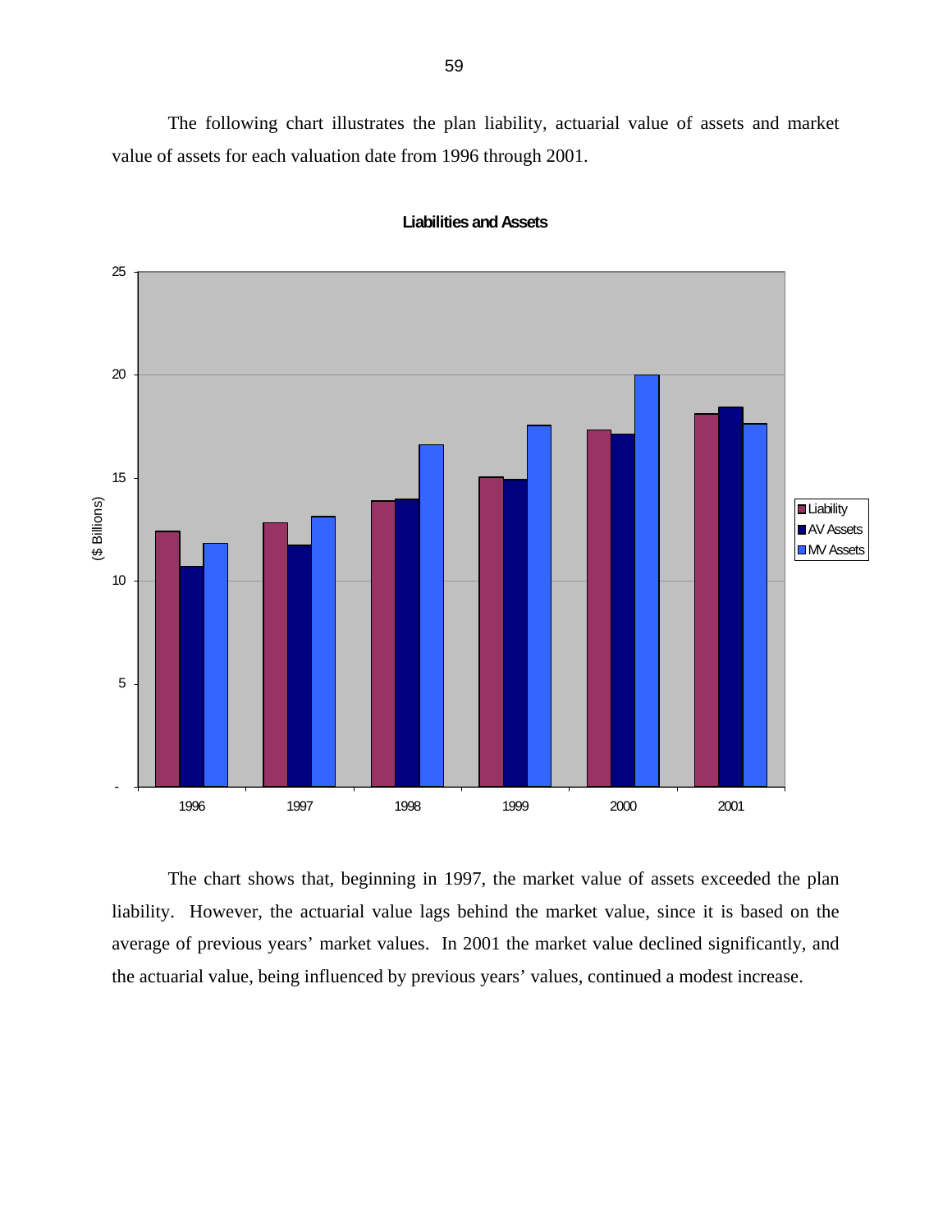The following chart illustrates the plan liability, actuarial value of assets and market value of assets for each valuation date from 1996 through 2001.

**Liabilities and Assets**

The chart shows that, beginning in 1997, the market value of assets exceeded the plan liability. However, the actuarial value lags behind the market value, since it is based on the average of previous years' market values. In 2001 the market value declined significantly, and the actuarial value, being influenced by previous years' values, continued a modest increase.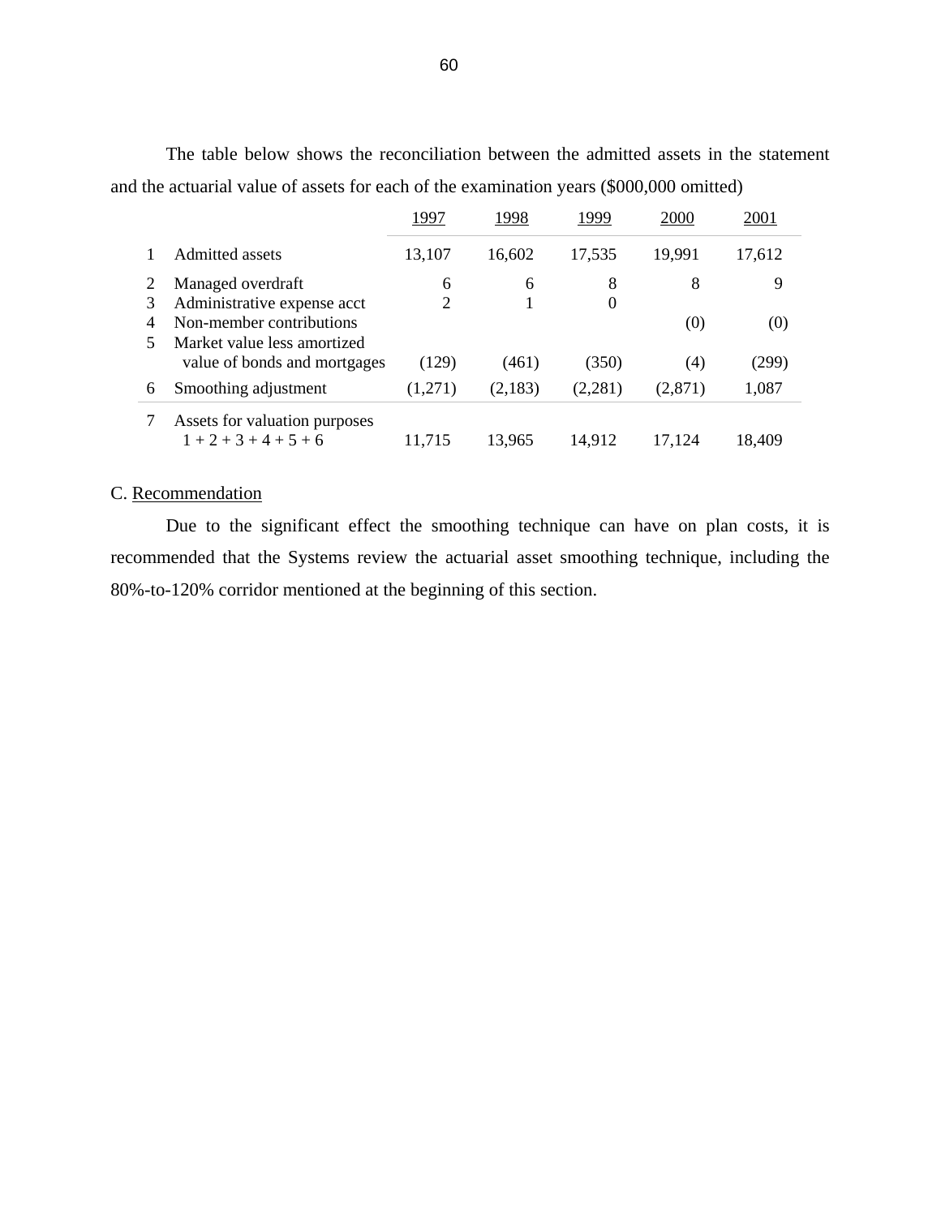The table below shows the reconciliation between the admitted assets in the statement and the actuarial value of assets for each of the examination years ($000,000 omitted)

| | | 1997 | 1998 | 1999 | 2000 | 2001 |
|---|---|---|---|---|---|---|
| 1 | Admitted assets | 13,107 | 16,602 | 17,535 | 19,991 | 17,612 |
| 2 | Managed overdraft | 6 | 6 | 8 | 8 | 9 |
| 3 | Administrative expense acct | 2 | 1 | 0 | | |
| 4 | Non-member contributions | | | | (0) | (0) |
| 5 | Market value less amortized value of bonds and mortgages | (129) | (461) | (350) | (4) | (299) |
| 6 | Smoothing adjustment | (1,271) | (2,183) | (2,281) | (2,871) | 1,087 |
| 7 | Assets for valuation purposes 1 + 2 + 3 + 4 + 5 + 6 | 11,715 | 13,965 | 14,912 | 17,124 | 18,409 |

C. Recommendation

Due to the significant effect the smoothing technique can have on plan costs, it is recommended that the Systems review the actuarial asset smoothing technique, including the 80%-to-120% corridor mentioned at the beginning of this section.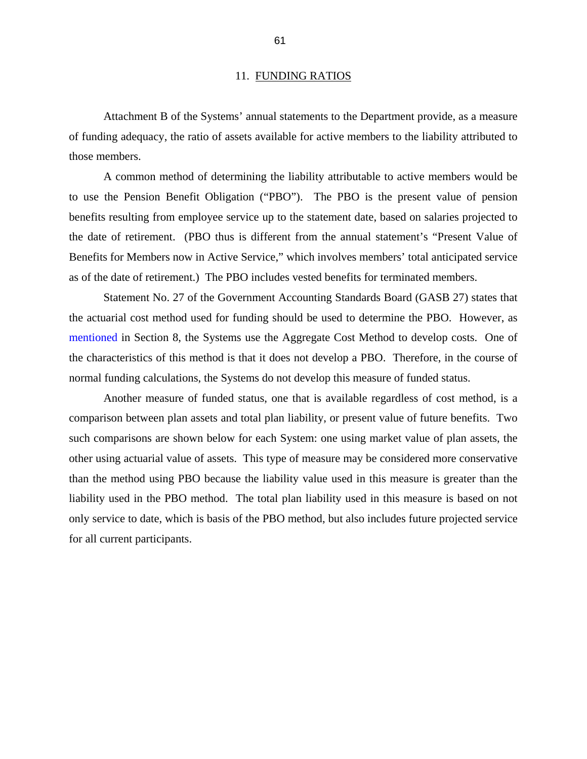## 11. FUNDING RATIOS

Attachment B of the Systems' annual statements to the Department provide, as a measure of funding adequacy, the ratio of assets available for active members to the liability attributed to those members.

A common method of determining the liability attributable to active members would be to use the Pension Benefit Obligation ("PBO"). The PBO is the present value of pension benefits resulting from employee service up to the statement date, based on salaries projected to the date of retirement. (PBO thus is different from the annual statement's "Present Value of Benefits for Members now in Active Service," which involves members' total anticipated service as of the date of retirement.) The PBO includes vested benefits for terminated members.

Statement No. 27 of the Government Accounting Standards Board (GASB 27) states that the actuarial cost method used for funding should be used to determine the PBO. However, as mentioned in Section 8, the Systems use the Aggregate Cost Method to develop costs. One of the characteristics of this method is that it does not develop a PBO. Therefore, in the course of normal funding calculations, the Systems do not develop this measure of funded status.

Another measure of funded status, one that is available regardless of cost method, is a comparison between plan assets and total plan liability, or present value of future benefits. Two such comparisons are shown below for each System: one using market value of plan assets, the other using actuarial value of assets. This type of measure may be considered more conservative than the method using PBO because the liability value used in this measure is greater than the liability used in the PBO method. The total plan liability used in this measure is based on not only service to date, which is basis of the PBO method, but also includes future projected service for all current participants.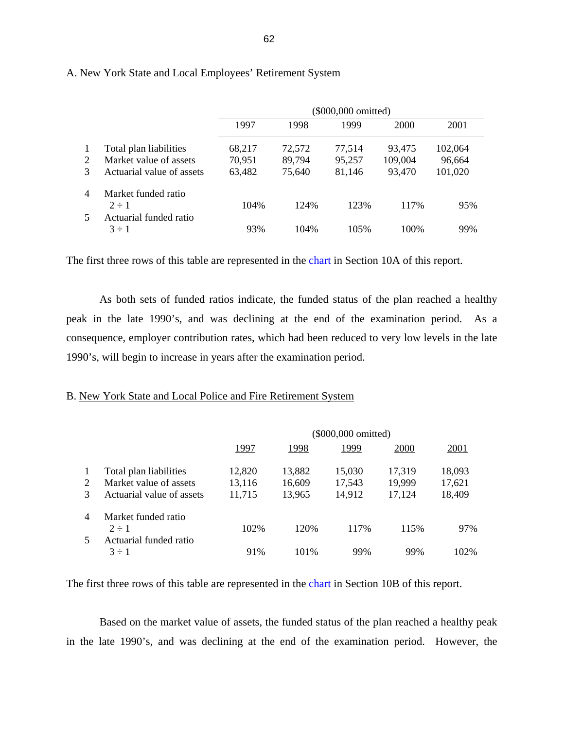A. New York State and Local Employees' Retirement System

| | | ($000,000 omitted) | | | | |
|---|---|---|---|---|---|---|
| | | 1997 | 1998 | 1999 | 2000 | 2001 |
| 1 | Total plan liabilities | 68,217 | 72,572 | 77,514 | 93,475 | 102,064 |
| 2 | Market value of assets | 70,951 | 89,794 | 95,257 | 109,004 | 96,664 |
| 3 | Actuarial value of assets | 63,482 | 75,640 | 81,146 | 93,470 | 101,020 |
| 4 | Market funded ratio 2 ÷ 1 | 104% | 124% | 123% | 117% | 95% |
| 5 | Actuarial funded ratio 3 ÷ 1 | 93% | 104% | 105% | 100% | 99% |

The first three rows of this table are represented in the chart in Section 10A of this report.

As both sets of funded ratios indicate, the funded status of the plan reached a healthy peak in the late 1990's, and was declining at the end of the examination period. As a consequence, employer contribution rates, which had been reduced to very low levels in the late 1990's, will begin to increase in years after the examination period.

B. New York State and Local Police and Fire Retirement System

| | | ($000,000 omitted) | | | | |
|---|---|---|---|---|---|---|
| | | 1997 | 1998 | 1999 | 2000 | 2001 |
| 1 | Total plan liabilities | 12,820 | 13,882 | 15,030 | 17,319 | 18,093 |
| 2 | Market value of assets | 13,116 | 16,609 | 17,543 | 19,999 | 17,621 |
| 3 | Actuarial value of assets | 11,715 | 13,965 | 14,912 | 17,124 | 18,409 |
| 4 | Market funded ratio 2 ÷ 1 | 102% | 120% | 117% | 115% | 97% |
| 5 | Actuarial funded ratio 3 ÷ 1 | 91% | 101% | 99% | 99% | 102% |

The first three rows of this table are represented in the chart in Section 10B of this report.

Based on the market value of assets, the funded status of the plan reached a healthy peak in the late 1990's, and was declining at the end of the examination period. However, the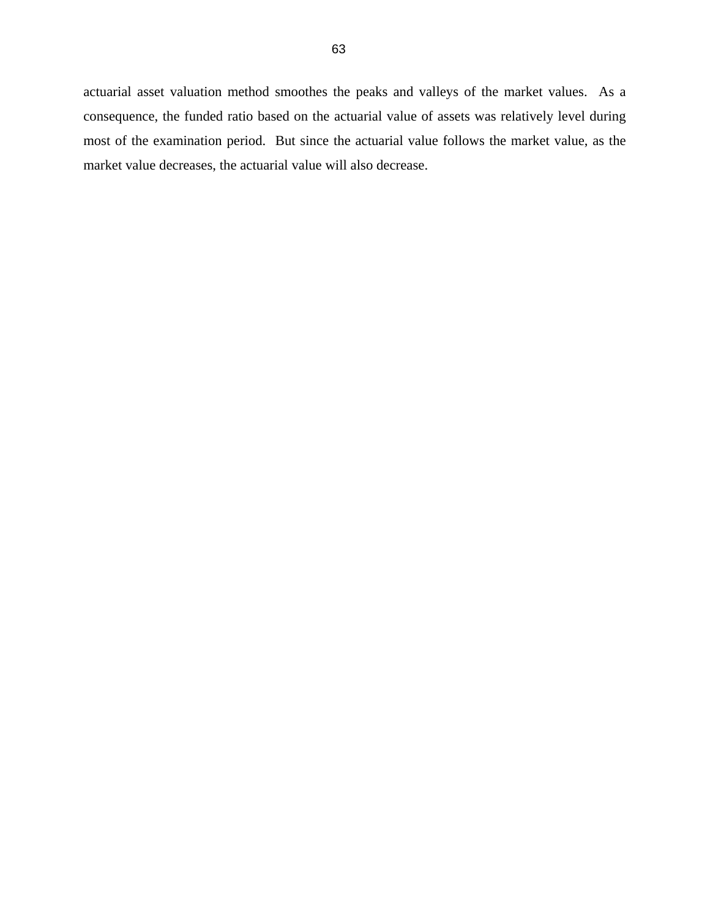actuarial asset valuation method smoothes the peaks and valleys of the market values. As a consequence, the funded ratio based on the actuarial value of assets was relatively level during most of the examination period. But since the actuarial value follows the market value, as the market value decreases, the actuarial value will also decrease.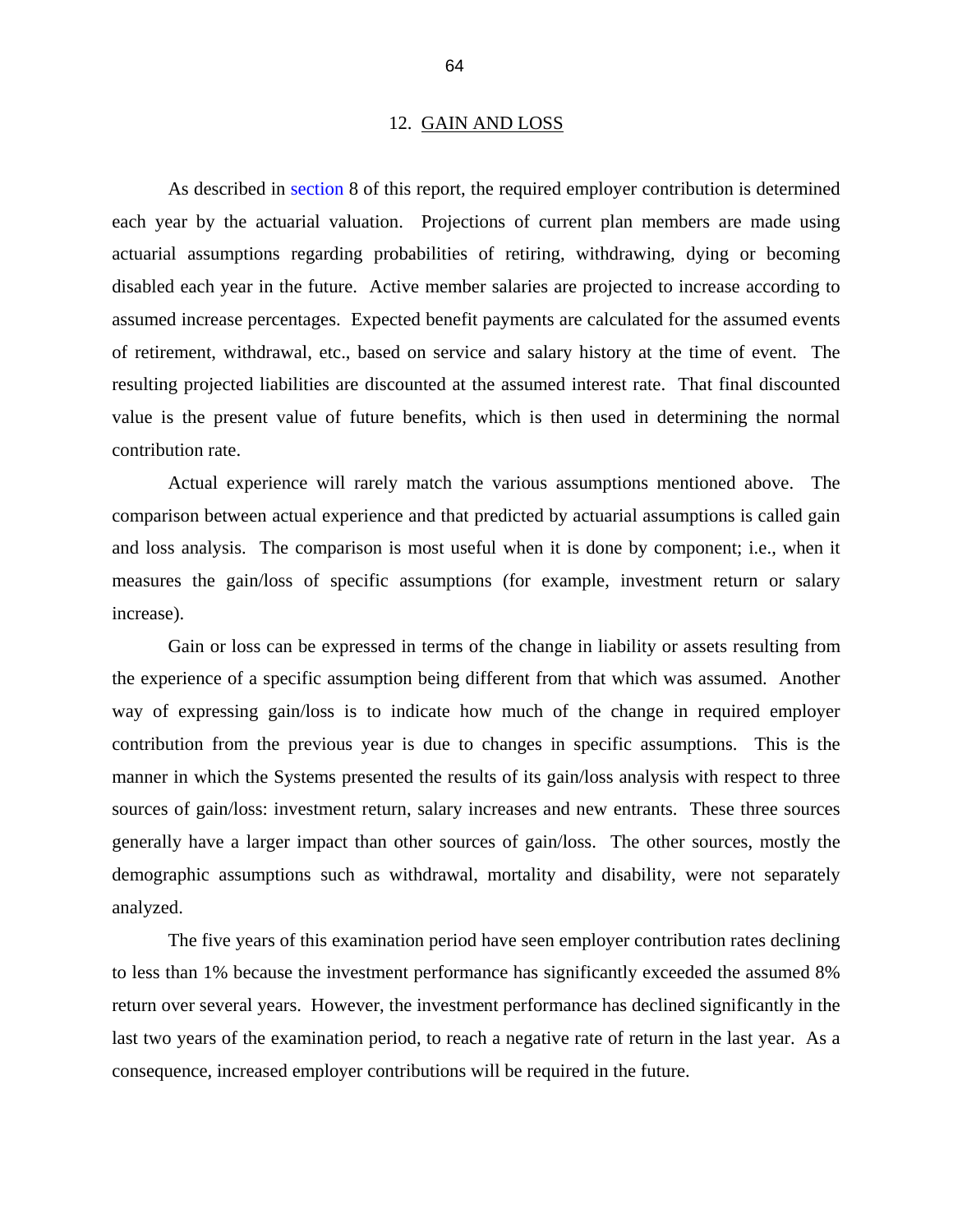## 12. GAIN AND LOSS

As described in section 8 of this report, the required employer contribution is determined each year by the actuarial valuation. Projections of current plan members are made using actuarial assumptions regarding probabilities of retiring, withdrawing, dying or becoming disabled each year in the future. Active member salaries are projected to increase according to assumed increase percentages. Expected benefit payments are calculated for the assumed events of retirement, withdrawal, etc., based on service and salary history at the time of event. The resulting projected liabilities are discounted at the assumed interest rate. That final discounted value is the present value of future benefits, which is then used in determining the normal contribution rate.

Actual experience will rarely match the various assumptions mentioned above. The comparison between actual experience and that predicted by actuarial assumptions is called gain and loss analysis. The comparison is most useful when it is done by component; i.e., when it measures the gain/loss of specific assumptions (for example, investment return or salary increase).

Gain or loss can be expressed in terms of the change in liability or assets resulting from the experience of a specific assumption being different from that which was assumed. Another way of expressing gain/loss is to indicate how much of the change in required employer contribution from the previous year is due to changes in specific assumptions. This is the manner in which the Systems presented the results of its gain/loss analysis with respect to three sources of gain/loss: investment return, salary increases and new entrants. These three sources generally have a larger impact than other sources of gain/loss. The other sources, mostly the demographic assumptions such as withdrawal, mortality and disability, were not separately analyzed.

The five years of this examination period have seen employer contribution rates declining to less than 1% because the investment performance has significantly exceeded the assumed 8% return over several years. However, the investment performance has declined significantly in the last two years of the examination period, to reach a negative rate of return in the last year. As a consequence, increased employer contributions will be required in the future.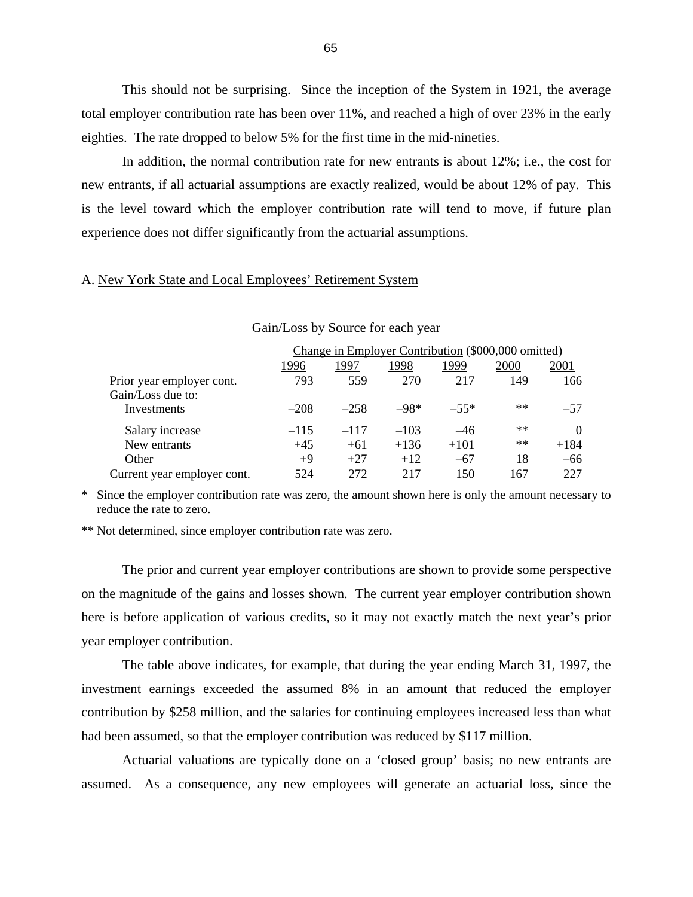This should not be surprising. Since the inception of the System in 1921, the average total employer contribution rate has been over 11%, and reached a high of over 23% in the early eighties. The rate dropped to below 5% for the first time in the mid-nineties.

In addition, the normal contribution rate for new entrants is about 12%; i.e., the cost for new entrants, if all actuarial assumptions are exactly realized, would be about 12% of pay. This is the level toward which the employer contribution rate will tend to move, if future plan experience does not differ significantly from the actuarial assumptions.

A. New York State and Local Employees' Retirement System

Gain/Loss by Source for each year

| | Change in Employer Contribution ($000,000 omitted) | | | | | |
|---|---|---|---|---|---|---|
| | 1996 | 1997 | 1998 | 1999 | 2000 | 2001 |
| Prior year employer cont. | 793 | 559 | 270 | 217 | 149 | 166 |
| Gain/Loss due to: | | | | | | |
| Investments | –208 | –258 | –98* | –55* | ** | –57 |
| Salary increase | –115 | –117 | –103 | –46 | ** | 0 |
| New entrants | +45 | +61 | +136 | +101 | ** | +184 |
| Other | +9 | +27 | +12 | –67 | 18 | –66 |
| Current year employer cont. | 524 | 272 | 217 | 150 | 167 | 227 |

\* Since the employer contribution rate was zero, the amount shown here is only the amount necessary to reduce the rate to zero.

** Not determined, since employer contribution rate was zero.

The prior and current year employer contributions are shown to provide some perspective on the magnitude of the gains and losses shown. The current year employer contribution shown here is before application of various credits, so it may not exactly match the next year's prior year employer contribution.

The table above indicates, for example, that during the year ending March 31, 1997, the investment earnings exceeded the assumed 8% in an amount that reduced the employer contribution by $258 million, and the salaries for continuing employees increased less than what had been assumed, so that the employer contribution was reduced by $117 million.

Actuarial valuations are typically done on a 'closed group' basis; no new entrants are assumed. As a consequence, any new employees will generate an actuarial loss, since the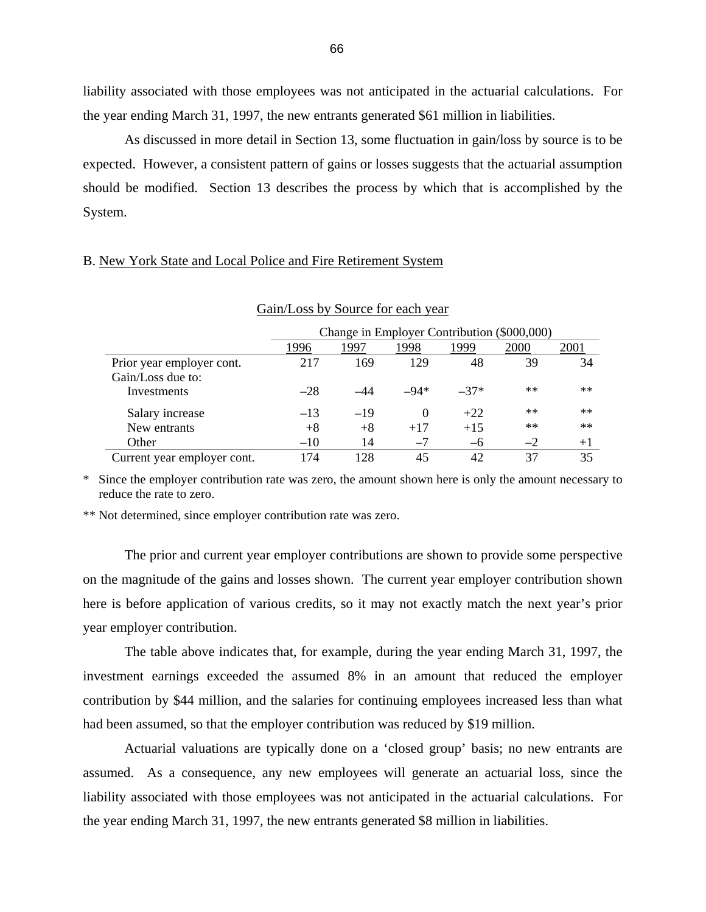liability associated with those employees was not anticipated in the actuarial calculations. For the year ending March 31, 1997, the new entrants generated $61 million in liabilities.

As discussed in more detail in Section 13, some fluctuation in gain/loss by source is to be expected. However, a consistent pattern of gains or losses suggests that the actuarial assumption should be modified. Section 13 describes the process by which that is accomplished by the System.

B. New York State and Local Police and Fire Retirement System

Gain/Loss by Source for each year

| | Change in Employer Contribution ($000,000) | | | | | |
|---|---|---|---|---|---|---|
| | 1996 | 1997 | 1998 | 1999 | 2000 | 2001 |
| Prior year employer cont. | 217 | 169 | 129 | 48 | 39 | 34 |
| Gain/Loss due to: | | | | | | |
| Investments | –28 | –44 | –94* | –37* | ** | ** |
| Salary increase | –13 | –19 | 0 | +22 | ** | ** |
| New entrants | +8 | +8 | +17 | +15 | ** | ** |
| Other | –10 | 14 | –7 | –6 | –2 | +1 |
| Current year employer cont. | 174 | 128 | 45 | 42 | 37 | 35 |

\* Since the employer contribution rate was zero, the amount shown here is only the amount necessary to reduce the rate to zero.

** Not determined, since employer contribution rate was zero.

The prior and current year employer contributions are shown to provide some perspective on the magnitude of the gains and losses shown. The current year employer contribution shown here is before application of various credits, so it may not exactly match the next year's prior year employer contribution.

The table above indicates that, for example, during the year ending March 31, 1997, the investment earnings exceeded the assumed 8% in an amount that reduced the employer contribution by $44 million, and the salaries for continuing employees increased less than what had been assumed, so that the employer contribution was reduced by $19 million.

Actuarial valuations are typically done on a 'closed group' basis; no new entrants are assumed. As a consequence, any new employees will generate an actuarial loss, since the liability associated with those employees was not anticipated in the actuarial calculations. For the year ending March 31, 1997, the new entrants generated $8 million in liabilities.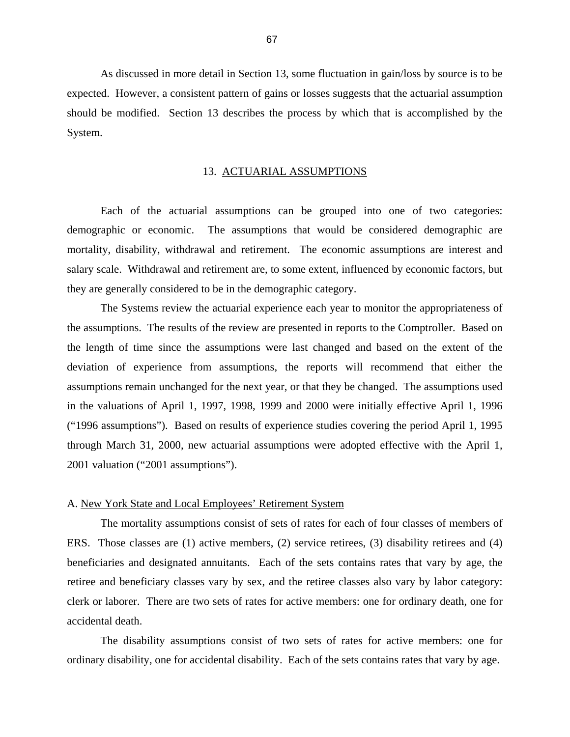As discussed in more detail in Section 13, some fluctuation in gain/loss by source is to be expected. However, a consistent pattern of gains or losses suggests that the actuarial assumption should be modified. Section 13 describes the process by which that is accomplished by the System.

## 13. ACTUARIAL ASSUMPTIONS

Each of the actuarial assumptions can be grouped into one of two categories: demographic or economic. The assumptions that would be considered demographic are mortality, disability, withdrawal and retirement. The economic assumptions are interest and salary scale. Withdrawal and retirement are, to some extent, influenced by economic factors, but they are generally considered to be in the demographic category.

The Systems review the actuarial experience each year to monitor the appropriateness of the assumptions. The results of the review are presented in reports to the Comptroller. Based on the length of time since the assumptions were last changed and based on the extent of the deviation of experience from assumptions, the reports will recommend that either the assumptions remain unchanged for the next year, or that they be changed. The assumptions used in the valuations of April 1, 1997, 1998, 1999 and 2000 were initially effective April 1, 1996 ("1996 assumptions"). Based on results of experience studies covering the period April 1, 1995 through March 31, 2000, new actuarial assumptions were adopted effective with the April 1, 2001 valuation ("2001 assumptions").

### A. New York State and Local Employees' Retirement System

The mortality assumptions consist of sets of rates for each of four classes of members of ERS. Those classes are (1) active members, (2) service retirees, (3) disability retirees and (4) beneficiaries and designated annuitants. Each of the sets contains rates that vary by age, the retiree and beneficiary classes vary by sex, and the retiree classes also vary by labor category: clerk or laborer. There are two sets of rates for active members: one for ordinary death, one for accidental death.

The disability assumptions consist of two sets of rates for active members: one for ordinary disability, one for accidental disability. Each of the sets contains rates that vary by age.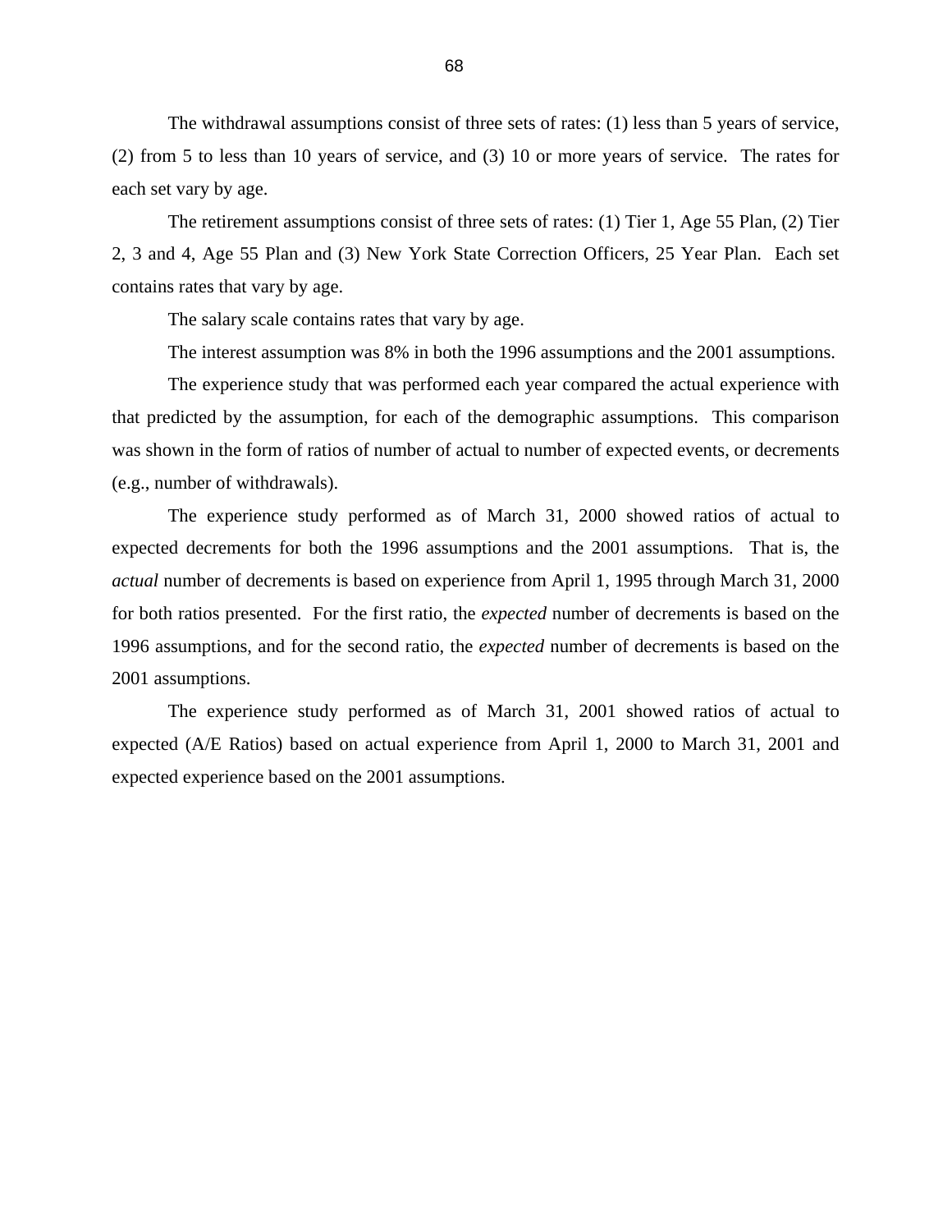The withdrawal assumptions consist of three sets of rates: (1) less than 5 years of service, (2) from 5 to less than 10 years of service, and (3) 10 or more years of service. The rates for each set vary by age.

The retirement assumptions consist of three sets of rates: (1) Tier 1, Age 55 Plan, (2) Tier 2, 3 and 4, Age 55 Plan and (3) New York State Correction Officers, 25 Year Plan. Each set contains rates that vary by age.

The salary scale contains rates that vary by age.

The interest assumption was 8% in both the 1996 assumptions and the 2001 assumptions.

The experience study that was performed each year compared the actual experience with that predicted by the assumption, for each of the demographic assumptions. This comparison was shown in the form of ratios of number of actual to number of expected events, or decrements (e.g., number of withdrawals).

The experience study performed as of March 31, 2000 showed ratios of actual to expected decrements for both the 1996 assumptions and the 2001 assumptions. That is, the *actual* number of decrements is based on experience from April 1, 1995 through March 31, 2000 for both ratios presented. For the first ratio, the *expected* number of decrements is based on the 1996 assumptions, and for the second ratio, the *expected* number of decrements is based on the 2001 assumptions.

The experience study performed as of March 31, 2001 showed ratios of actual to expected (A/E Ratios) based on actual experience from April 1, 2000 to March 31, 2001 and expected experience based on the 2001 assumptions.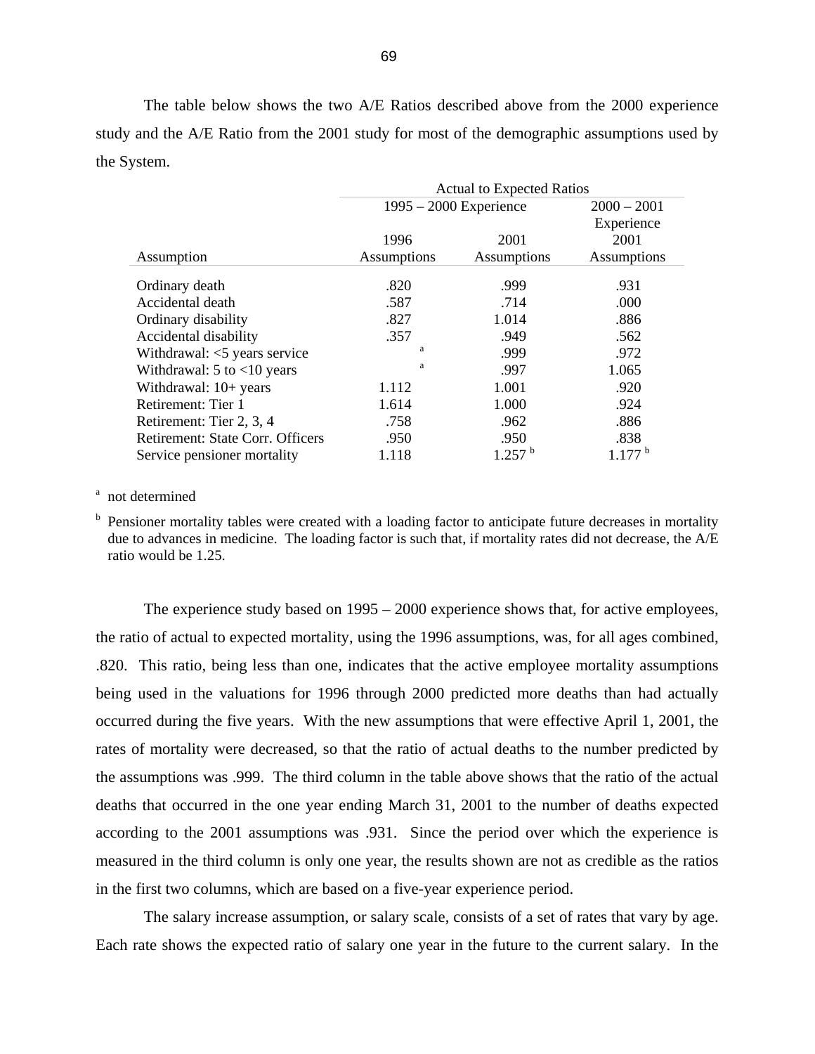The table below shows the two A/E Ratios described above from the 2000 experience study and the A/E Ratio from the 2001 study for most of the demographic assumptions used by the System.

| | Actual to Expected Ratios | | |
|---|---|---|---|
| | 1995 – 2000 Experience | | 2000 – 2001 Experience |
| Assumption | 1996 Assumptions | 2001 Assumptions | 2001 Assumptions |
| Ordinary death | .820 | .999 | .931 |
| Accidental death | .587 | .714 | .000 |
| Ordinary disability | .827 | 1.014 | .886 |
| Accidental disability | .357 | .949 | .562 |
| Withdrawal: <5 years service | [a] | .999 | .972 |
| Withdrawal: 5 to <10 years | [a] | .997 | 1.065 |
| Withdrawal: 10+ years | 1.112 | 1.001 | .920 |
| Retirement: Tier 1 | 1.614 | 1.000 | .924 |
| Retirement: Tier 2, 3, 4 | .758 | .962 | .886 |
| Retirement: State Corr. Officers | .950 | .950 | .838 |
| Service pensioner mortality | 1.118 | 1.257 [b] | 1.177 [b] |

[a] not determined

[b] Pensioner mortality tables were created with a loading factor to anticipate future decreases in mortality due to advances in medicine. The loading factor is such that, if mortality rates did not decrease, the A/E ratio would be 1.25.

The experience study based on 1995 – 2000 experience shows that, for active employees, the ratio of actual to expected mortality, using the 1996 assumptions, was, for all ages combined, .820. This ratio, being less than one, indicates that the active employee mortality assumptions being used in the valuations for 1996 through 2000 predicted more deaths than had actually occurred during the five years. With the new assumptions that were effective April 1, 2001, the rates of mortality were decreased, so that the ratio of actual deaths to the number predicted by the assumptions was .999. The third column in the table above shows that the ratio of the actual deaths that occurred in the one year ending March 31, 2001 to the number of deaths expected according to the 2001 assumptions was .931. Since the period over which the experience is measured in the third column is only one year, the results shown are not as credible as the ratios in the first two columns, which are based on a five-year experience period.

The salary increase assumption, or salary scale, consists of a set of rates that vary by age. Each rate shows the expected ratio of salary one year in the future to the current salary. In the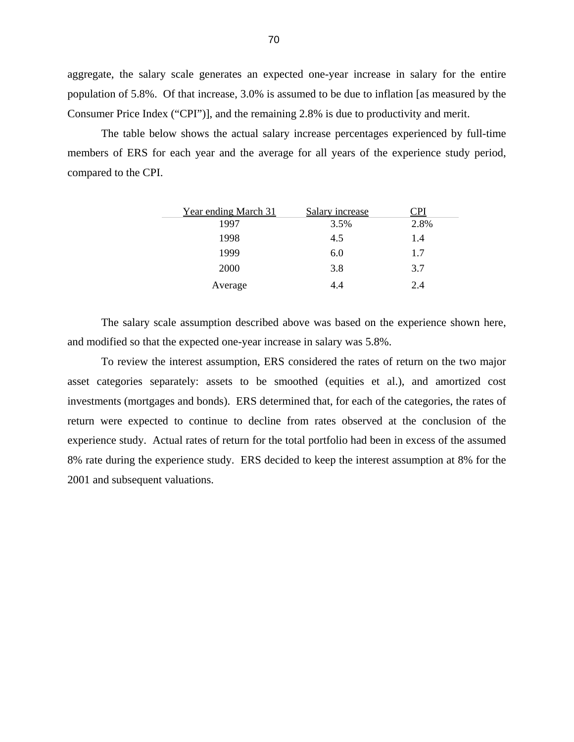aggregate, the salary scale generates an expected one-year increase in salary for the entire population of 5.8%. Of that increase, 3.0% is assumed to be due to inflation [as measured by the Consumer Price Index ("CPI")], and the remaining 2.8% is due to productivity and merit.

The table below shows the actual salary increase percentages experienced by full-time members of ERS for each year and the average for all years of the experience study period, compared to the CPI.

| Year ending March 31 | Salary increase | CPI |
|---|---|---|
| 1997 | 3.5% | 2.8% |
| 1998 | 4.5 | 1.4 |
| 1999 | 6.0 | 1.7 |
| 2000 | 3.8 | 3.7 |
| Average | 4.4 | 2.4 |

The salary scale assumption described above was based on the experience shown here, and modified so that the expected one-year increase in salary was 5.8%.

To review the interest assumption, ERS considered the rates of return on the two major asset categories separately: assets to be smoothed (equities et al.), and amortized cost investments (mortgages and bonds). ERS determined that, for each of the categories, the rates of return were expected to continue to decline from rates observed at the conclusion of the experience study. Actual rates of return for the total portfolio had been in excess of the assumed 8% rate during the experience study. ERS decided to keep the interest assumption at 8% for the 2001 and subsequent valuations.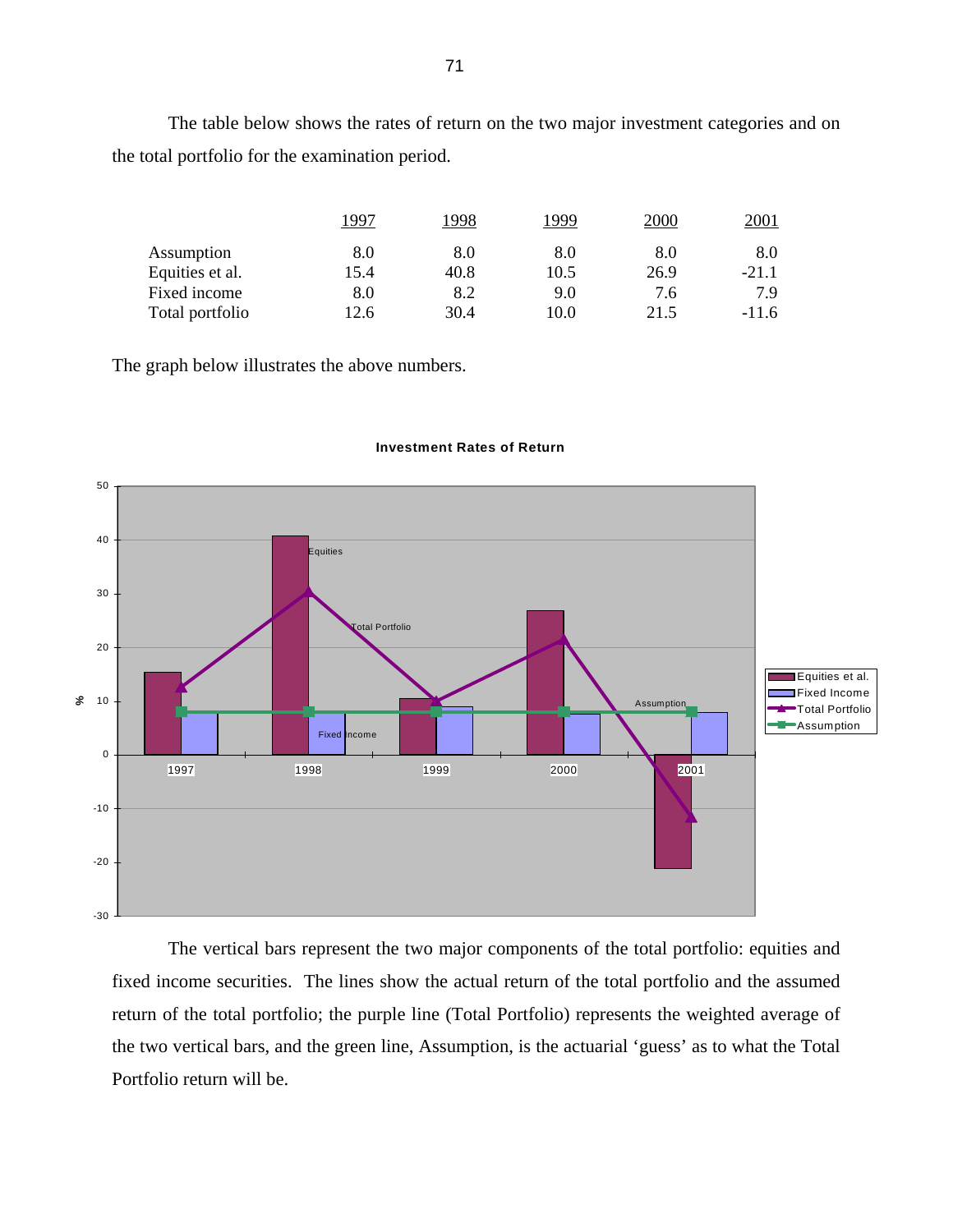The table below shows the rates of return on the two major investment categories and on the total portfolio for the examination period.

| | 1997 | 1998 | 1999 | 2000 | 2001 |
|---|---|---|---|---|---|
| Assumption | 8.0 | 8.0 | 8.0 | 8.0 | 8.0 |
| Equities et al. | 15.4 | 40.8 | 10.5 | 26.9 | -21.1 |
| Fixed income | 8.0 | 8.2 | 9.0 | 7.6 | 7.9 |
| Total portfolio | 12.6 | 30.4 | 10.0 | 21.5 | -11.6 |

The graph below illustrates the above numbers.

**Investment Rates of Return**

The vertical bars represent the two major components of the total portfolio: equities and fixed income securities. The lines show the actual return of the total portfolio and the assumed return of the total portfolio; the purple line (Total Portfolio) represents the weighted average of the two vertical bars, and the green line, Assumption, is the actuarial 'guess' as to what the Total Portfolio return will be.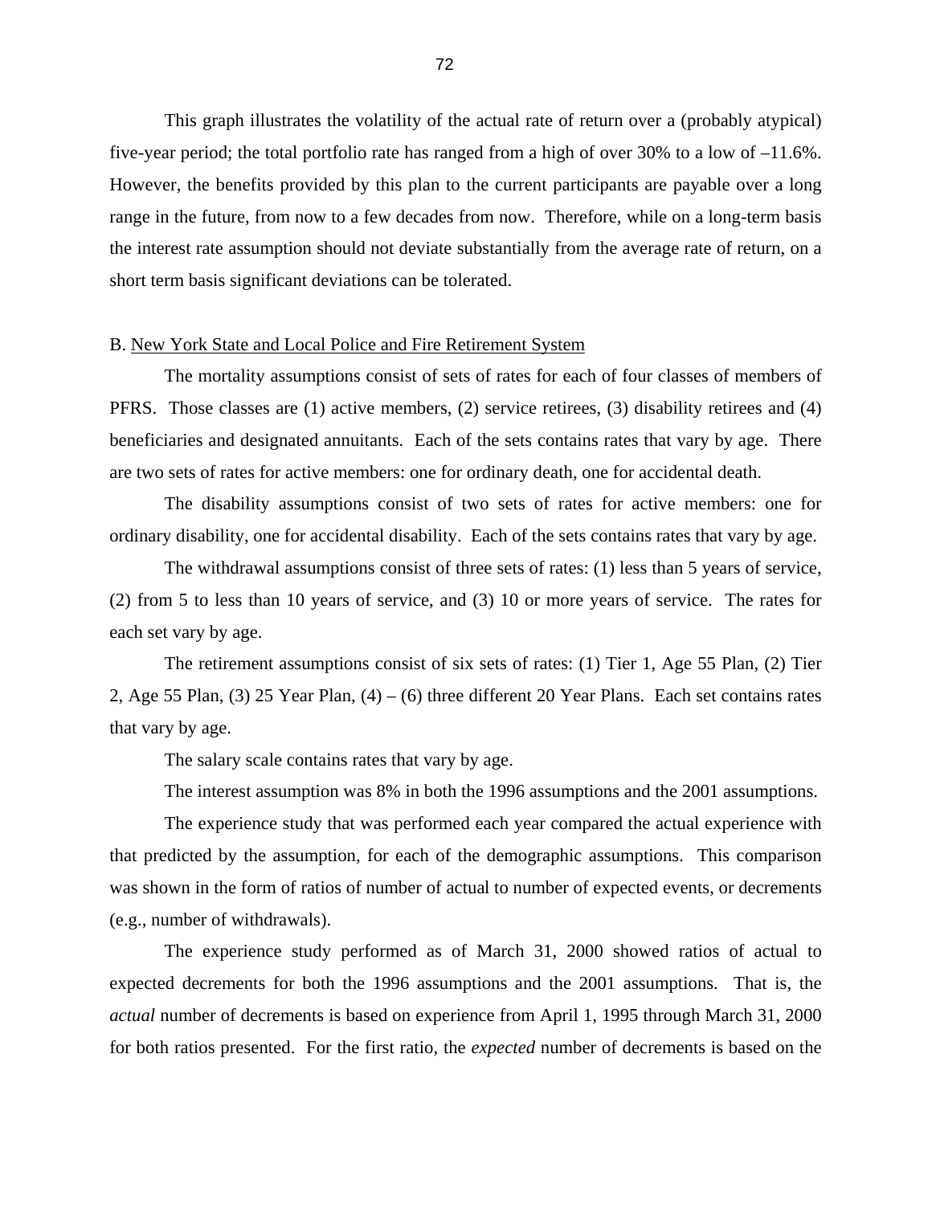This graph illustrates the volatility of the actual rate of return over a (probably atypical) five-year period; the total portfolio rate has ranged from a high of over 30% to a low of –11.6%. However, the benefits provided by this plan to the current participants are payable over a long range in the future, from now to a few decades from now. Therefore, while on a long-term basis the interest rate assumption should not deviate substantially from the average rate of return, on a short term basis significant deviations can be tolerated.

B. New York State and Local Police and Fire Retirement System

The mortality assumptions consist of sets of rates for each of four classes of members of PFRS. Those classes are (1) active members, (2) service retirees, (3) disability retirees and (4) beneficiaries and designated annuitants. Each of the sets contains rates that vary by age. There are two sets of rates for active members: one for ordinary death, one for accidental death.

The disability assumptions consist of two sets of rates for active members: one for ordinary disability, one for accidental disability. Each of the sets contains rates that vary by age.

The withdrawal assumptions consist of three sets of rates: (1) less than 5 years of service, (2) from 5 to less than 10 years of service, and (3) 10 or more years of service. The rates for each set vary by age.

The retirement assumptions consist of six sets of rates: (1) Tier 1, Age 55 Plan, (2) Tier 2, Age 55 Plan, (3) 25 Year Plan, (4) – (6) three different 20 Year Plans. Each set contains rates that vary by age.

The salary scale contains rates that vary by age.

The interest assumption was 8% in both the 1996 assumptions and the 2001 assumptions.

The experience study that was performed each year compared the actual experience with that predicted by the assumption, for each of the demographic assumptions. This comparison was shown in the form of ratios of number of actual to number of expected events, or decrements (e.g., number of withdrawals).

The experience study performed as of March 31, 2000 showed ratios of actual to expected decrements for both the 1996 assumptions and the 2001 assumptions. That is, the *actual* number of decrements is based on experience from April 1, 1995 through March 31, 2000 for both ratios presented. For the first ratio, the *expected* number of decrements is based on the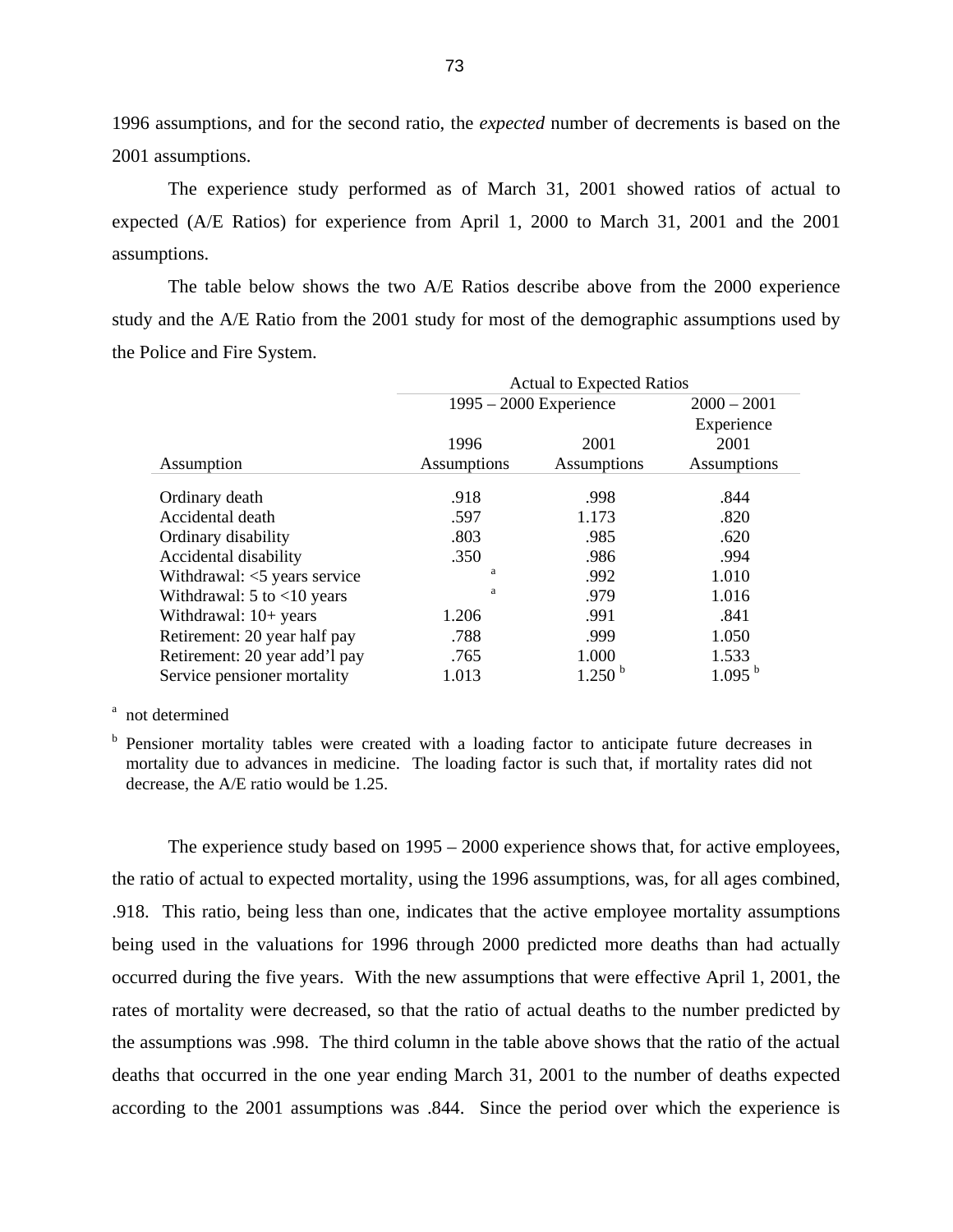1996 assumptions, and for the second ratio, the *expected* number of decrements is based on the 2001 assumptions.

The experience study performed as of March 31, 2001 showed ratios of actual to expected (A/E Ratios) for experience from April 1, 2000 to March 31, 2001 and the 2001 assumptions.

The table below shows the two A/E Ratios describe above from the 2000 experience study and the A/E Ratio from the 2001 study for most of the demographic assumptions used by the Police and Fire System.

| | Actual to Expected Ratios | | |
|---|---|---|---|
| | 1995 – 2000 Experience | | 2000 – 2001 Experience |
| Assumption | 1996 Assumptions | 2001 Assumptions | 2001 Assumptions |
| Ordinary death | .918 | .998 | .844 |
| Accidental death | .597 | 1.173 | .820 |
| Ordinary disability | .803 | .985 | .620 |
| Accidental disability | .350 | .986 | .994 |
| Withdrawal: <5 years service | [a] | .992 | 1.010 |
| Withdrawal: 5 to <10 years | [a] | .979 | 1.016 |
| Withdrawal: 10+ years | 1.206 | .991 | .841 |
| Retirement: 20 year half pay | .788 | .999 | 1.050 |
| Retirement: 20 year add'l pay | .765 | 1.000 | 1.533 |
| Service pensioner mortality | 1.013 | 1.250 [b] | 1.095 [b] |

[a] not determined

[b] Pensioner mortality tables were created with a loading factor to anticipate future decreases in mortality due to advances in medicine. The loading factor is such that, if mortality rates did not decrease, the A/E ratio would be 1.25.

The experience study based on 1995 – 2000 experience shows that, for active employees, the ratio of actual to expected mortality, using the 1996 assumptions, was, for all ages combined, .918. This ratio, being less than one, indicates that the active employee mortality assumptions being used in the valuations for 1996 through 2000 predicted more deaths than had actually occurred during the five years. With the new assumptions that were effective April 1, 2001, the rates of mortality were decreased, so that the ratio of actual deaths to the number predicted by the assumptions was .998. The third column in the table above shows that the ratio of the actual deaths that occurred in the one year ending March 31, 2001 to the number of deaths expected according to the 2001 assumptions was .844. Since the period over which the experience is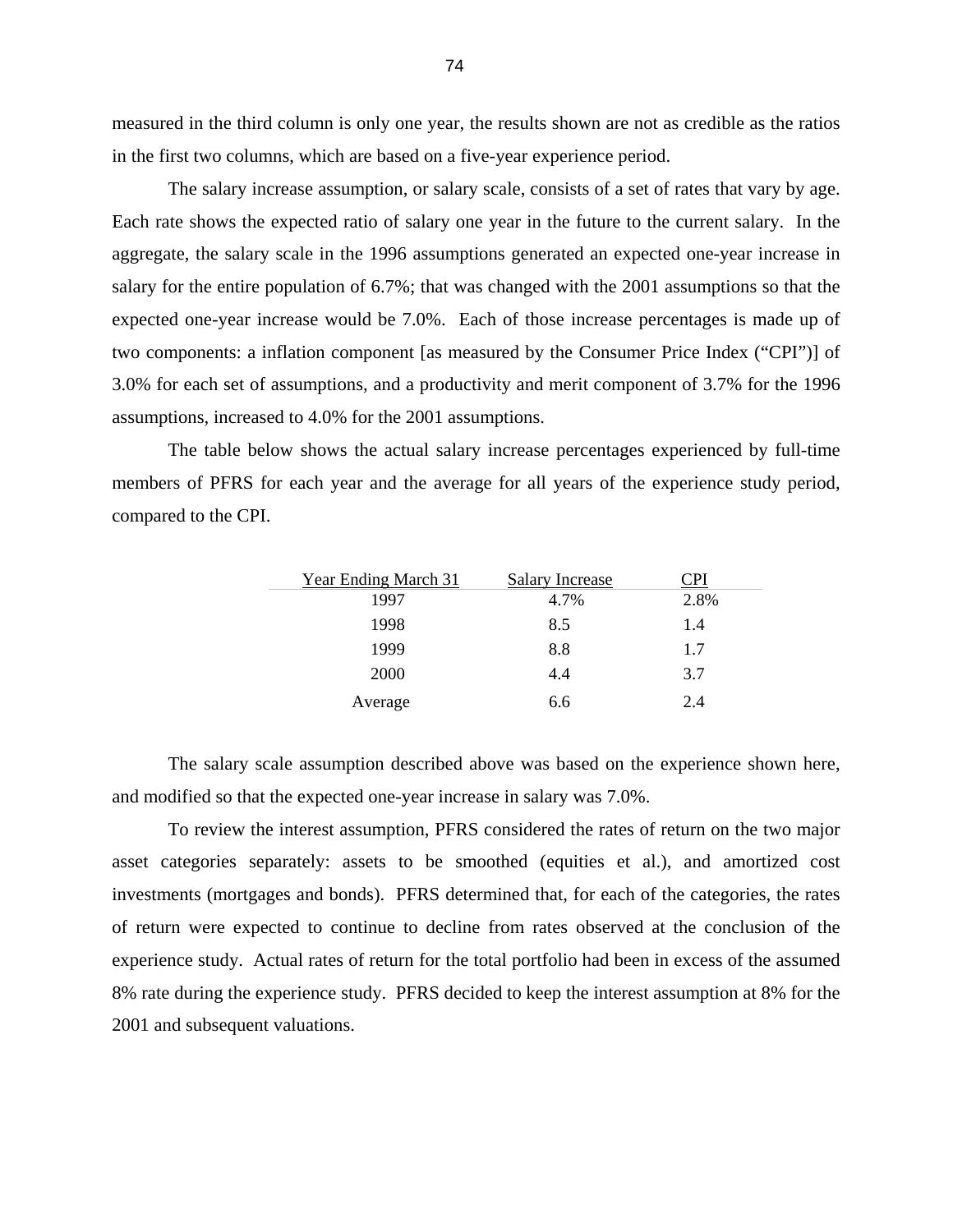measured in the third column is only one year, the results shown are not as credible as the ratios in the first two columns, which are based on a five-year experience period.

The salary increase assumption, or salary scale, consists of a set of rates that vary by age. Each rate shows the expected ratio of salary one year in the future to the current salary. In the aggregate, the salary scale in the 1996 assumptions generated an expected one-year increase in salary for the entire population of 6.7%; that was changed with the 2001 assumptions so that the expected one-year increase would be 7.0%. Each of those increase percentages is made up of two components: a inflation component [as measured by the Consumer Price Index ("CPI")] of 3.0% for each set of assumptions, and a productivity and merit component of 3.7% for the 1996 assumptions, increased to 4.0% for the 2001 assumptions.

The table below shows the actual salary increase percentages experienced by full-time members of PFRS for each year and the average for all years of the experience study period, compared to the CPI.

| Year Ending March 31 | Salary Increase | CPI |
|---|---|---|
| 1997 | 4.7% | 2.8% |
| 1998 | 8.5 | 1.4 |
| 1999 | 8.8 | 1.7 |
| 2000 | 4.4 | 3.7 |
| Average | 6.6 | 2.4 |

The salary scale assumption described above was based on the experience shown here, and modified so that the expected one-year increase in salary was 7.0%.

To review the interest assumption, PFRS considered the rates of return on the two major asset categories separately: assets to be smoothed (equities et al.), and amortized cost investments (mortgages and bonds). PFRS determined that, for each of the categories, the rates of return were expected to continue to decline from rates observed at the conclusion of the experience study. Actual rates of return for the total portfolio had been in excess of the assumed 8% rate during the experience study. PFRS decided to keep the interest assumption at 8% for the 2001 and subsequent valuations.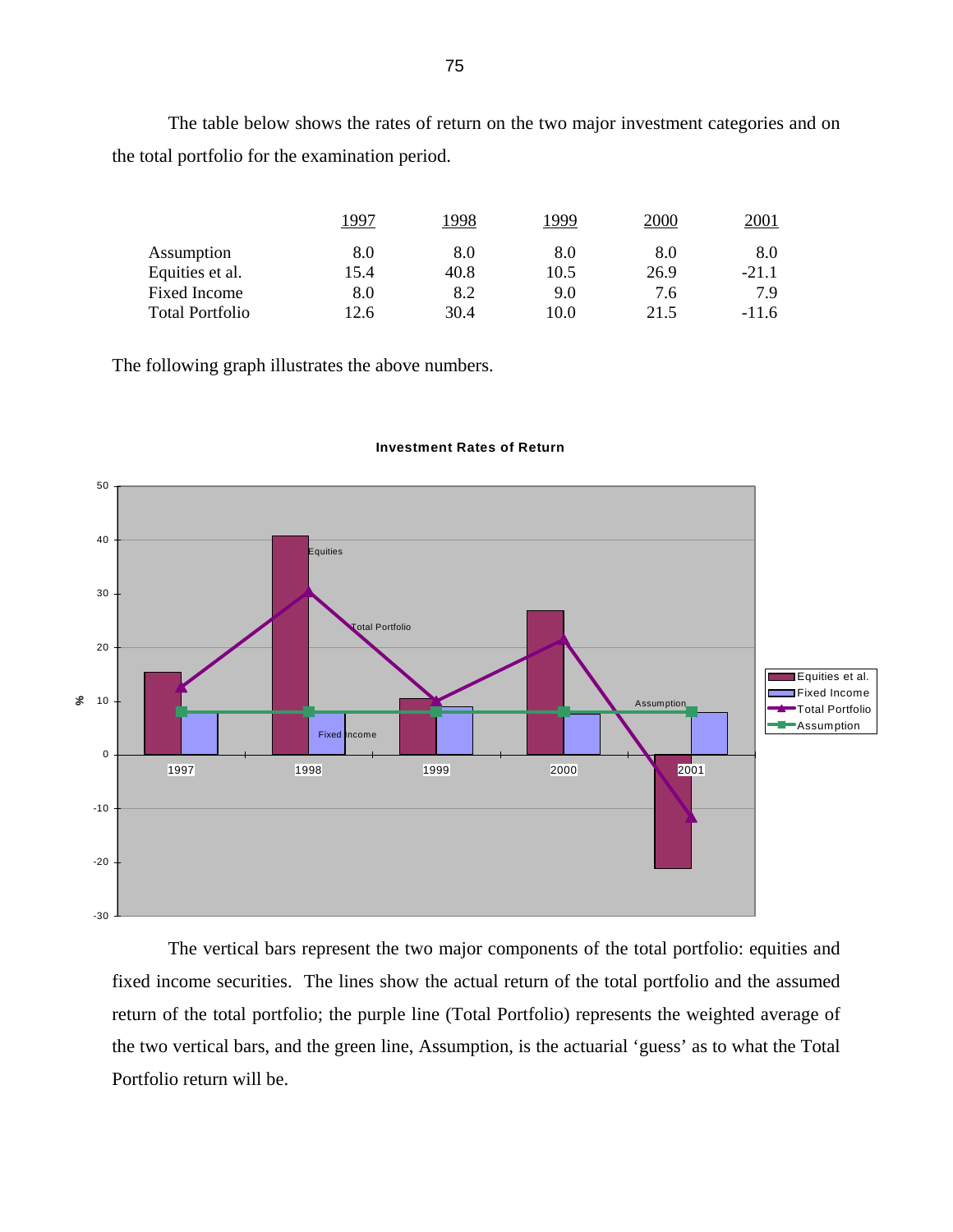The table below shows the rates of return on the two major investment categories and on the total portfolio for the examination period.

| | 1997 | 1998 | 1999 | 2000 | 2001 |
|---|---|---|---|---|---|
| Assumption | 8.0 | 8.0 | 8.0 | 8.0 | 8.0 |
| Equities et al. | 15.4 | 40.8 | 10.5 | 26.9 | -21.1 |
| Fixed Income | 8.0 | 8.2 | 9.0 | 7.6 | 7.9 |
| Total Portfolio | 12.6 | 30.4 | 10.0 | 21.5 | -11.6 |

The following graph illustrates the above numbers.

**Investment Rates of Return**

The vertical bars represent the two major components of the total portfolio: equities and fixed income securities. The lines show the actual return of the total portfolio and the assumed return of the total portfolio; the purple line (Total Portfolio) represents the weighted average of the two vertical bars, and the green line, Assumption, is the actuarial 'guess' as to what the Total Portfolio return will be.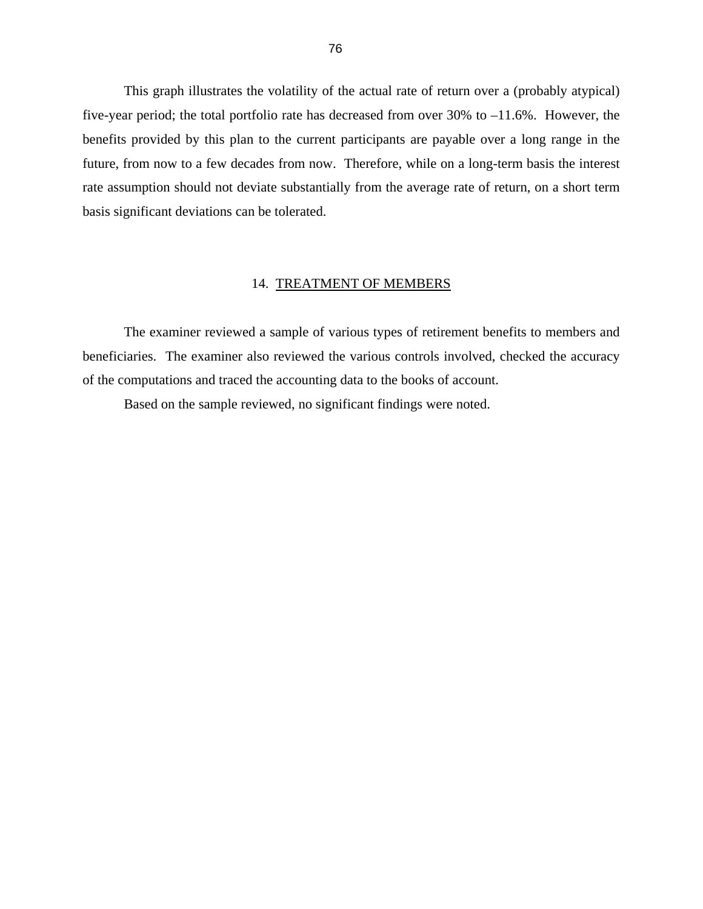This graph illustrates the volatility of the actual rate of return over a (probably atypical) five-year period; the total portfolio rate has decreased from over 30% to –11.6%. However, the benefits provided by this plan to the current participants are payable over a long range in the future, from now to a few decades from now. Therefore, while on a long-term basis the interest rate assumption should not deviate substantially from the average rate of return, on a short term basis significant deviations can be tolerated.

## 14. TREATMENT OF MEMBERS

The examiner reviewed a sample of various types of retirement benefits to members and beneficiaries. The examiner also reviewed the various controls involved, checked the accuracy of the computations and traced the accounting data to the books of account.

Based on the sample reviewed, no significant findings were noted.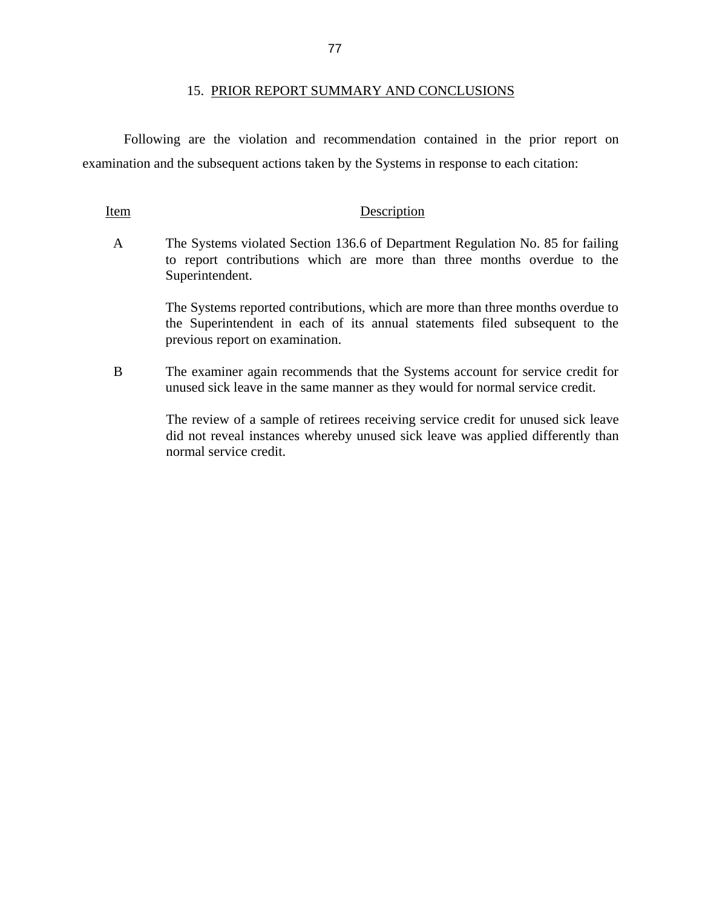## 15. PRIOR REPORT SUMMARY AND CONCLUSIONS

Following are the violation and recommendation contained in the prior report on examination and the subsequent actions taken by the Systems in response to each citation:

| Item | Description |
|---|---|
| A | The Systems violated Section 136.6 of Department Regulation No. 85 for failing to report contributions which are more than three months overdue to the Superintendent.<br><br>The Systems reported contributions, which are more than three months overdue to the Superintendent in each of its annual statements filed subsequent to the previous report on examination. |
| B | The examiner again recommends that the Systems account for service credit for unused sick leave in the same manner as they would for normal service credit.<br><br>The review of a sample of retirees receiving service credit for unused sick leave did not reveal instances whereby unused sick leave was applied differently than normal service credit. |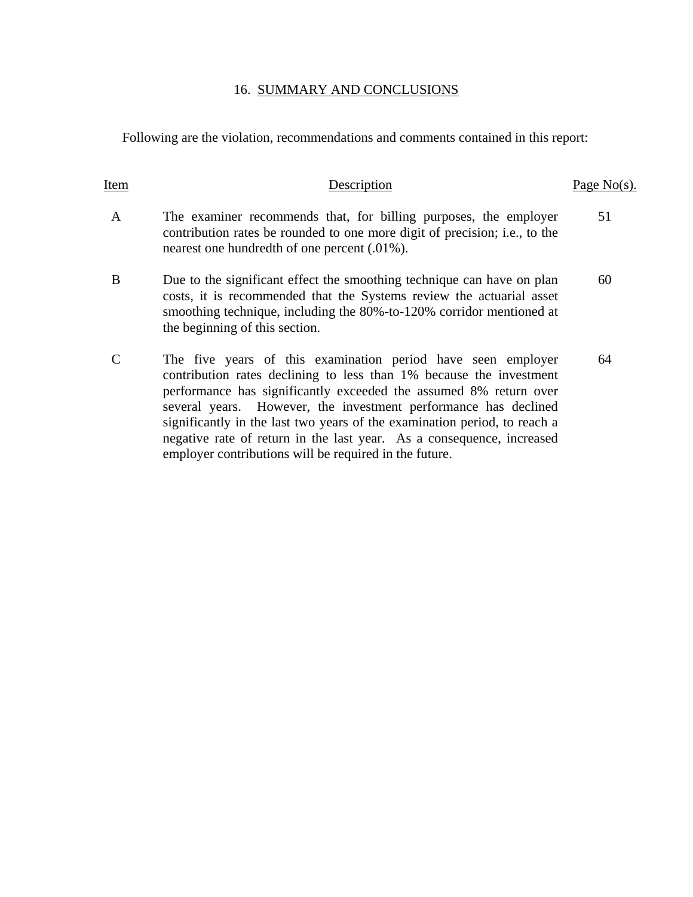## 16. SUMMARY AND CONCLUSIONS

Following are the violation, recommendations and comments contained in this report:

| Item | Description | Page No(s). |
|---|---|---|
| A | The examiner recommends that, for billing purposes, the employer contribution rates be rounded to one more digit of precision; i.e., to the nearest one hundredth of one percent (.01%). | 51 |
| B | Due to the significant effect the smoothing technique can have on plan costs, it is recommended that the Systems review the actuarial asset smoothing technique, including the 80%-to-120% corridor mentioned at the beginning of this section. | 60 |
| C | The five years of this examination period have seen employer contribution rates declining to less than 1% because the investment performance has significantly exceeded the assumed 8% return over several years. However, the investment performance has declined significantly in the last two years of the examination period, to reach a negative rate of return in the last year. As a consequence, increased employer contributions will be required in the future. | 64 |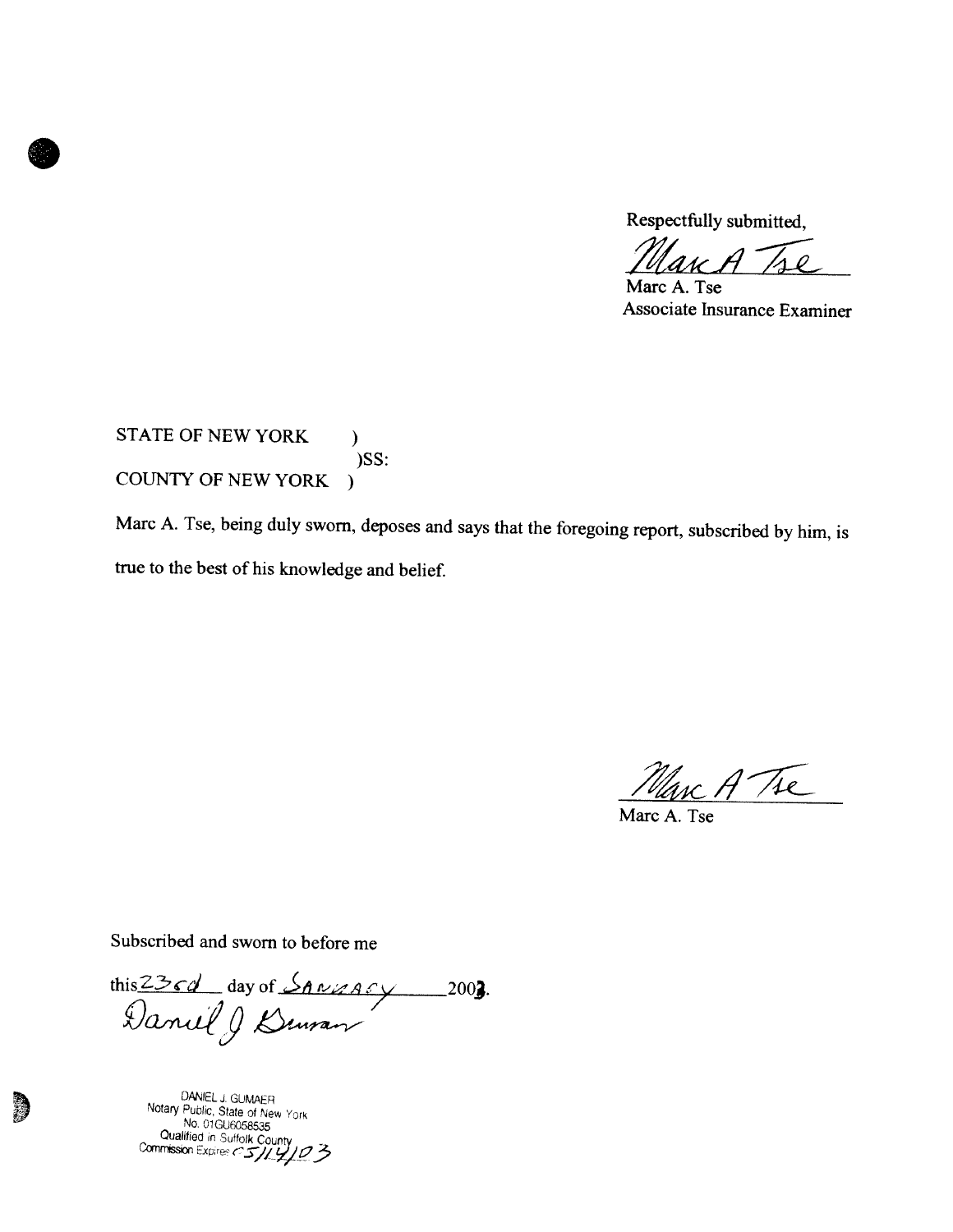Respectfully submitted,

*Marc A Tse*

Marc A. Tse
Associate Insurance Examiner

STATE OF NEW YORK )
)SS:
COUNTY OF NEW YORK )

Marc A. Tse, being duly sworn, deposes and says that the foregoing report, subscribed by him, is true to the best of his knowledge and belief.

*Marc A Tse*

Marc A. Tse

Subscribed and sworn to before me

this 23rd day of January 2003.

*Daniel J Gumaer*

DANIEL J. GUMAER
Notary Public, State of New York
No. 01GU6058535
Qualified in Suffolk County
Commission Expires 05/14/03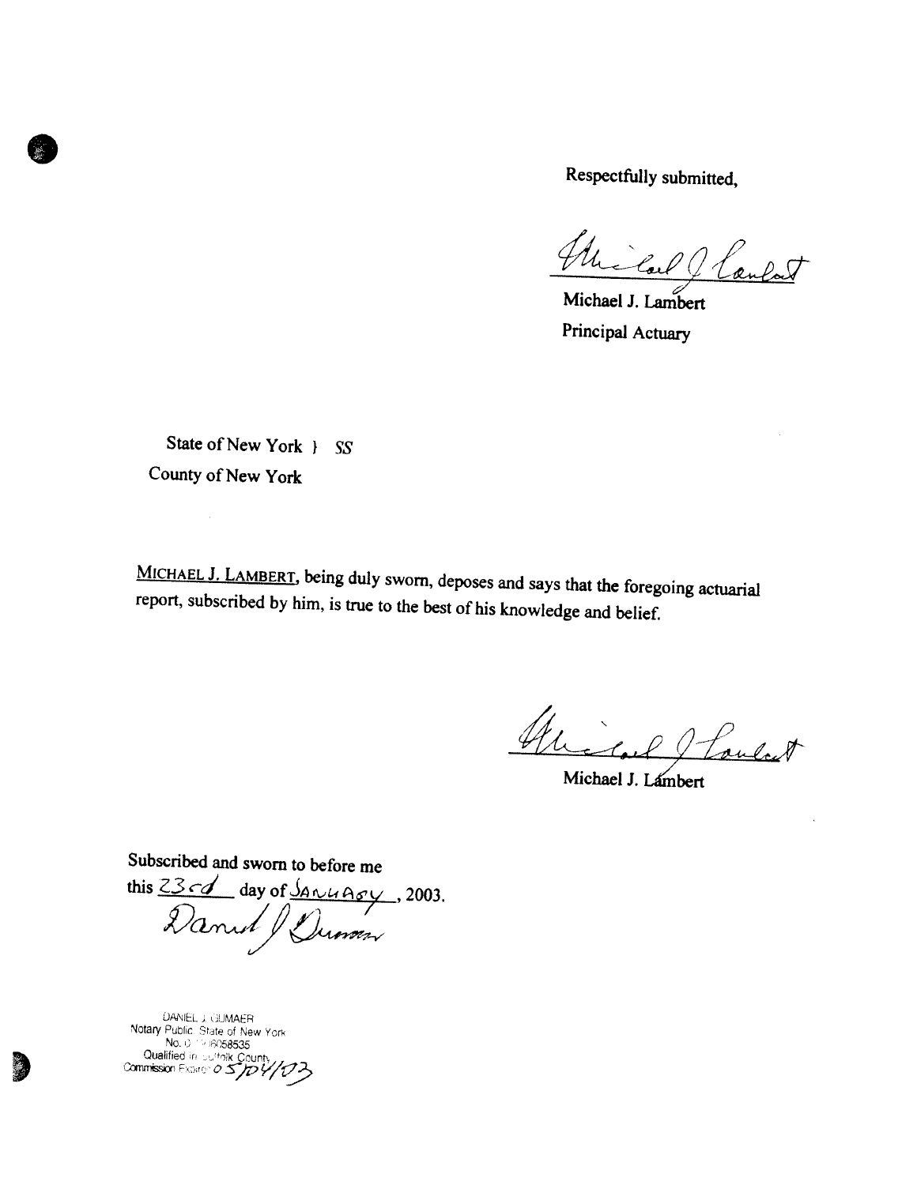Respectfully submitted,

Michael J. Lambert
Principal Actuary

State of New York } *SS*
County of New York

MICHAEL J. LAMBERT, being duly sworn, deposes and says that the foregoing actuarial report, subscribed by him, is true to the best of his knowledge and belief.

Michael J. Lambert

Subscribed and sworn to before me
this 23rd day of January, 2003.

DANIEL J. GUMAER
Notary Public, State of New York
No. 0 6058535
Qualified in Suffolk County
Commission Expires 05/04/03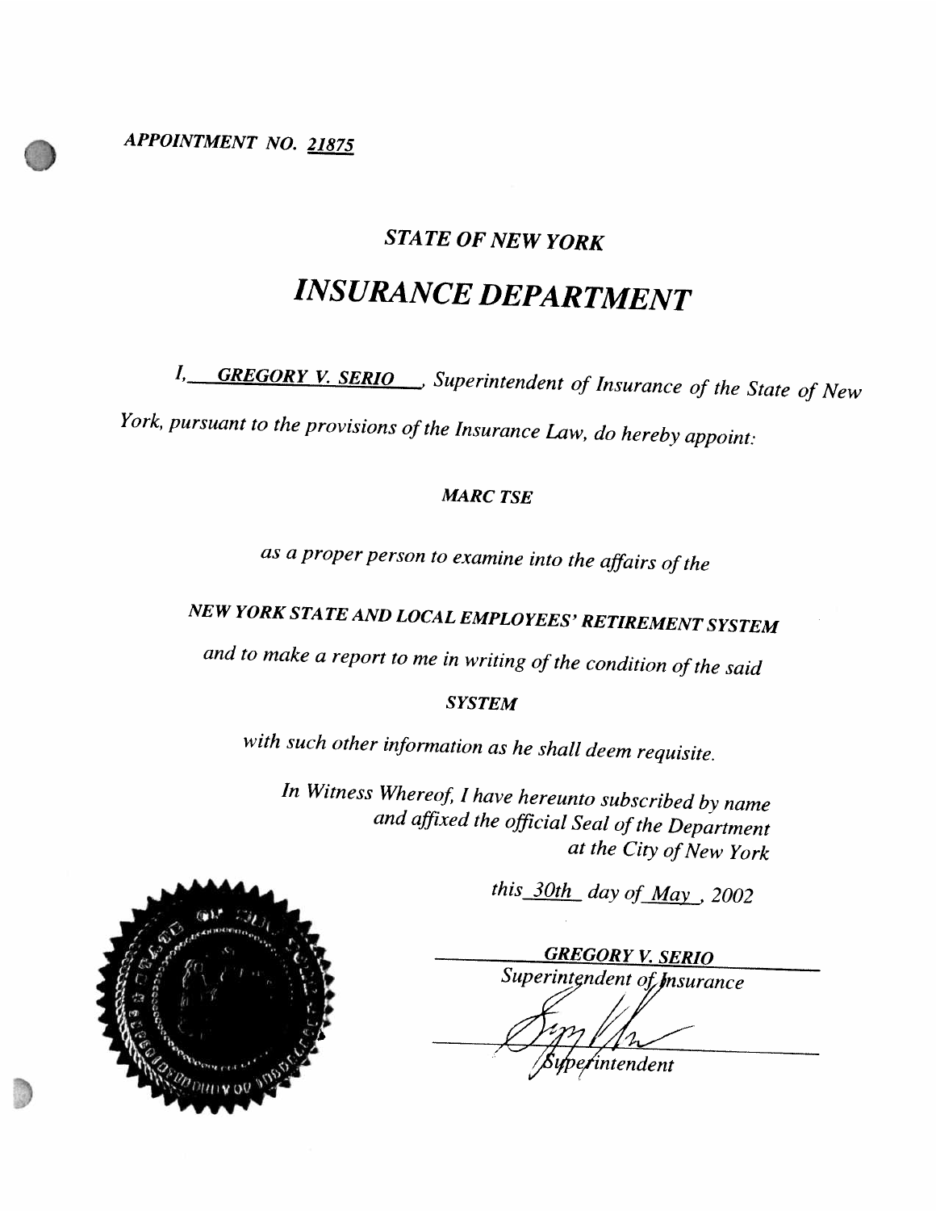*APPOINTMENT NO. 21875*

## *STATE OF NEW YORK*

# *INSURANCE DEPARTMENT*

*I, GREGORY V. SERIO, Superintendent of Insurance of the State of New York, pursuant to the provisions of the Insurance Law, do hereby appoint:*

***MARC TSE***

*as a proper person to examine into the affairs of the*

***NEW YORK STATE AND LOCAL EMPLOYEES' RETIREMENT SYSTEM***

*and to make a report to me in writing of the condition of the said*

***SYSTEM***

*with such other information as he shall deem requisite.*

*In Witness Whereof, I have hereunto subscribed by name and affixed the official Seal of the Department at the City of New York*

*this 30th day of May, 2002*

***GREGORY V. SERIO***
*Superintendent of Insurance*

*Superintendent*